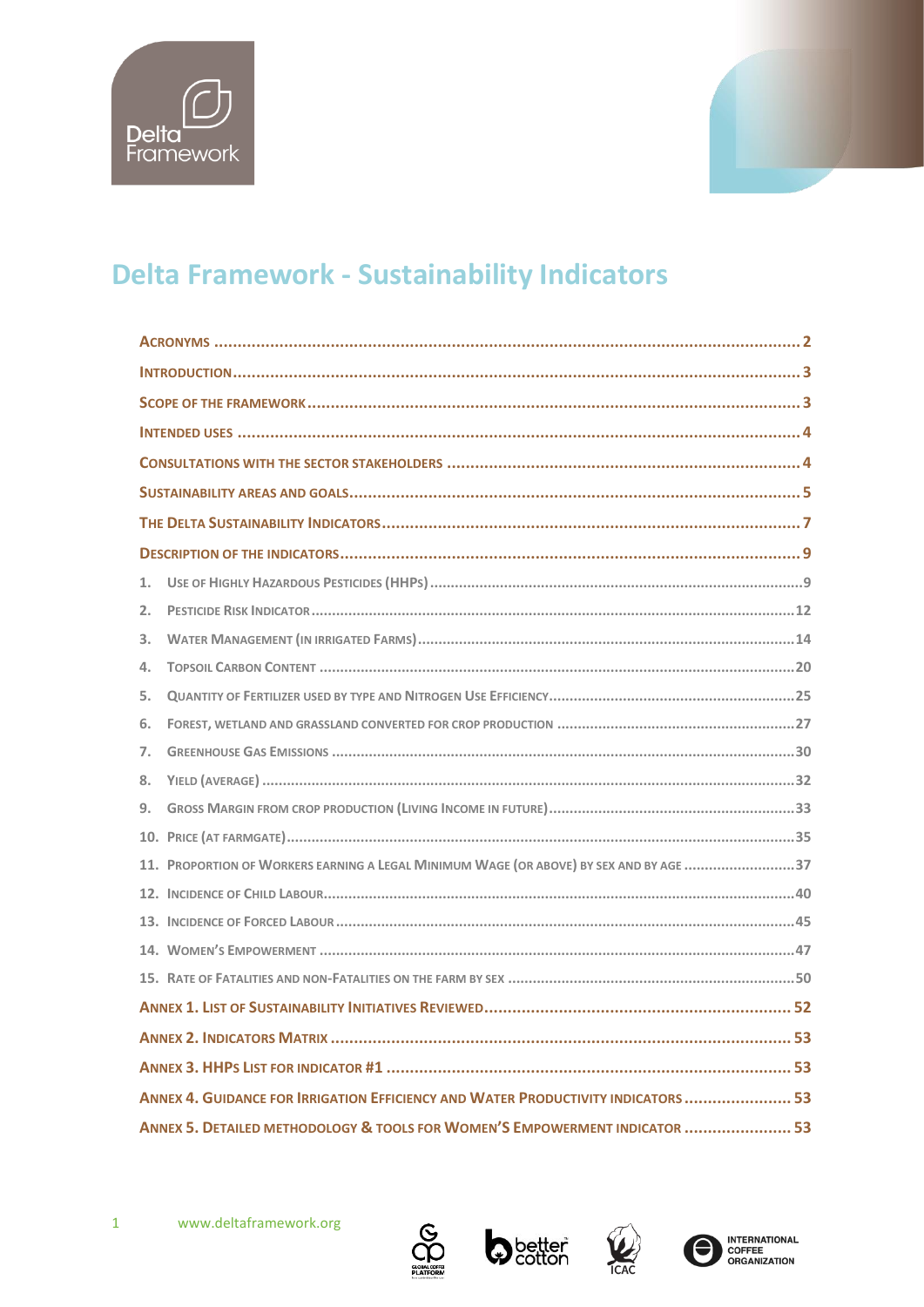# Delta Framework - Sustainability Indicators

- Acronyms .......... 2
- Introduction .......... 3
- Scope of the framework .......... 3
- Intended uses .......... 4
- Consultations with the sector stakeholders .......... 4
- Sustainability areas and goals .......... 5
- The Delta Sustainability Indicators .......... 7
- Description of the indicators .......... 9
  1. Use of Highly Hazardous Pesticides (HHPs) .......... 9
  2. Pesticide Risk Indicator .......... 12
  3. Water Management (in irrigated Farms) .......... 14
  4. Topsoil Carbon Content .......... 20
  5. Quantity of Fertilizer used by type and Nitrogen Use Efficiency .......... 25
  6. Forest, wetland and grassland converted for crop production .......... 27
  7. Greenhouse Gas Emissions .......... 30
  8. Yield (average) .......... 32
  9. Gross Margin from crop production (Living Income in future) .......... 33
  10. Price (at farmgate) .......... 35
  11. Proportion of Workers earning a Legal Minimum Wage (or above) by sex and by age .......... 37
  12. Incidence of Child Labour .......... 40
  13. Incidence of Forced Labour .......... 45
  14. Women's Empowerment .......... 47
  15. Rate of Fatalities and non-Fatalities on the farm by sex .......... 50
- Annex 1. List of Sustainability Initiatives Reviewed .......... 52
- Annex 2. Indicators Matrix .......... 53
- Annex 3. HHPs List for Indicator #1 .......... 53
- Annex 4. Guidance for Irrigation Efficiency and Water Productivity Indicators .......... 53
- Annex 5. Detailed Methodology & Tools for Women's Empowerment Indicator .......... 53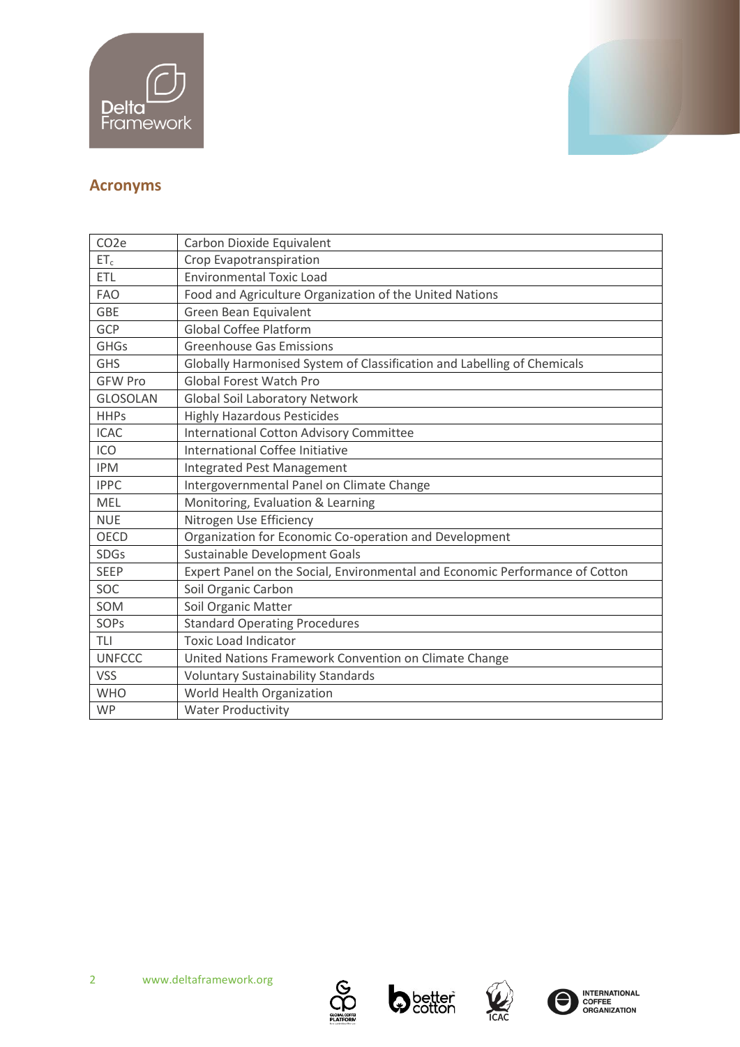## Acronyms

| | |
|---|---|
| $CO_2e$ | Carbon Dioxide Equivalent |
| $ET_c$ | Crop Evapotranspiration |
| ETL | Environmental Toxic Load |
| FAO | Food and Agriculture Organization of the United Nations |
| GBE | Green Bean Equivalent |
| GCP | Global Coffee Platform |
| GHGs | Greenhouse Gas Emissions |
| GHS | Globally Harmonised System of Classification and Labelling of Chemicals |
| GFW Pro | Global Forest Watch Pro |
| GLOSOLAN | Global Soil Laboratory Network |
| HHPs | Highly Hazardous Pesticides |
| ICAC | International Cotton Advisory Committee |
| ICO | International Coffee Initiative |
| IPM | Integrated Pest Management |
| IPPC | Intergovernmental Panel on Climate Change |
| MEL | Monitoring, Evaluation & Learning |
| NUE | Nitrogen Use Efficiency |
| OECD | Organization for Economic Co-operation and Development |
| SDGs | Sustainable Development Goals |
| SEEP | Expert Panel on the Social, Environmental and Economic Performance of Cotton |
| SOC | Soil Organic Carbon |
| SOM | Soil Organic Matter |
| SOPs | Standard Operating Procedures |
| TLI | Toxic Load Indicator |
| UNFCCC | United Nations Framework Convention on Climate Change |
| VSS | Voluntary Sustainability Standards |
| WHO | World Health Organization |
| WP | Water Productivity |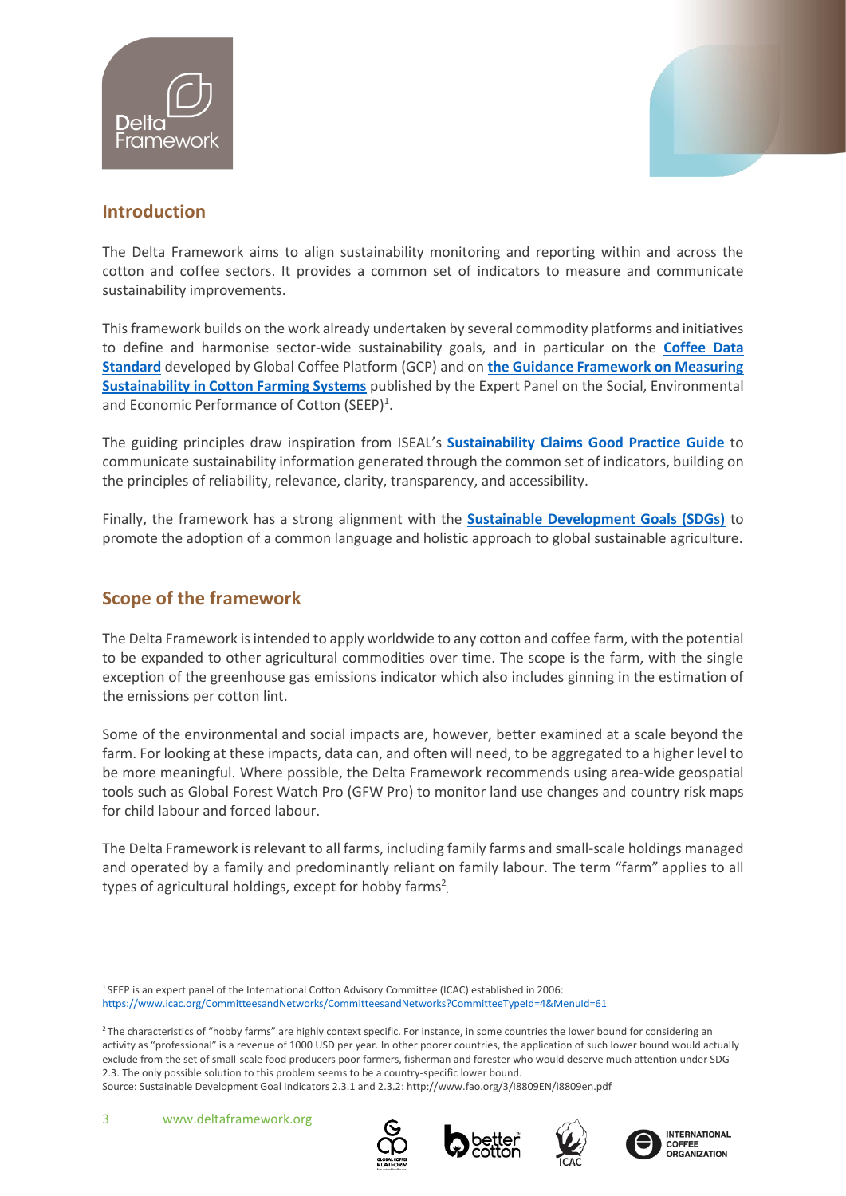## Introduction

The Delta Framework aims to align sustainability monitoring and reporting within and across the cotton and coffee sectors. It provides a common set of indicators to measure and communicate sustainability improvements.

This framework builds on the work already undertaken by several commodity platforms and initiatives to define and harmonise sector-wide sustainability goals, and in particular on the **Coffee Data Standard** developed by Global Coffee Platform (GCP) and on **the Guidance Framework on Measuring Sustainability in Cotton Farming Systems** published by the Expert Panel on the Social, Environmental and Economic Performance of Cotton (SEEP)[1].

The guiding principles draw inspiration from ISEAL's **Sustainability Claims Good Practice Guide** to communicate sustainability information generated through the common set of indicators, building on the principles of reliability, relevance, clarity, transparency, and accessibility.

Finally, the framework has a strong alignment with the **Sustainable Development Goals (SDGs)** to promote the adoption of a common language and holistic approach to global sustainable agriculture.

## Scope of the framework

The Delta Framework is intended to apply worldwide to any cotton and coffee farm, with the potential to be expanded to other agricultural commodities over time. The scope is the farm, with the single exception of the greenhouse gas emissions indicator which also includes ginning in the estimation of the emissions per cotton lint.

Some of the environmental and social impacts are, however, better examined at a scale beyond the farm. For looking at these impacts, data can, and often will need, to be aggregated to a higher level to be more meaningful. Where possible, the Delta Framework recommends using area-wide geospatial tools such as Global Forest Watch Pro (GFW Pro) to monitor land use changes and country risk maps for child labour and forced labour.

The Delta Framework is relevant to all farms, including family farms and small-scale holdings managed and operated by a family and predominantly reliant on family labour. The term "farm" applies to all types of agricultural holdings, except for hobby farms[2].

---

[1] SEEP is an expert panel of the International Cotton Advisory Committee (ICAC) established in 2006: https://www.icac.org/CommitteesandNetworks/CommitteesandNetworks?CommitteeTypeId=4&MenuId=61

[2] The characteristics of "hobby farms" are highly context specific. For instance, in some countries the lower bound for considering an activity as "professional" is a revenue of 1000 USD per year. In other poorer countries, the application of such lower bound would actually exclude from the set of small-scale food producers poor farmers, fisherman and forester who would deserve much attention under SDG 2.3. The only possible solution to this problem seems to be a country-specific lower bound.
Source: Sustainable Development Goal Indicators 2.3.1 and 2.3.2: http://www.fao.org/3/I8809EN/i8809en.pdf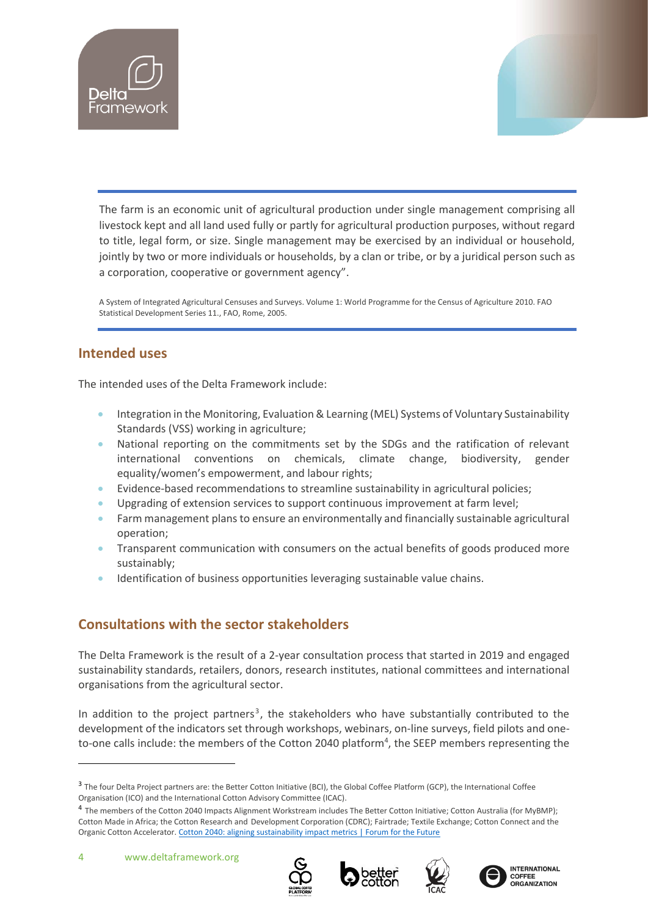The farm is an economic unit of agricultural production under single management comprising all livestock kept and all land used fully or partly for agricultural production purposes, without regard to title, legal form, or size. Single management may be exercised by an individual or household, jointly by two or more individuals or households, by a clan or tribe, or by a juridical person such as a corporation, cooperative or government agency".

A System of Integrated Agricultural Censuses and Surveys. Volume 1: World Programme for the Census of Agriculture 2010. FAO Statistical Development Series 11., FAO, Rome, 2005.

## Intended uses

The intended uses of the Delta Framework include:

- Integration in the Monitoring, Evaluation & Learning (MEL) Systems of Voluntary Sustainability Standards (VSS) working in agriculture;
- National reporting on the commitments set by the SDGs and the ratification of relevant international conventions on chemicals, climate change, biodiversity, gender equality/women's empowerment, and labour rights;
- Evidence-based recommendations to streamline sustainability in agricultural policies;
- Upgrading of extension services to support continuous improvement at farm level;
- Farm management plans to ensure an environmentally and financially sustainable agricultural operation;
- Transparent communication with consumers on the actual benefits of goods produced more sustainably;
- Identification of business opportunities leveraging sustainable value chains.

## Consultations with the sector stakeholders

The Delta Framework is the result of a 2-year consultation process that started in 2019 and engaged sustainability standards, retailers, donors, research institutes, national committees and international organisations from the agricultural sector.

In addition to the project partners[3], the stakeholders who have substantially contributed to the development of the indicators set through workshops, webinars, on-line surveys, field pilots and one-to-one calls include: the members of the Cotton 2040 platform[4], the SEEP members representing the

[3] The four Delta Project partners are: the Better Cotton Initiative (BCI), the Global Coffee Platform (GCP), the International Coffee Organisation (ICO) and the International Cotton Advisory Committee (ICAC).

[4] The members of the Cotton 2040 Impacts Alignment Workstream includes The Better Cotton Initiative; Cotton Australia (for MyBMP); Cotton Made in Africa; the Cotton Research and Development Corporation (CDRC); Fairtrade; Textile Exchange; Cotton Connect and the Organic Cotton Accelerator. [Cotton 2040: aligning sustainability impact metrics | Forum for the Future]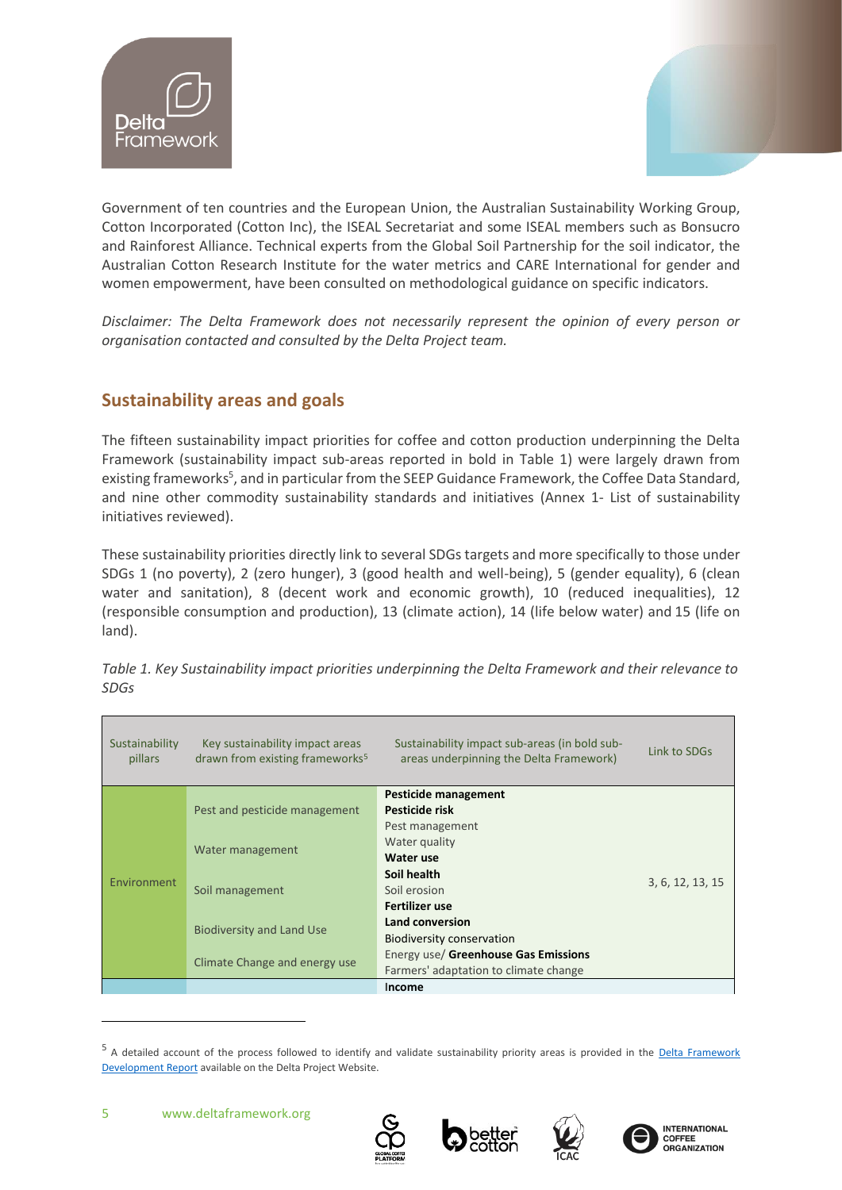Government of ten countries and the European Union, the Australian Sustainability Working Group, Cotton Incorporated (Cotton Inc), the ISEAL Secretariat and some ISEAL members such as Bonsucro and Rainforest Alliance. Technical experts from the Global Soil Partnership for the soil indicator, the Australian Cotton Research Institute for the water metrics and CARE International for gender and women empowerment, have been consulted on methodological guidance on specific indicators.

*Disclaimer: The Delta Framework does not necessarily represent the opinion of every person or organisation contacted and consulted by the Delta Project team.*

## Sustainability areas and goals

The fifteen sustainability impact priorities for coffee and cotton production underpinning the Delta Framework (sustainability impact sub-areas reported in bold in Table 1) were largely drawn from existing frameworks[5], and in particular from the SEEP Guidance Framework, the Coffee Data Standard, and nine other commodity sustainability standards and initiatives (Annex 1- List of sustainability initiatives reviewed).

These sustainability priorities directly link to several SDGs targets and more specifically to those under SDGs 1 (no poverty), 2 (zero hunger), 3 (good health and well-being), 5 (gender equality), 6 (clean water and sanitation), 8 (decent work and economic growth), 10 (reduced inequalities), 12 (responsible consumption and production), 13 (climate action), 14 (life below water) and 15 (life on land).

*Table 1. Key Sustainability impact priorities underpinning the Delta Framework and their relevance to SDGs*

| Sustainability pillars | Key sustainability impact areas drawn from existing frameworks[5] | Sustainability impact sub-areas (in bold sub-areas underpinning the Delta Framework) | Link to SDGs |
|---|---|---|---|
| Environment | Pest and pesticide management | **Pesticide management**<br>**Pesticide risk**<br>Pest management | 3, 6, 12, 13, 15 |
| | Water management | Water quality<br>**Water use** | |
| | Soil management | **Soil health**<br>Soil erosion<br>**Fertilizer use** | |
| | Biodiversity and Land Use | **Land conversion**<br>Biodiversity conservation | |
| | Climate Change and energy use | Energy use/ **Greenhouse Gas Emissions**<br>Farmers' adaptation to climate change | |
| | | **Income** | |

[5] A detailed account of the process followed to identify and validate sustainability priority areas is provided in the Delta Framework Development Report available on the Delta Project Website.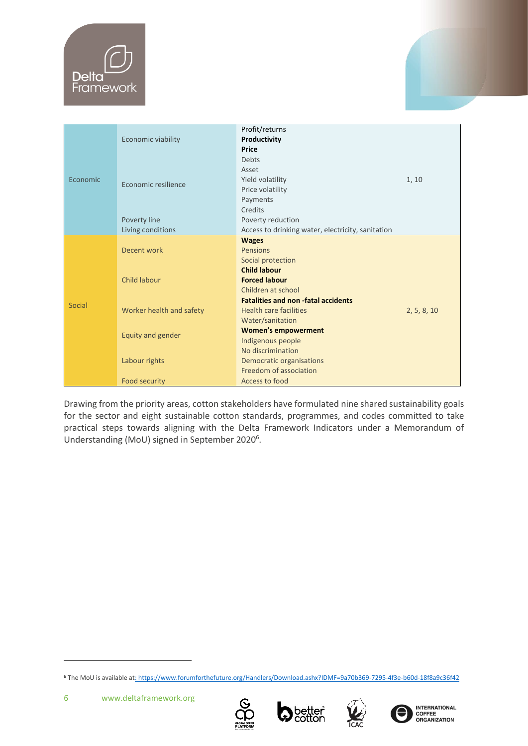| | | | |
|---|---|---|---|
| Economic | Economic viability | Profit/returns<br>**Productivity**<br>**Price** | 1, 10 |
| | Economic resilience | Debts<br>Asset<br>Yield volatility<br>Price volatility<br>Payments<br>Credits | |
| | Poverty line | Poverty reduction | |
| | Living conditions | Access to drinking water, electricity, sanitation | |
| Social | Decent work | **Wages**<br>Pensions<br>Social protection | 2, 5, 8, 10 |
| | Child labour | **Child labour**<br>**Forced labour**<br>Children at school | |
| | Worker health and safety | **Fatalities and non -fatal accidents**<br>Health care facilities<br>Water/sanitation | |
| | Equity and gender | **Women's empowerment**<br>Indigenous people<br>No discrimination | |
| | Labour rights | Democratic organisations<br>Freedom of association | |
| | Food security | Access to food | |

Drawing from the priority areas, cotton stakeholders have formulated nine shared sustainability goals for the sector and eight sustainable cotton standards, programmes, and codes committed to take practical steps towards aligning with the Delta Framework Indicators under a Memorandum of Understanding (MoU) signed in September 2020[6].

[6] The MoU is available at: https://www.forumforthefuture.org/Handlers/Download.ashx?IDMF=9a70b369-7295-4f3e-b60d-18f8a9c36f42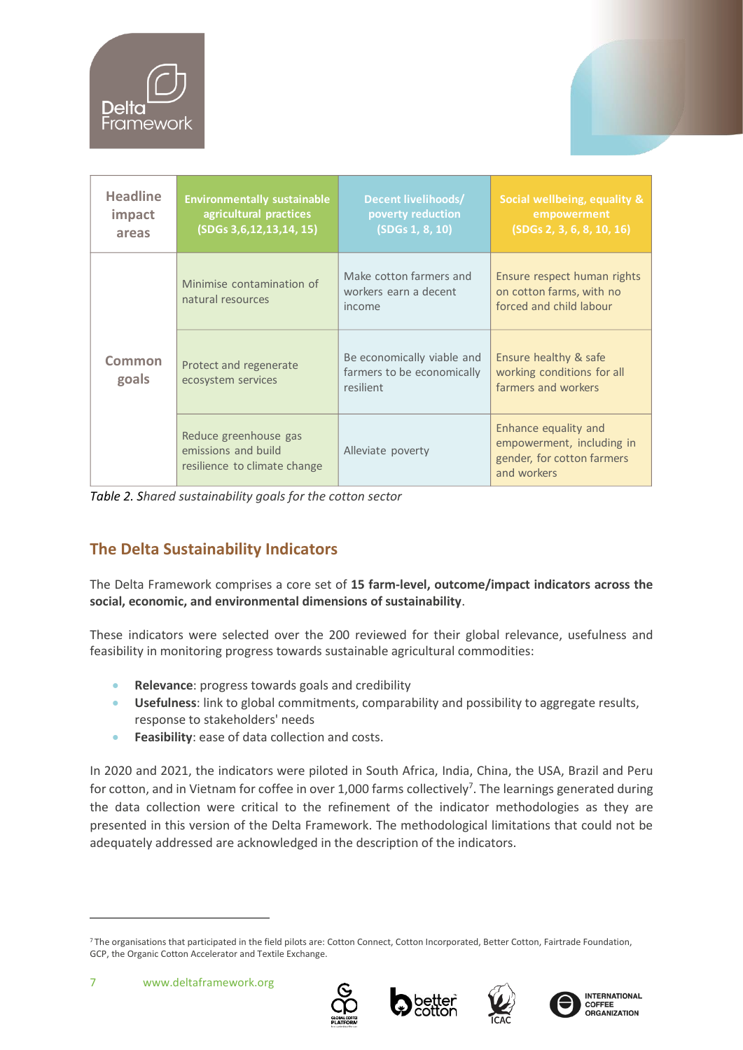| Headline impact areas | Environmentally sustainable agricultural practices (SDGs 3,6,12,13,14, 15) | Decent livelihoods/ poverty reduction (SDGs 1, 8, 10) | Social wellbeing, equality & empowerment (SDGs 2, 3, 6, 8, 10, 16) |
|---|---|---|---|
| Common goals | Minimise contamination of natural resources | Make cotton farmers and workers earn a decent income | Ensure respect human rights on cotton farms, with no forced and child labour |
| | Protect and regenerate ecosystem services | Be economically viable and farmers to be economically resilient | Ensure healthy & safe working conditions for all farmers and workers |
| | Reduce greenhouse gas emissions and build resilience to climate change | Alleviate poverty | Enhance equality and empowerment, including in gender, for cotton farmers and workers |

*Table 2. Shared sustainability goals for the cotton sector*

## The Delta Sustainability Indicators

The Delta Framework comprises a core set of **15 farm-level, outcome/impact indicators across the social, economic, and environmental dimensions of sustainability**.

These indicators were selected over the 200 reviewed for their global relevance, usefulness and feasibility in monitoring progress towards sustainable agricultural commodities:

- **Relevance**: progress towards goals and credibility
- **Usefulness**: link to global commitments, comparability and possibility to aggregate results, response to stakeholders' needs
- **Feasibility**: ease of data collection and costs.

In 2020 and 2021, the indicators were piloted in South Africa, India, China, the USA, Brazil and Peru for cotton, and in Vietnam for coffee in over 1,000 farms collectively[7]. The learnings generated during the data collection were critical to the refinement of the indicator methodologies as they are presented in this version of the Delta Framework. The methodological limitations that could not be adequately addressed are acknowledged in the description of the indicators.

[7] The organisations that participated in the field pilots are: Cotton Connect, Cotton Incorporated, Better Cotton, Fairtrade Foundation, GCP, the Organic Cotton Accelerator and Textile Exchange.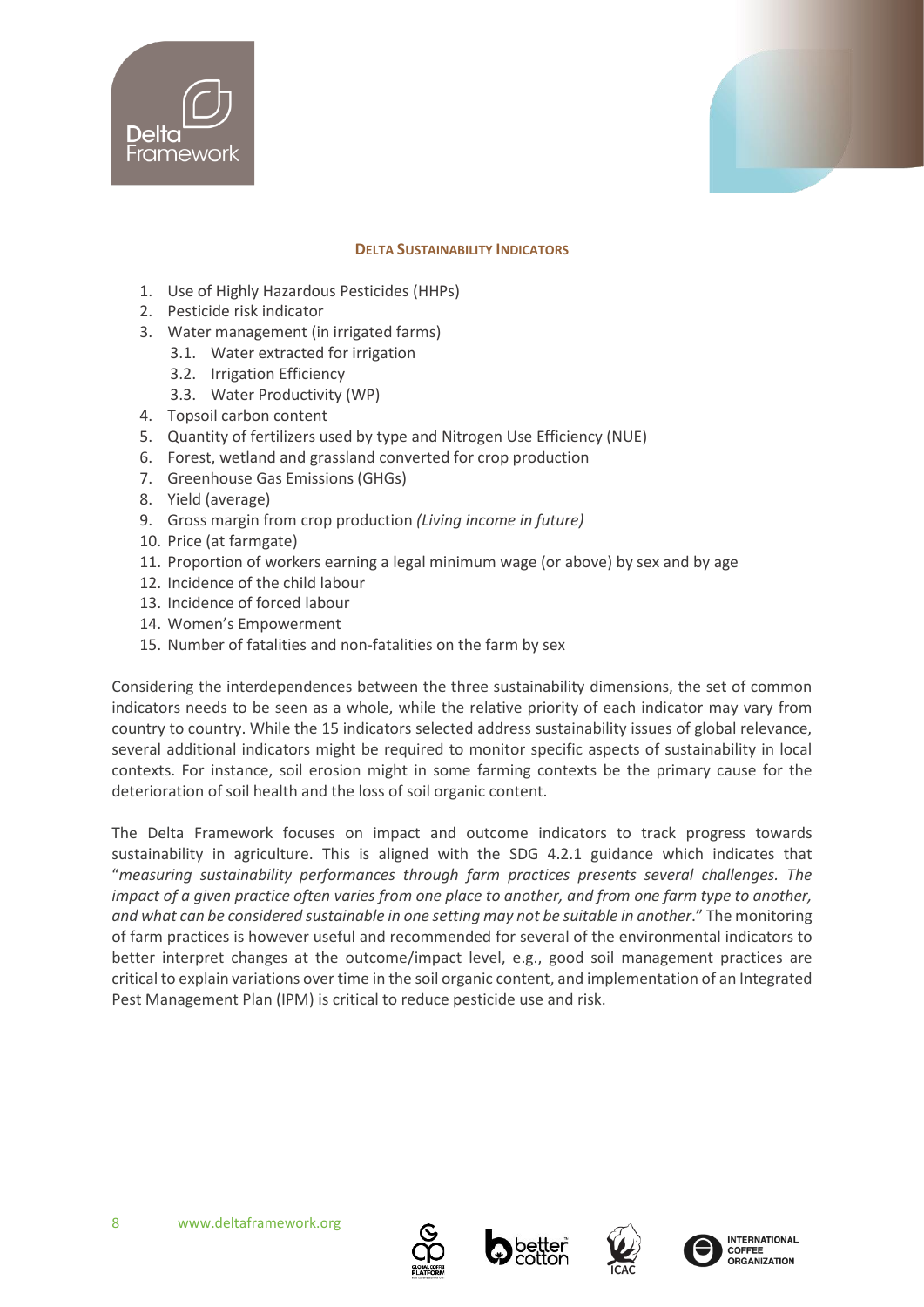## DELTA SUSTAINABILITY INDICATORS

1. Use of Highly Hazardous Pesticides (HHPs)
2. Pesticide risk indicator
3. Water management (in irrigated farms)
   - 3.1. Water extracted for irrigation
   - 3.2. Irrigation Efficiency
   - 3.3. Water Productivity (WP)
4. Topsoil carbon content
5. Quantity of fertilizers used by type and Nitrogen Use Efficiency (NUE)
6. Forest, wetland and grassland converted for crop production
7. Greenhouse Gas Emissions (GHGs)
8. Yield (average)
9. Gross margin from crop production *(Living income in future)*
10. Price (at farmgate)
11. Proportion of workers earning a legal minimum wage (or above) by sex and by age
12. Incidence of the child labour
13. Incidence of forced labour
14. Women's Empowerment
15. Number of fatalities and non-fatalities on the farm by sex

Considering the interdependences between the three sustainability dimensions, the set of common indicators needs to be seen as a whole, while the relative priority of each indicator may vary from country to country. While the 15 indicators selected address sustainability issues of global relevance, several additional indicators might be required to monitor specific aspects of sustainability in local contexts. For instance, soil erosion might in some farming contexts be the primary cause for the deterioration of soil health and the loss of soil organic content.

The Delta Framework focuses on impact and outcome indicators to track progress towards sustainability in agriculture. This is aligned with the SDG 4.2.1 guidance which indicates that "*measuring sustainability performances through farm practices presents several challenges. The impact of a given practice often varies from one place to another, and from one farm type to another, and what can be considered sustainable in one setting may not be suitable in another*." The monitoring of farm practices is however useful and recommended for several of the environmental indicators to better interpret changes at the outcome/impact level, e.g., good soil management practices are critical to explain variations over time in the soil organic content, and implementation of an Integrated Pest Management Plan (IPM) is critical to reduce pesticide use and risk.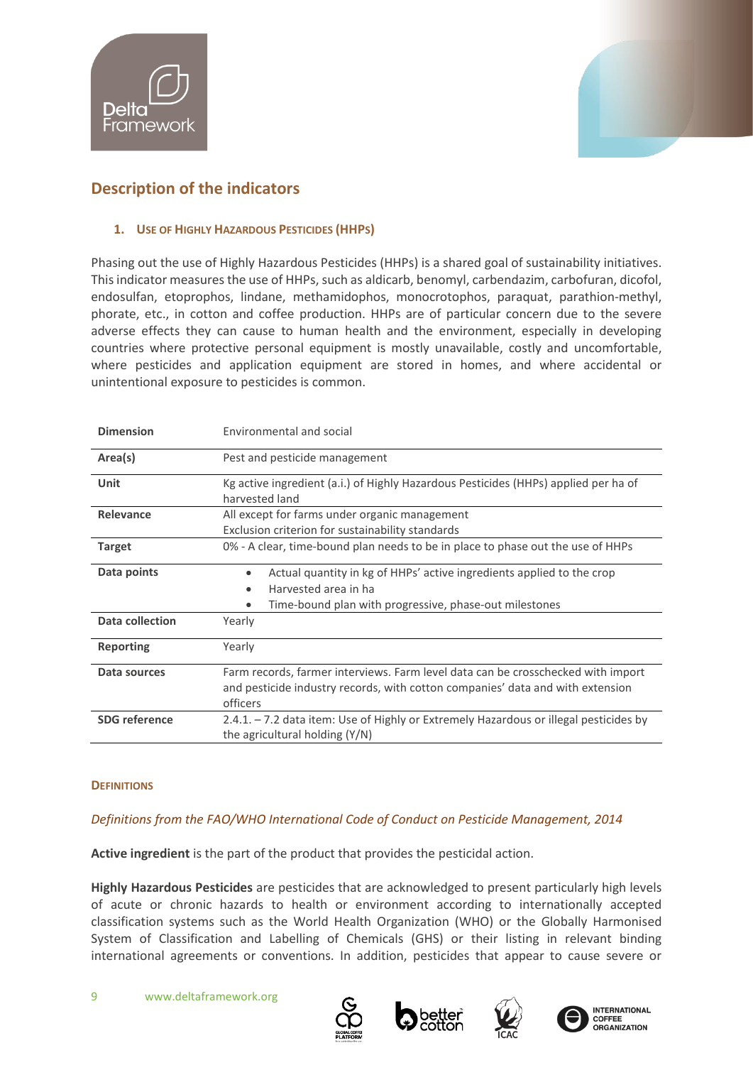## Description of the indicators

### 1. Use of Highly Hazardous Pesticides (HHPs)

Phasing out the use of Highly Hazardous Pesticides (HHPs) is a shared goal of sustainability initiatives. This indicator measures the use of HHPs, such as aldicarb, benomyl, carbendazim, carbofuran, dicofol, endosulfan, etoprophos, lindane, methamidophos, monocrotophos, paraquat, parathion-methyl, phorate, etc., in cotton and coffee production. HHPs are of particular concern due to the severe adverse effects they can cause to human health and the environment, especially in developing countries where protective personal equipment is mostly unavailable, costly and uncomfortable, where pesticides and application equipment are stored in homes, and where accidental or unintentional exposure to pesticides is common.

| | |
|---|---|
| **Dimension** | Environmental and social |
| **Area(s)** | Pest and pesticide management |
| **Unit** | Kg active ingredient (a.i.) of Highly Hazardous Pesticides (HHPs) applied per ha of harvested land |
| **Relevance** | All except for farms under organic management<br>Exclusion criterion for sustainability standards |
| **Target** | 0% - A clear, time-bound plan needs to be in place to phase out the use of HHPs |
| **Data points** | • Actual quantity in kg of HHPs' active ingredients applied to the crop<br>• Harvested area in ha<br>• Time-bound plan with progressive, phase-out milestones |
| **Data collection** | Yearly |
| **Reporting** | Yearly |
| **Data sources** | Farm records, farmer interviews. Farm level data can be crosschecked with import and pesticide industry records, with cotton companies' data and with extension officers |
| **SDG reference** | 2.4.1. – 7.2 data item: Use of Highly or Extremely Hazardous or illegal pesticides by the agricultural holding (Y/N) |

#### Definitions

*Definitions from the FAO/WHO International Code of Conduct on Pesticide Management, 2014*

**Active ingredient** is the part of the product that provides the pesticidal action.

**Highly Hazardous Pesticides** are pesticides that are acknowledged to present particularly high levels of acute or chronic hazards to health or environment according to internationally accepted classification systems such as the World Health Organization (WHO) or the Globally Harmonised System of Classification and Labelling of Chemicals (GHS) or their listing in relevant binding international agreements or conventions. In addition, pesticides that appear to cause severe or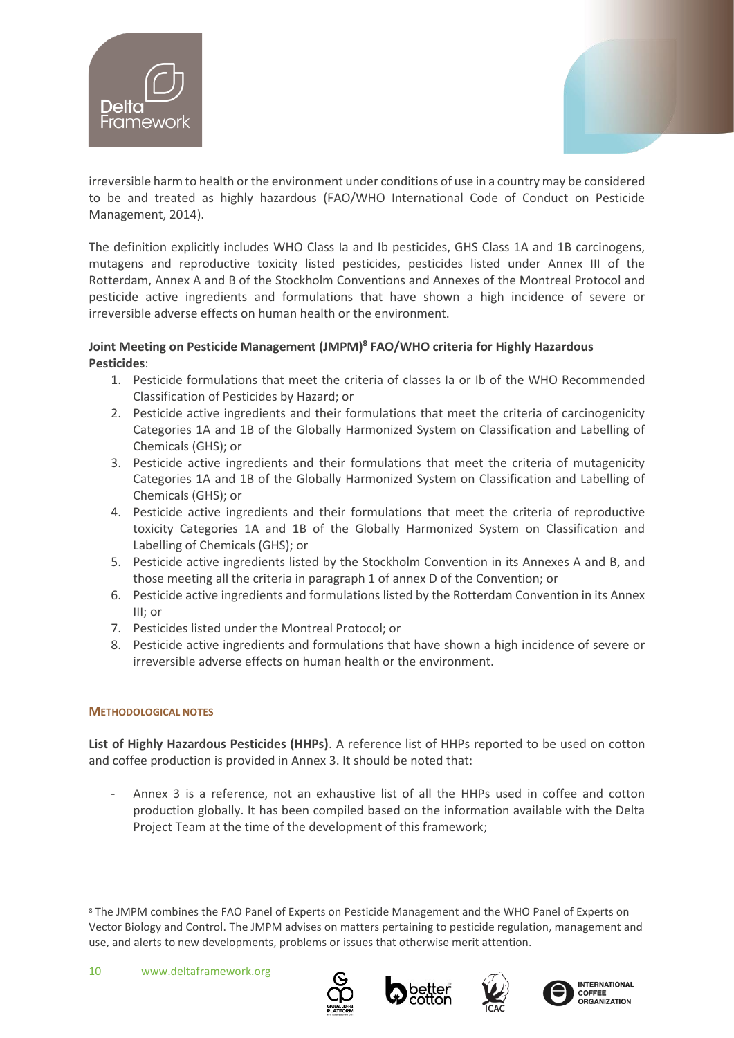irreversible harm to health or the environment under conditions of use in a country may be considered to be and treated as highly hazardous (FAO/WHO International Code of Conduct on Pesticide Management, 2014).

The definition explicitly includes WHO Class Ia and Ib pesticides, GHS Class 1A and 1B carcinogens, mutagens and reproductive toxicity listed pesticides, pesticides listed under Annex III of the Rotterdam, Annex A and B of the Stockholm Conventions and Annexes of the Montreal Protocol and pesticide active ingredients and formulations that have shown a high incidence of severe or irreversible adverse effects on human health or the environment.

**Joint Meeting on Pesticide Management (JMPM)[8] FAO/WHO criteria for Highly Hazardous Pesticides**:

1. Pesticide formulations that meet the criteria of classes Ia or Ib of the WHO Recommended Classification of Pesticides by Hazard; or
2. Pesticide active ingredients and their formulations that meet the criteria of carcinogenicity Categories 1A and 1B of the Globally Harmonized System on Classification and Labelling of Chemicals (GHS); or
3. Pesticide active ingredients and their formulations that meet the criteria of mutagenicity Categories 1A and 1B of the Globally Harmonized System on Classification and Labelling of Chemicals (GHS); or
4. Pesticide active ingredients and their formulations that meet the criteria of reproductive toxicity Categories 1A and 1B of the Globally Harmonized System on Classification and Labelling of Chemicals (GHS); or
5. Pesticide active ingredients listed by the Stockholm Convention in its Annexes A and B, and those meeting all the criteria in paragraph 1 of annex D of the Convention; or
6. Pesticide active ingredients and formulations listed by the Rotterdam Convention in its Annex III; or
7. Pesticides listed under the Montreal Protocol; or
8. Pesticide active ingredients and formulations that have shown a high incidence of severe or irreversible adverse effects on human health or the environment.

#### METHODOLOGICAL NOTES

**List of Highly Hazardous Pesticides (HHPs)**. A reference list of HHPs reported to be used on cotton and coffee production is provided in Annex 3. It should be noted that:

- Annex 3 is a reference, not an exhaustive list of all the HHPs used in coffee and cotton production globally. It has been compiled based on the information available with the Delta Project Team at the time of the development of this framework;

---

[8] The JMPM combines the FAO Panel of Experts on Pesticide Management and the WHO Panel of Experts on Vector Biology and Control. The JMPM advises on matters pertaining to pesticide regulation, management and use, and alerts to new developments, problems or issues that otherwise merit attention.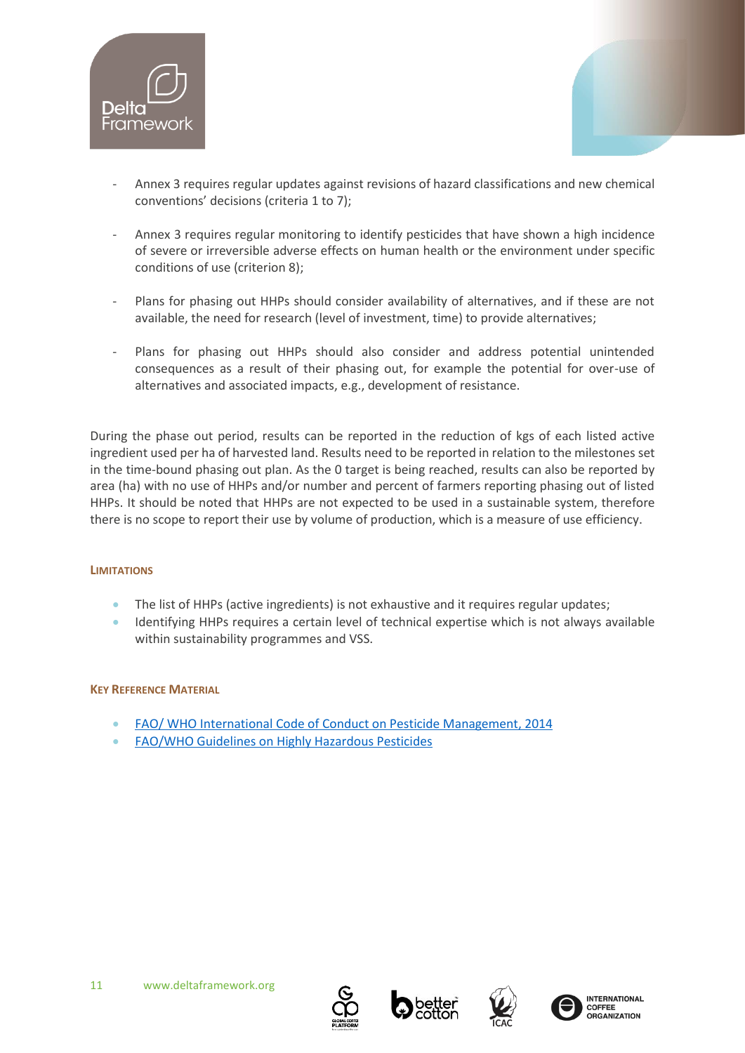- Annex 3 requires regular updates against revisions of hazard classifications and new chemical conventions' decisions (criteria 1 to 7);

- Annex 3 requires regular monitoring to identify pesticides that have shown a high incidence of severe or irreversible adverse effects on human health or the environment under specific conditions of use (criterion 8);

- Plans for phasing out HHPs should consider availability of alternatives, and if these are not available, the need for research (level of investment, time) to provide alternatives;

- Plans for phasing out HHPs should also consider and address potential unintended consequences as a result of their phasing out, for example the potential for over-use of alternatives and associated impacts, e.g., development of resistance.

During the phase out period, results can be reported in the reduction of kgs of each listed active ingredient used per ha of harvested land. Results need to be reported in relation to the milestones set in the time-bound phasing out plan. As the 0 target is being reached, results can also be reported by area (ha) with no use of HHPs and/or number and percent of farmers reporting phasing out of listed HHPs. It should be noted that HHPs are not expected to be used in a sustainable system, therefore there is no scope to report their use by volume of production, which is a measure of use efficiency.

#### Limitations

- The list of HHPs (active ingredients) is not exhaustive and it requires regular updates;
- Identifying HHPs requires a certain level of technical expertise which is not always available within sustainability programmes and VSS.

#### Key Reference Material

- FAO/ WHO International Code of Conduct on Pesticide Management, 2014
- FAO/WHO Guidelines on Highly Hazardous Pesticides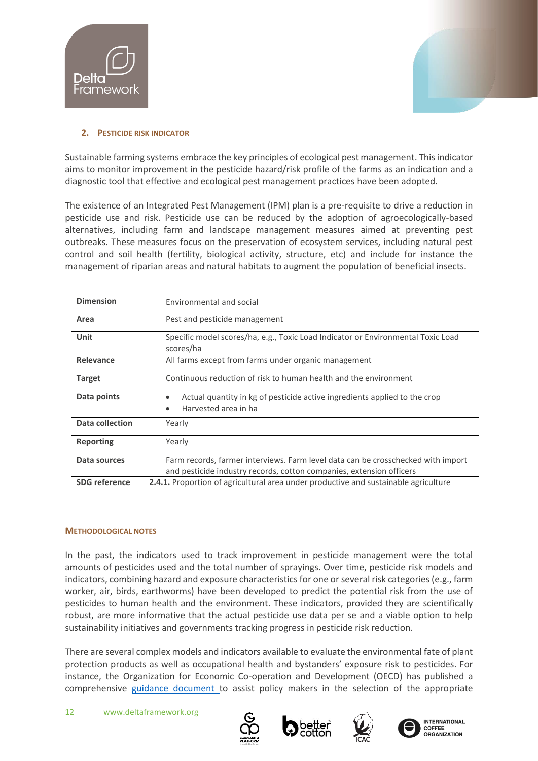## 2. Pesticide Risk Indicator

Sustainable farming systems embrace the key principles of ecological pest management. This indicator aims to monitor improvement in the pesticide hazard/risk profile of the farms as an indication and a diagnostic tool that effective and ecological pest management practices have been adopted.

The existence of an Integrated Pest Management (IPM) plan is a pre-requisite to drive a reduction in pesticide use and risk. Pesticide use can be reduced by the adoption of agroecologically-based alternatives, including farm and landscape management measures aimed at preventing pest outbreaks. These measures focus on the preservation of ecosystem services, including natural pest control and soil health (fertility, biological activity, structure, etc) and include for instance the management of riparian areas and natural habitats to augment the population of beneficial insects.

| | |
|---|---|
| **Dimension** | Environmental and social |
| **Area** | Pest and pesticide management |
| **Unit** | Specific model scores/ha, e.g., Toxic Load Indicator or Environmental Toxic Load scores/ha |
| **Relevance** | All farms except from farms under organic management |
| **Target** | Continuous reduction of risk to human health and the environment |
| **Data points** | • Actual quantity in kg of pesticide active ingredients applied to the crop<br>• Harvested area in ha |
| **Data collection** | Yearly |
| **Reporting** | Yearly |
| **Data sources** | Farm records, farmer interviews. Farm level data can be crosschecked with import and pesticide industry records, cotton companies, extension officers |
| **SDG reference** | **2.4.1.** Proportion of agricultural area under productive and sustainable agriculture |

### Methodological notes

In the past, the indicators used to track improvement in pesticide management were the total amounts of pesticides used and the total number of sprayings. Over time, pesticide risk models and indicators, combining hazard and exposure characteristics for one or several risk categories (e.g., farm worker, air, birds, earthworms) have been developed to predict the potential risk from the use of pesticides to human health and the environment. These indicators, provided they are scientifically robust, are more informative that the actual pesticide use data per se and a viable option to help sustainability initiatives and governments tracking progress in pesticide risk reduction.

There are several complex models and indicators available to evaluate the environmental fate of plant protection products as well as occupational health and bystanders' exposure risk to pesticides. For instance, the Organization for Economic Co-operation and Development (OECD) has published a comprehensive guidance document to assist policy makers in the selection of the appropriate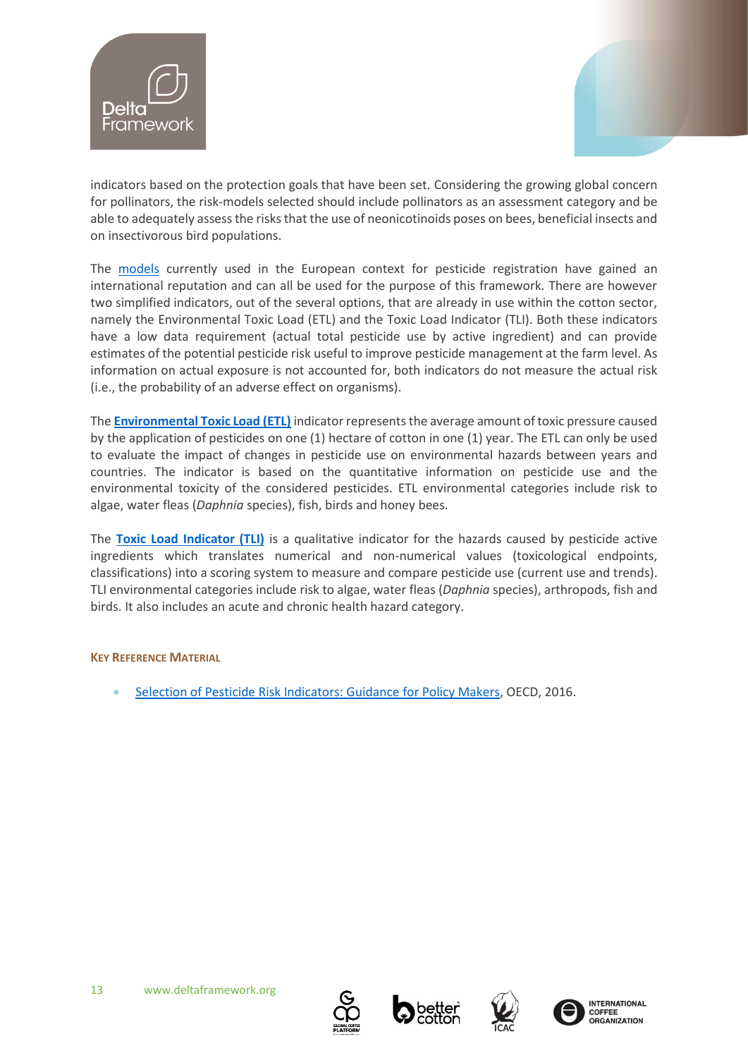indicators based on the protection goals that have been set. Considering the growing global concern for pollinators, the risk-models selected should include pollinators as an assessment category and be able to adequately assess the risks that the use of neonicotinoids poses on bees, beneficial insects and on insectivorous bird populations.

The models currently used in the European context for pesticide registration have gained an international reputation and can all be used for the purpose of this framework. There are however two simplified indicators, out of the several options, that are already in use within the cotton sector, namely the Environmental Toxic Load (ETL) and the Toxic Load Indicator (TLI). Both these indicators have a low data requirement (actual total pesticide use by active ingredient) and can provide estimates of the potential pesticide risk useful to improve pesticide management at the farm level. As information on actual exposure is not accounted for, both indicators do not measure the actual risk (i.e., the probability of an adverse effect on organisms).

The **Environmental Toxic Load (ETL)** indicator represents the average amount of toxic pressure caused by the application of pesticides on one (1) hectare of cotton in one (1) year. The ETL can only be used to evaluate the impact of changes in pesticide use on environmental hazards between years and countries. The indicator is based on the quantitative information on pesticide use and the environmental toxicity of the considered pesticides. ETL environmental categories include risk to algae, water fleas (*Daphnia* species), fish, birds and honey bees.

The **Toxic Load Indicator (TLI)** is a qualitative indicator for the hazards caused by pesticide active ingredients which translates numerical and non-numerical values (toxicological endpoints, classifications) into a scoring system to measure and compare pesticide use (current use and trends). TLI environmental categories include risk to algae, water fleas (*Daphnia* species), arthropods, fish and birds. It also includes an acute and chronic health hazard category.

#### Key Reference Material

- Selection of Pesticide Risk Indicators: Guidance for Policy Makers, OECD, 2016.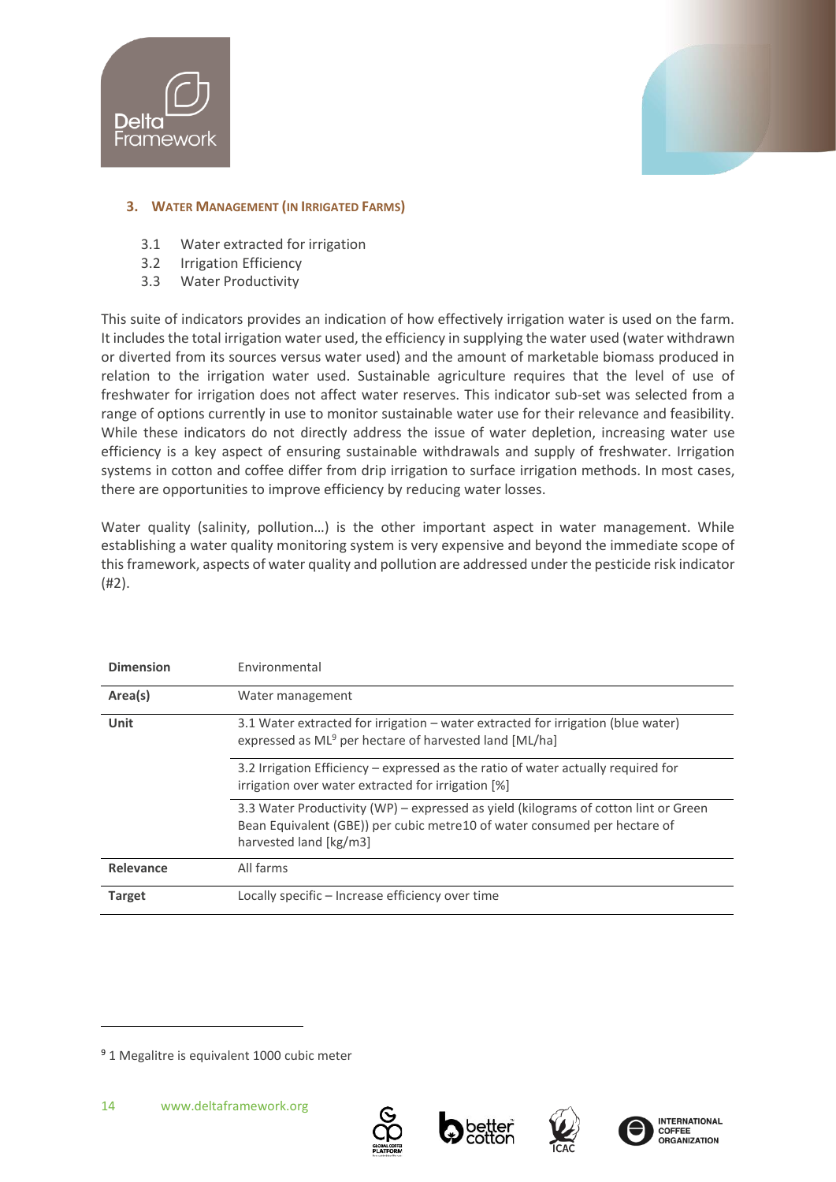## 3. Water Management (in Irrigated Farms)

3.1 Water extracted for irrigation
3.2 Irrigation Efficiency
3.3 Water Productivity

This suite of indicators provides an indication of how effectively irrigation water is used on the farm. It includes the total irrigation water used, the efficiency in supplying the water used (water withdrawn or diverted from its sources versus water used) and the amount of marketable biomass produced in relation to the irrigation water used. Sustainable agriculture requires that the level of use of freshwater for irrigation does not affect water reserves. This indicator sub-set was selected from a range of options currently in use to monitor sustainable water use for their relevance and feasibility. While these indicators do not directly address the issue of water depletion, increasing water use efficiency is a key aspect of ensuring sustainable withdrawals and supply of freshwater. Irrigation systems in cotton and coffee differ from drip irrigation to surface irrigation methods. In most cases, there are opportunities to improve efficiency by reducing water losses.

Water quality (salinity, pollution…) is the other important aspect in water management. While establishing a water quality monitoring system is very expensive and beyond the immediate scope of this framework, aspects of water quality and pollution are addressed under the pesticide risk indicator (#2).

| **Dimension** | Environmental |
|---|---|
| **Area(s)** | Water management |
| **Unit** | 3.1 Water extracted for irrigation – water extracted for irrigation (blue water) expressed as ML[9] per hectare of harvested land [ML/ha] |
| | 3.2 Irrigation Efficiency – expressed as the ratio of water actually required for irrigation over water extracted for irrigation [%] |
| | 3.3 Water Productivity (WP) – expressed as yield (kilograms of cotton lint or Green Bean Equivalent (GBE)) per cubic metre10 of water consumed per hectare of harvested land [kg/m3] |
| **Relevance** | All farms |
| **Target** | Locally specific – Increase efficiency over time |

[9] 1 Megalitre is equivalent 1000 cubic meter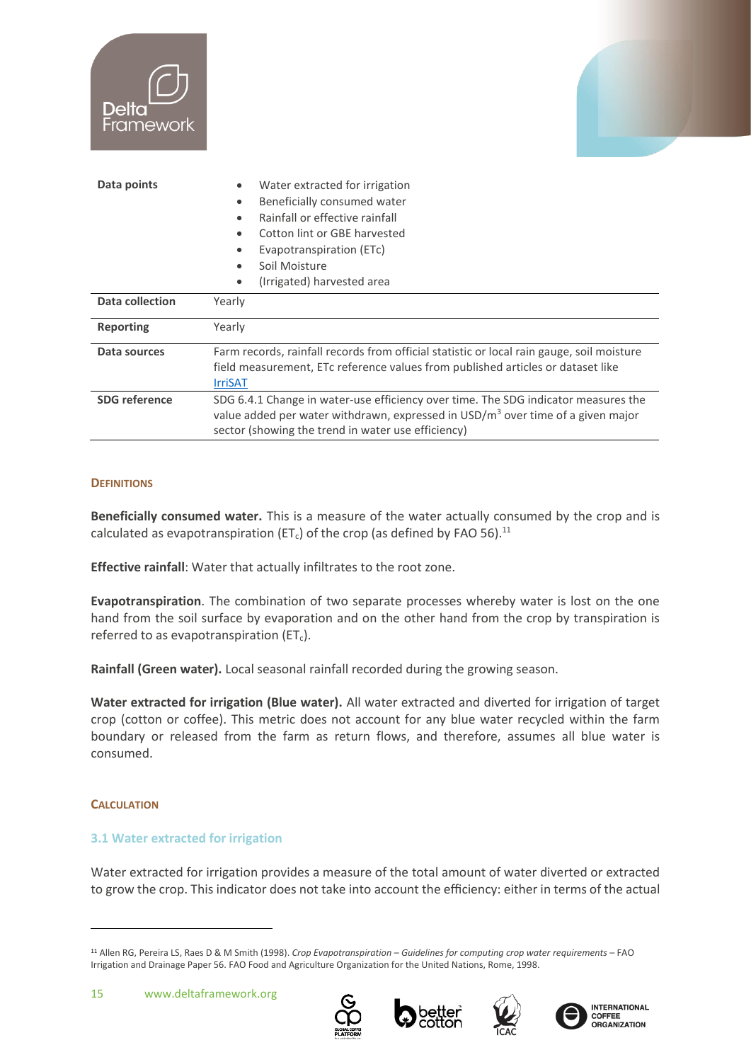| | |
|---|---|
| **Data points** | • Water extracted for irrigation<br>• Beneficially consumed water<br>• Rainfall or effective rainfall<br>• Cotton lint or GBE harvested<br>• Evapotranspiration (ETc)<br>• Soil Moisture<br>• (Irrigated) harvested area |
| **Data collection** | Yearly |
| **Reporting** | Yearly |
| **Data sources** | Farm records, rainfall records from official statistic or local rain gauge, soil moisture field measurement, ETc reference values from published articles or dataset like [IrriSAT](#) |
| **SDG reference** | SDG 6.4.1 Change in water-use efficiency over time. The SDG indicator measures the value added per water withdrawn, expressed in USD/$m^3$ over time of a given major sector (showing the trend in water use efficiency) |

#### DEFINITIONS

**Beneficially consumed water.** This is a measure of the water actually consumed by the crop and is calculated as evapotranspiration ($ET_c$) of the crop (as defined by FAO 56).[11]

**Effective rainfall**: Water that actually infiltrates to the root zone.

**Evapotranspiration**. The combination of two separate processes whereby water is lost on the one hand from the soil surface by evaporation and on the other hand from the crop by transpiration is referred to as evapotranspiration ($ET_c$).

**Rainfall (Green water).** Local seasonal rainfall recorded during the growing season.

**Water extracted for irrigation (Blue water).** All water extracted and diverted for irrigation of target crop (cotton or coffee). This metric does not account for any blue water recycled within the farm boundary or released from the farm as return flows, and therefore, assumes all blue water is consumed.

#### CALCULATION

### 3.1 Water extracted for irrigation

Water extracted for irrigation provides a measure of the total amount of water diverted or extracted to grow the crop. This indicator does not take into account the efficiency: either in terms of the actual

[11] Allen RG, Pereira LS, Raes D & M Smith (1998). *Crop Evapotranspiration – Guidelines for computing crop water requirements* – FAO Irrigation and Drainage Paper 56. FAO Food and Agriculture Organization for the United Nations, Rome, 1998.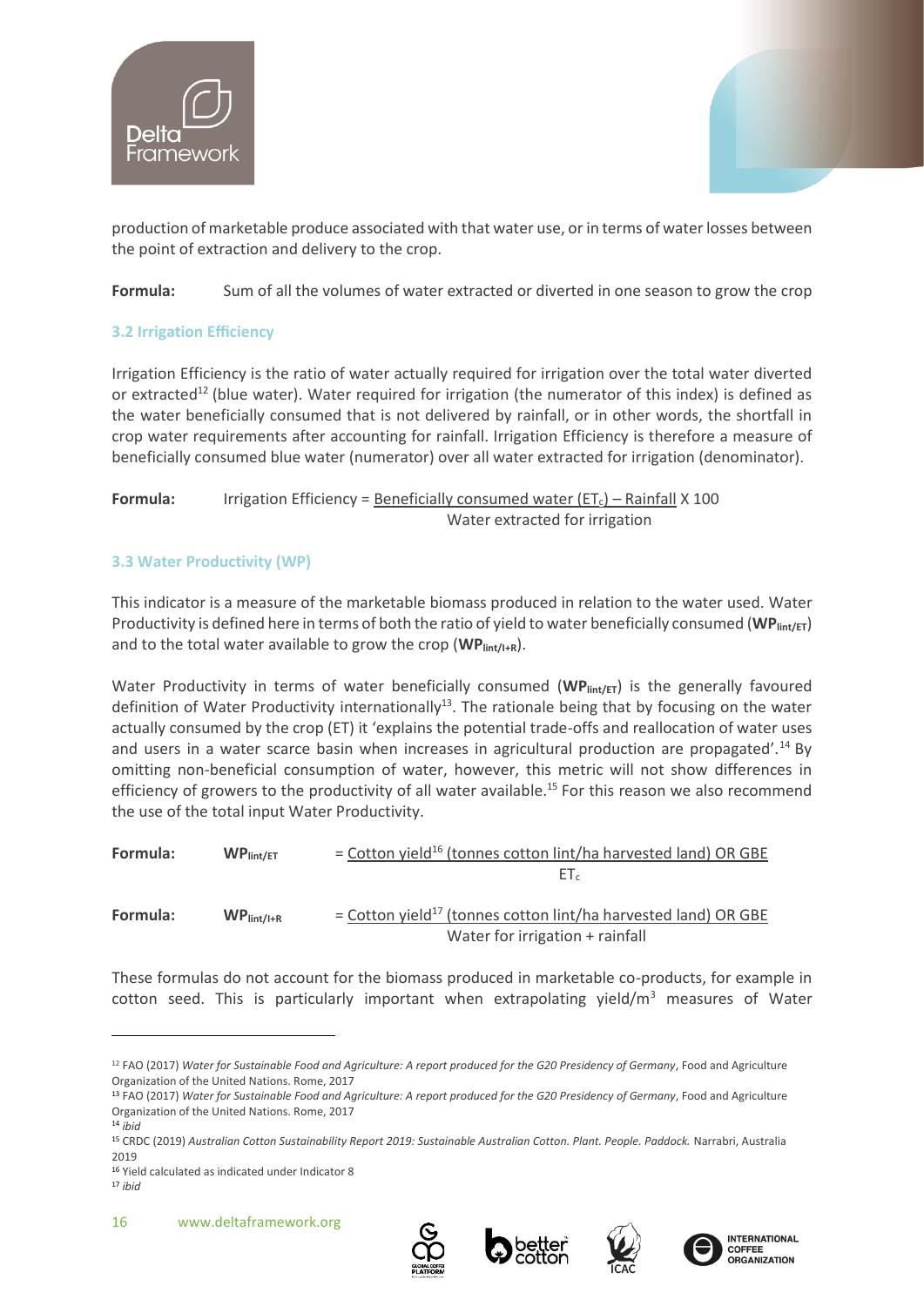production of marketable produce associated with that water use, or in terms of water losses between the point of extraction and delivery to the crop.

**Formula:** Sum of all the volumes of water extracted or diverted in one season to grow the crop

### 3.2 Irrigation Efficiency

Irrigation Efficiency is the ratio of water actually required for irrigation over the total water diverted or extracted[12] (blue water). Water required for irrigation (the numerator of this index) is defined as the water beneficially consumed that is not delivered by rainfall, or in other words, the shortfall in crop water requirements after accounting for rainfall. Irrigation Efficiency is therefore a measure of beneficially consumed blue water (numerator) over all water extracted for irrigation (denominator).

**Formula:**

$$\text{Irrigation Efficiency} = \frac{\text{Beneficially consumed water } (ET_c) - \text{Rainfall}}{\text{Water extracted for irrigation}} \times 100$$

### 3.3 Water Productivity (WP)

This indicator is a measure of the marketable biomass produced in relation to the water used. Water Productivity is defined here in terms of both the ratio of yield to water beneficially consumed (**$WP_{lint/ET}$**) and to the total water available to grow the crop (**$WP_{lint/I+R}$**).

Water Productivity in terms of water beneficially consumed (**$WP_{lint/ET}$**) is the generally favoured definition of Water Productivity internationally[13]. The rationale being that by focusing on the water actually consumed by the crop (ET) it 'explains the potential trade-offs and reallocation of water uses and users in a water scarce basin when increases in agricultural production are propagated'.[14] By omitting non-beneficial consumption of water, however, this metric will not show differences in efficiency of growers to the productivity of all water available.[15] For this reason we also recommend the use of the total input Water Productivity.

**Formula:**

$$WP_{lint/ET} = \frac{\text{Cotton yield}^{16} \text{ (tonnes cotton lint/ha harvested land) OR GBE}}{ET_c}$$

**Formula:**

$$WP_{lint/I+R} = \frac{\text{Cotton yield}^{17} \text{ (tonnes cotton lint/ha harvested land) OR GBE}}{\text{Water for irrigation + rainfall}}$$

These formulas do not account for the biomass produced in marketable co-products, for example in cotton seed. This is particularly important when extrapolating yield/$m^3$ measures of Water

---

[12] FAO (2017) *Water for Sustainable Food and Agriculture: A report produced for the G20 Presidency of Germany*, Food and Agriculture Organization of the United Nations. Rome, 2017

[13] FAO (2017) *Water for Sustainable Food and Agriculture: A report produced for the G20 Presidency of Germany*, Food and Agriculture Organization of the United Nations. Rome, 2017

[14] *ibid*

[15] CRDC (2019) *Australian Cotton Sustainability Report 2019: Sustainable Australian Cotton. Plant. People. Paddock.* Narrabri, Australia 2019

[16] Yield calculated as indicated under Indicator 8

[17] *ibid*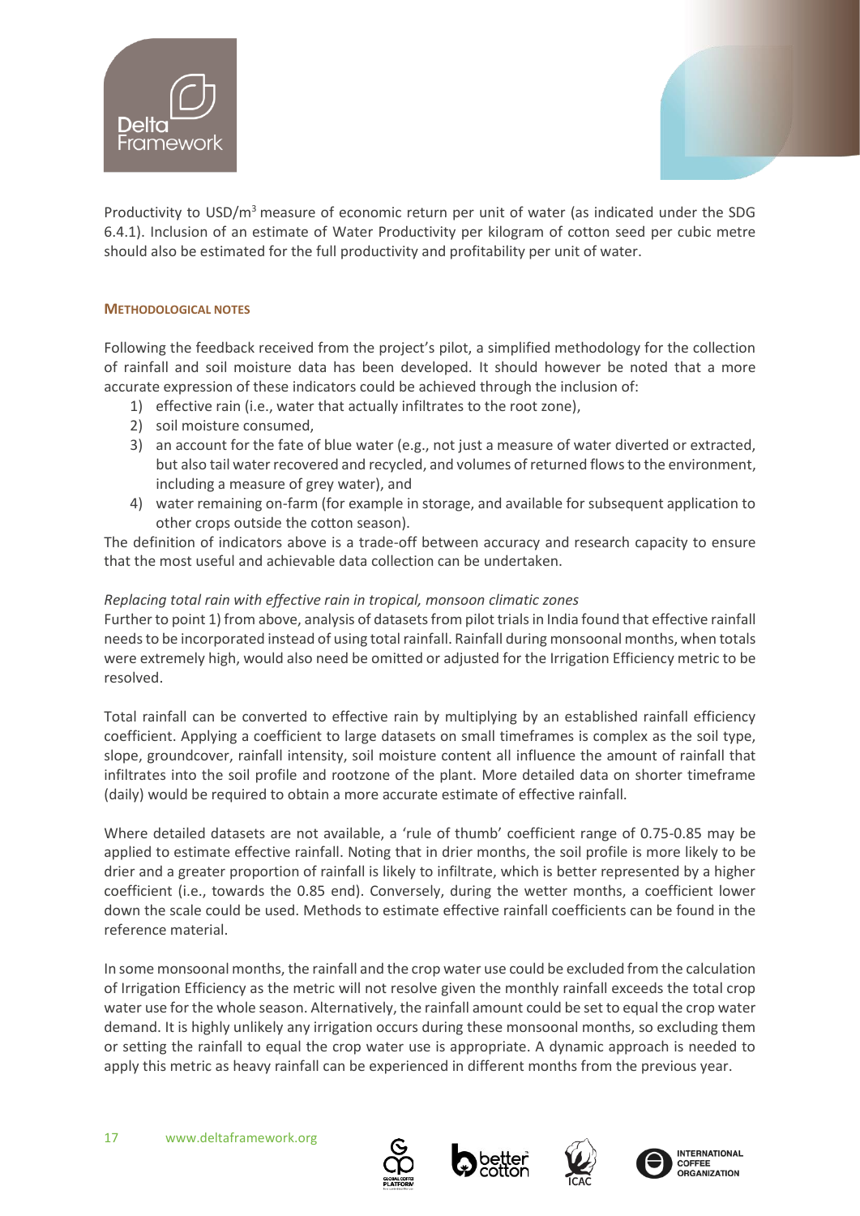Productivity to USD/$m^3$ measure of economic return per unit of water (as indicated under the SDG 6.4.1). Inclusion of an estimate of Water Productivity per kilogram of cotton seed per cubic metre should also be estimated for the full productivity and profitability per unit of water.

#### METHODOLOGICAL NOTES

Following the feedback received from the project's pilot, a simplified methodology for the collection of rainfall and soil moisture data has been developed. It should however be noted that a more accurate expression of these indicators could be achieved through the inclusion of:

1) effective rain (i.e., water that actually infiltrates to the root zone),
2) soil moisture consumed,
3) an account for the fate of blue water (e.g., not just a measure of water diverted or extracted, but also tail water recovered and recycled, and volumes of returned flows to the environment, including a measure of grey water), and
4) water remaining on-farm (for example in storage, and available for subsequent application to other crops outside the cotton season).

The definition of indicators above is a trade-off between accuracy and research capacity to ensure that the most useful and achievable data collection can be undertaken.

*Replacing total rain with effective rain in tropical, monsoon climatic zones*

Further to point 1) from above, analysis of datasets from pilot trials in India found that effective rainfall needs to be incorporated instead of using total rainfall. Rainfall during monsoonal months, when totals were extremely high, would also need be omitted or adjusted for the Irrigation Efficiency metric to be resolved.

Total rainfall can be converted to effective rain by multiplying by an established rainfall efficiency coefficient. Applying a coefficient to large datasets on small timeframes is complex as the soil type, slope, groundcover, rainfall intensity, soil moisture content all influence the amount of rainfall that infiltrates into the soil profile and rootzone of the plant. More detailed data on shorter timeframe (daily) would be required to obtain a more accurate estimate of effective rainfall.

Where detailed datasets are not available, a 'rule of thumb' coefficient range of 0.75-0.85 may be applied to estimate effective rainfall. Noting that in drier months, the soil profile is more likely to be drier and a greater proportion of rainfall is likely to infiltrate, which is better represented by a higher coefficient (i.e., towards the 0.85 end). Conversely, during the wetter months, a coefficient lower down the scale could be used. Methods to estimate effective rainfall coefficients can be found in the reference material.

In some monsoonal months, the rainfall and the crop water use could be excluded from the calculation of Irrigation Efficiency as the metric will not resolve given the monthly rainfall exceeds the total crop water use for the whole season. Alternatively, the rainfall amount could be set to equal the crop water demand. It is highly unlikely any irrigation occurs during these monsoonal months, so excluding them or setting the rainfall to equal the crop water use is appropriate. A dynamic approach is needed to apply this metric as heavy rainfall can be experienced in different months from the previous year.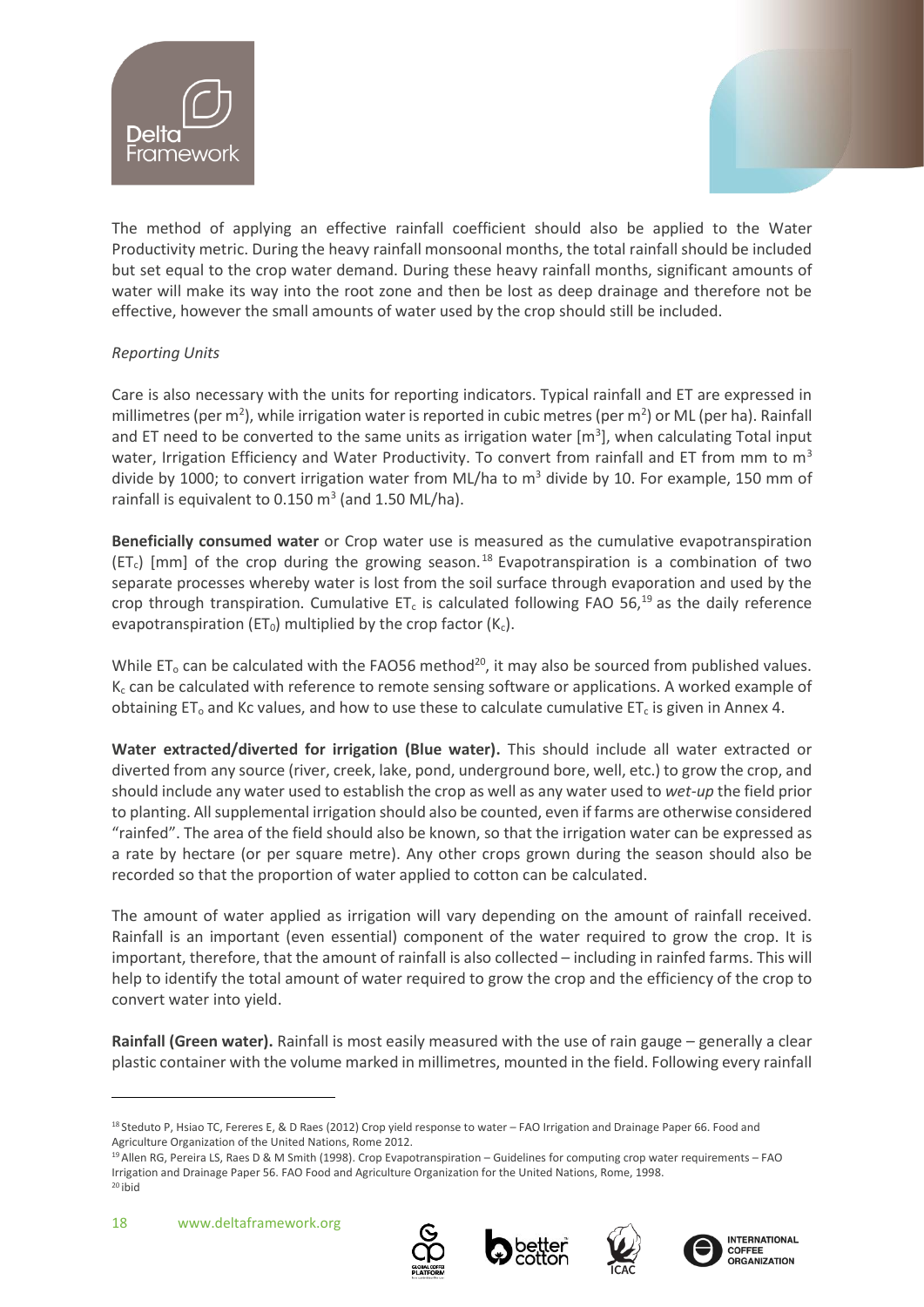The method of applying an effective rainfall coefficient should also be applied to the Water Productivity metric. During the heavy rainfall monsoonal months, the total rainfall should be included but set equal to the crop water demand. During these heavy rainfall months, significant amounts of water will make its way into the root zone and then be lost as deep drainage and therefore not be effective, however the small amounts of water used by the crop should still be included.

*Reporting Units*

Care is also necessary with the units for reporting indicators. Typical rainfall and ET are expressed in millimetres (per $m^2$), while irrigation water is reported in cubic metres (per $m^2$) or ML (per ha). Rainfall and ET need to be converted to the same units as irrigation water [$m^3$], when calculating Total input water, Irrigation Efficiency and Water Productivity. To convert from rainfall and ET from mm to $m^3$ divide by 1000; to convert irrigation water from ML/ha to $m^3$ divide by 10. For example, 150 mm of rainfall is equivalent to 0.150 $m^3$ (and 1.50 ML/ha).

**Beneficially consumed water** or Crop water use is measured as the cumulative evapotranspiration ($ET_c$) [mm] of the crop during the growing season.[18] Evapotranspiration is a combination of two separate processes whereby water is lost from the soil surface through evaporation and used by the crop through transpiration. Cumulative $ET_c$ is calculated following FAO 56,[19] as the daily reference evapotranspiration ($ET_0$) multiplied by the crop factor ($K_c$).

While $ET_o$ can be calculated with the FAO56 method[20], it may also be sourced from published values. $K_c$ can be calculated with reference to remote sensing software or applications. A worked example of obtaining $ET_o$ and Kc values, and how to use these to calculate cumulative $ET_c$ is given in Annex 4.

**Water extracted/diverted for irrigation (Blue water).** This should include all water extracted or diverted from any source (river, creek, lake, pond, underground bore, well, etc.) to grow the crop, and should include any water used to establish the crop as well as any water used to *wet-up* the field prior to planting. All supplemental irrigation should also be counted, even if farms are otherwise considered "rainfed". The area of the field should also be known, so that the irrigation water can be expressed as a rate by hectare (or per square metre). Any other crops grown during the season should also be recorded so that the proportion of water applied to cotton can be calculated.

The amount of water applied as irrigation will vary depending on the amount of rainfall received. Rainfall is an important (even essential) component of the water required to grow the crop. It is important, therefore, that the amount of rainfall is also collected – including in rainfed farms. This will help to identify the total amount of water required to grow the crop and the efficiency of the crop to convert water into yield.

**Rainfall (Green water).** Rainfall is most easily measured with the use of rain gauge – generally a clear plastic container with the volume marked in millimetres, mounted in the field. Following every rainfall

---

[18] Steduto P, Hsiao TC, Fereres E, & D Raes (2012) Crop yield response to water – FAO Irrigation and Drainage Paper 66. Food and Agriculture Organization of the United Nations, Rome 2012.

[19] Allen RG, Pereira LS, Raes D & M Smith (1998). Crop Evapotranspiration – Guidelines for computing crop water requirements – FAO Irrigation and Drainage Paper 56. FAO Food and Agriculture Organization for the United Nations, Rome, 1998.

[20] ibid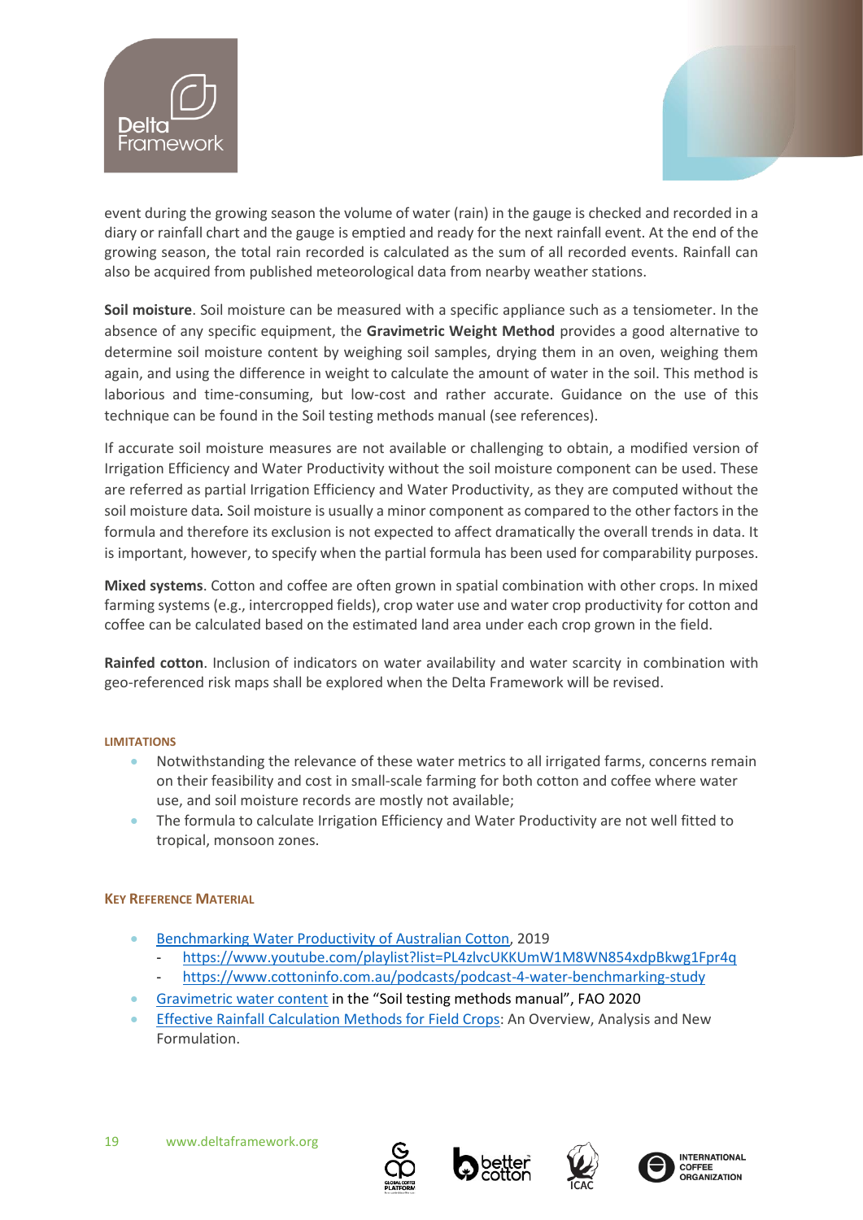event during the growing season the volume of water (rain) in the gauge is checked and recorded in a diary or rainfall chart and the gauge is emptied and ready for the next rainfall event. At the end of the growing season, the total rain recorded is calculated as the sum of all recorded events. Rainfall can also be acquired from published meteorological data from nearby weather stations.

**Soil moisture**. Soil moisture can be measured with a specific appliance such as a tensiometer. In the absence of any specific equipment, the **Gravimetric Weight Method** provides a good alternative to determine soil moisture content by weighing soil samples, drying them in an oven, weighing them again, and using the difference in weight to calculate the amount of water in the soil. This method is laborious and time-consuming, but low-cost and rather accurate. Guidance on the use of this technique can be found in the Soil testing methods manual (see references).

If accurate soil moisture measures are not available or challenging to obtain, a modified version of Irrigation Efficiency and Water Productivity without the soil moisture component can be used. These are referred as partial Irrigation Efficiency and Water Productivity, as they are computed without the soil moisture data. Soil moisture is usually a minor component as compared to the other factors in the formula and therefore its exclusion is not expected to affect dramatically the overall trends in data. It is important, however, to specify when the partial formula has been used for comparability purposes.

**Mixed systems**. Cotton and coffee are often grown in spatial combination with other crops. In mixed farming systems (e.g., intercropped fields), crop water use and water crop productivity for cotton and coffee can be calculated based on the estimated land area under each crop grown in the field.

**Rainfed cotton**. Inclusion of indicators on water availability and water scarcity in combination with geo-referenced risk maps shall be explored when the Delta Framework will be revised.

#### LIMITATIONS

- Notwithstanding the relevance of these water metrics to all irrigated farms, concerns remain on their feasibility and cost in small-scale farming for both cotton and coffee where water use, and soil moisture records are mostly not available;
- The formula to calculate Irrigation Efficiency and Water Productivity are not well fitted to tropical, monsoon zones.

#### KEY REFERENCE MATERIAL

- Benchmarking Water Productivity of Australian Cotton, 2019
  - https://www.youtube.com/playlist?list=PL4zlvcUKKUmW1M8WN854xdpBkwg1Fpr4q
  - https://www.cottoninfo.com.au/podcasts/podcast-4-water-benchmarking-study
- Gravimetric water content in the "Soil testing methods manual", FAO 2020
- Effective Rainfall Calculation Methods for Field Crops: An Overview, Analysis and New Formulation.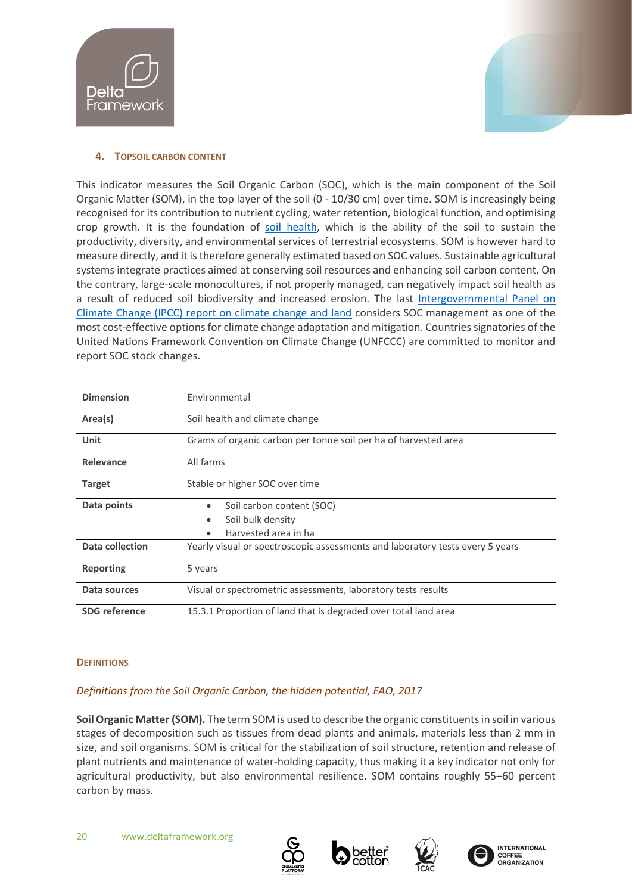## 4. Topsoil carbon content

This indicator measures the Soil Organic Carbon (SOC), which is the main component of the Soil Organic Matter (SOM), in the top layer of the soil (0 - 10/30 cm) over time. SOM is increasingly being recognised for its contribution to nutrient cycling, water retention, biological function, and optimising crop growth. It is the foundation of soil health, which is the ability of the soil to sustain the productivity, diversity, and environmental services of terrestrial ecosystems. SOM is however hard to measure directly, and it is therefore generally estimated based on SOC values. Sustainable agricultural systems integrate practices aimed at conserving soil resources and enhancing soil carbon content. On the contrary, large-scale monocultures, if not properly managed, can negatively impact soil health as a result of reduced soil biodiversity and increased erosion. The last Intergovernmental Panel on Climate Change (IPCC) report on climate change and land considers SOC management as one of the most cost-effective options for climate change adaptation and mitigation. Countries signatories of the United Nations Framework Convention on Climate Change (UNFCCC) are committed to monitor and report SOC stock changes.

| | |
|---|---|
| **Dimension** | Environmental |
| **Area(s)** | Soil health and climate change |
| **Unit** | Grams of organic carbon per tonne soil per ha of harvested area |
| **Relevance** | All farms |
| **Target** | Stable or higher SOC over time |
| **Data points** | • Soil carbon content (SOC)<br>• Soil bulk density<br>• Harvested area in ha |
| **Data collection** | Yearly visual or spectroscopic assessments and laboratory tests every 5 years |
| **Reporting** | 5 years |
| **Data sources** | Visual or spectrometric assessments, laboratory tests results |
| **SDG reference** | 15.3.1 Proportion of land that is degraded over total land area |

### Definitions

*Definitions from the Soil Organic Carbon, the hidden potential, FAO, 2017*

**Soil Organic Matter (SOM).** The term SOM is used to describe the organic constituents in soil in various stages of decomposition such as tissues from dead plants and animals, materials less than 2 mm in size, and soil organisms. SOM is critical for the stabilization of soil structure, retention and release of plant nutrients and maintenance of water-holding capacity, thus making it a key indicator not only for agricultural productivity, but also environmental resilience. SOM contains roughly 55–60 percent carbon by mass.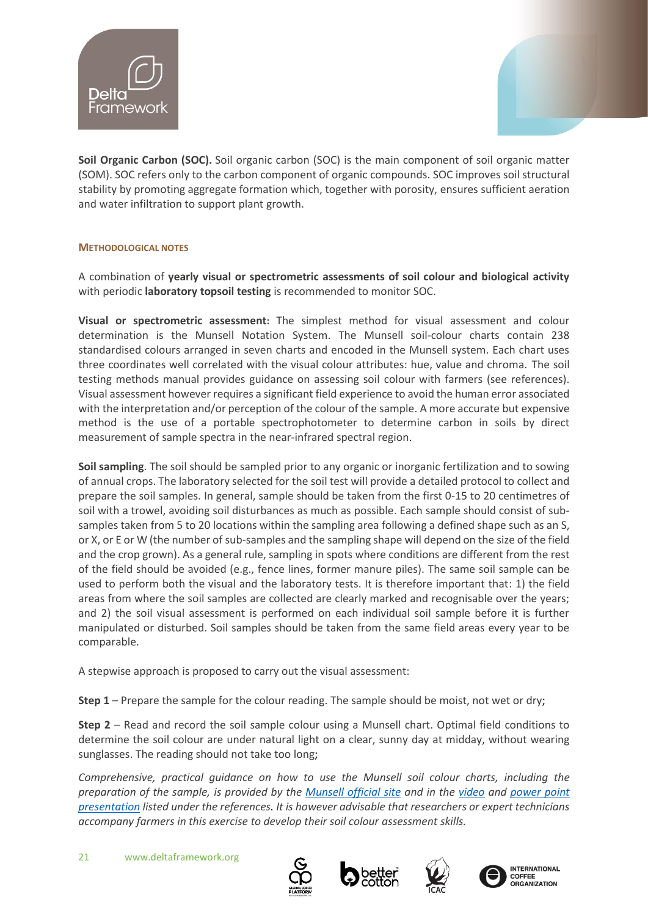**Soil Organic Carbon (SOC).** Soil organic carbon (SOC) is the main component of soil organic matter (SOM). SOC refers only to the carbon component of organic compounds. SOC improves soil structural stability by promoting aggregate formation which, together with porosity, ensures sufficient aeration and water infiltration to support plant growth.

#### Methodological notes

A combination of **yearly visual or spectrometric assessments of soil colour and biological activity** with periodic **laboratory topsoil testing** is recommended to monitor SOC.

**Visual or spectrometric assessment:** The simplest method for visual assessment and colour determination is the Munsell Notation System. The Munsell soil-colour charts contain 238 standardised colours arranged in seven charts and encoded in the Munsell system. Each chart uses three coordinates well correlated with the visual colour attributes: hue, value and chroma. The soil testing methods manual provides guidance on assessing soil colour with farmers (see references). Visual assessment however requires a significant field experience to avoid the human error associated with the interpretation and/or perception of the colour of the sample. A more accurate but expensive method is the use of a portable spectrophotometer to determine carbon in soils by direct measurement of sample spectra in the near-infrared spectral region.

**Soil sampling**. The soil should be sampled prior to any organic or inorganic fertilization and to sowing of annual crops. The laboratory selected for the soil test will provide a detailed protocol to collect and prepare the soil samples. In general, sample should be taken from the first 0-15 to 20 centimetres of soil with a trowel, avoiding soil disturbances as much as possible. Each sample should consist of sub-samples taken from 5 to 20 locations within the sampling area following a defined shape such as an S, or X, or E or W (the number of sub-samples and the sampling shape will depend on the size of the field and the crop grown). As a general rule, sampling in spots where conditions are different from the rest of the field should be avoided (e.g., fence lines, former manure piles). The same soil sample can be used to perform both the visual and the laboratory tests. It is therefore important that: 1) the field areas from where the soil samples are collected are clearly marked and recognisable over the years; and 2) the soil visual assessment is performed on each individual soil sample before it is further manipulated or disturbed. Soil samples should be taken from the same field areas every year to be comparable.

A stepwise approach is proposed to carry out the visual assessment:

**Step 1** – Prepare the sample for the colour reading. The sample should be moist, not wet or dry;

**Step 2** – Read and record the soil sample colour using a Munsell chart. Optimal field conditions to determine the soil colour are under natural light on a clear, sunny day at midday, without wearing sunglasses. The reading should not take too long;

*Comprehensive, practical guidance on how to use the Munsell soil colour charts, including the preparation of the sample, is provided by the Munsell official site and in the video and power point presentation listed under the references. It is however advisable that researchers or expert technicians accompany farmers in this exercise to develop their soil colour assessment skills.*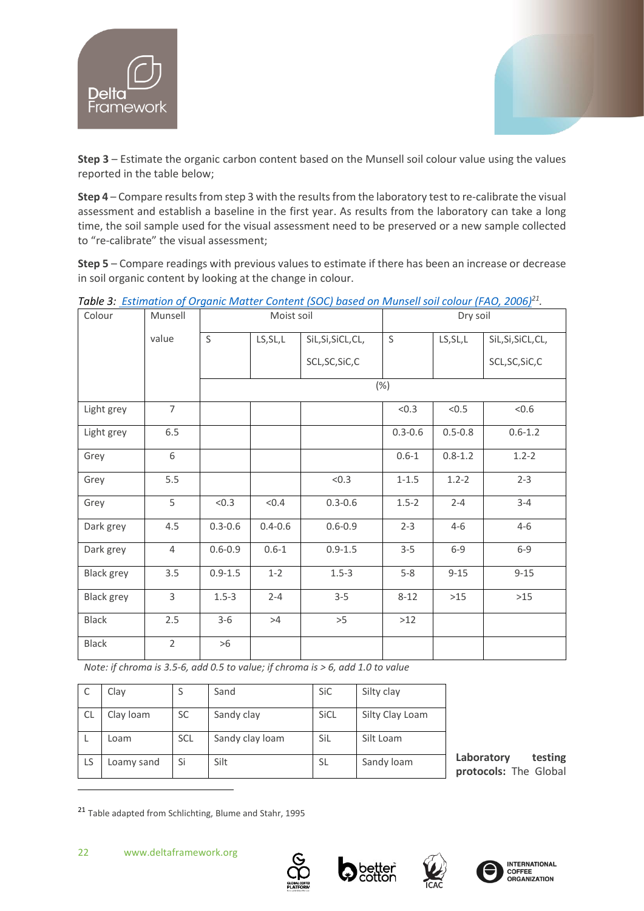**Step 3** – Estimate the organic carbon content based on the Munsell soil colour value using the values reported in the table below;

**Step 4** – Compare results from step 3 with the results from the laboratory test to re-calibrate the visual assessment and establish a baseline in the first year. As results from the laboratory can take a long time, the soil sample used for the visual assessment need to be preserved or a new sample collected to "re-calibrate" the visual assessment;

**Step 5** – Compare readings with previous values to estimate if there has been an increase or decrease in soil organic content by looking at the change in colour.

*Table 3: Estimation of Organic Matter Content (SOC) based on Munsell soil colour (FAO, 2006)[21].*

| Colour | Munsell value | Moist soil | | | Dry soil | | |
|---|---|---|---|---|---|---|---|
| | | S | LS,SL,L | SiL,Si,SiCL,CL, SCL,SC,SiC,C | S | LS,SL,L | SiL,Si,SiCL,CL, SCL,SC,SiC,C |
| | | (%) | | | | | |
| Light grey | 7 | | | | <0.3 | <0.5 | <0.6 |
| Light grey | 6.5 | | | | 0.3-0.6 | 0.5-0.8 | 0.6-1.2 |
| Grey | 6 | | | | 0.6-1 | 0.8-1.2 | 1.2-2 |
| Grey | 5.5 | | | <0.3 | 1-1.5 | 1.2-2 | 2-3 |
| Grey | 5 | <0.3 | <0.4 | 0.3-0.6 | 1.5-2 | 2-4 | 3-4 |
| Dark grey | 4.5 | 0.3-0.6 | 0.4-0.6 | 0.6-0.9 | 2-3 | 4-6 | 4-6 |
| Dark grey | 4 | 0.6-0.9 | 0.6-1 | 0.9-1.5 | 3-5 | 6-9 | 6-9 |
| Black grey | 3.5 | 0.9-1.5 | 1-2 | 1.5-3 | 5-8 | 9-15 | 9-15 |
| Black grey | 3 | 1.5-3 | 2-4 | 3-5 | 8-12 | >15 | >15 |
| Black | 2.5 | 3-6 | >4 | >5 | >12 | | |
| Black | 2 | >6 | | | | | |

*Note: if chroma is 3.5-6, add 0.5 to value; if chroma is > 6, add 1.0 to value*

| C | Clay | S | Sand | SiC | Silty clay |
|---|---|---|---|---|---|
| CL | Clay loam | SC | Sandy clay | SiCL | Silty Clay Loam |
| L | Loam | SCL | Sandy clay loam | SiL | Silt Loam |
| LS | Loamy sand | Si | Silt | SL | Sandy loam |

**Laboratory testing protocols:** The Global

[21] Table adapted from Schlichting, Blume and Stahr, 1995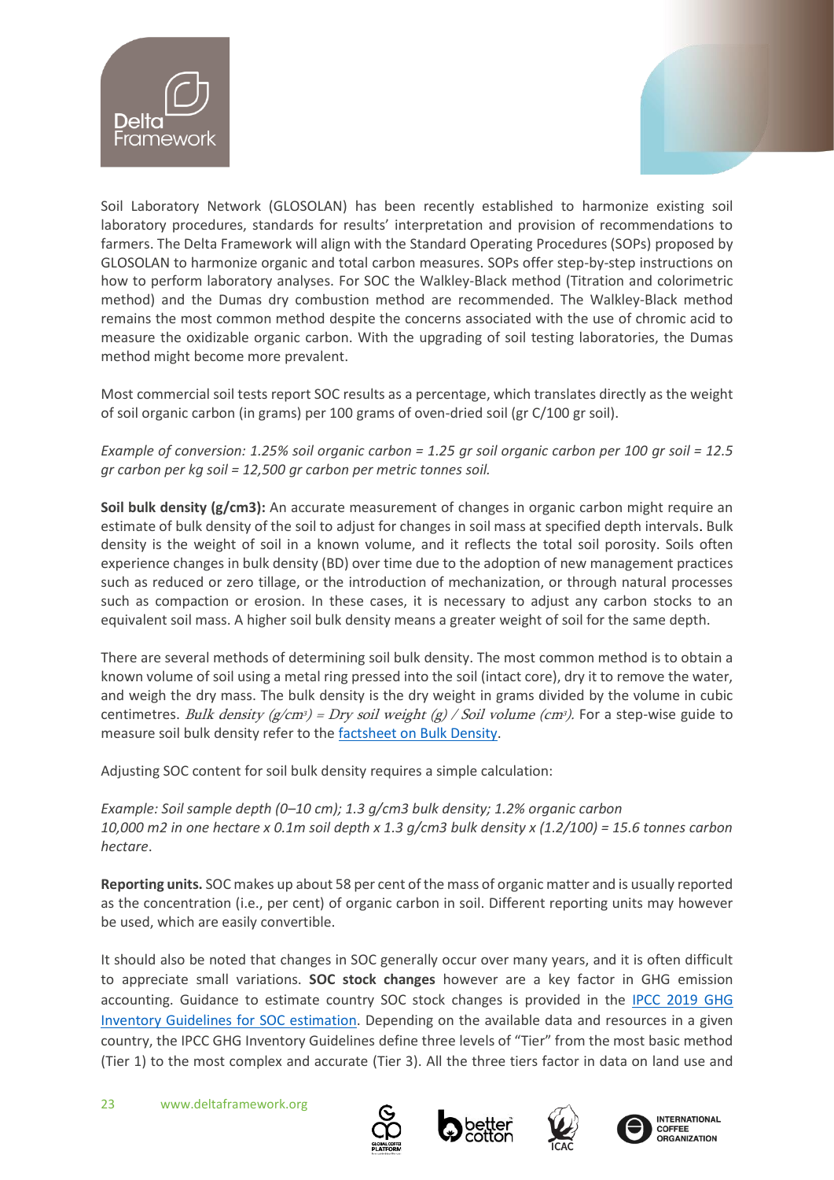Soil Laboratory Network (GLOSOLAN) has been recently established to harmonize existing soil laboratory procedures, standards for results' interpretation and provision of recommendations to farmers. The Delta Framework will align with the Standard Operating Procedures (SOPs) proposed by GLOSOLAN to harmonize organic and total carbon measures. SOPs offer step-by-step instructions on how to perform laboratory analyses. For SOC the Walkley-Black method (Titration and colorimetric method) and the Dumas dry combustion method are recommended. The Walkley-Black method remains the most common method despite the concerns associated with the use of chromic acid to measure the oxidizable organic carbon. With the upgrading of soil testing laboratories, the Dumas method might become more prevalent.

Most commercial soil tests report SOC results as a percentage, which translates directly as the weight of soil organic carbon (in grams) per 100 grams of oven-dried soil (gr C/100 gr soil).

*Example of conversion: 1.25% soil organic carbon = 1.25 gr soil organic carbon per 100 gr soil = 12.5 gr carbon per kg soil = 12,500 gr carbon per metric tonnes soil.*

**Soil bulk density (g/cm3):** An accurate measurement of changes in organic carbon might require an estimate of bulk density of the soil to adjust for changes in soil mass at specified depth intervals. Bulk density is the weight of soil in a known volume, and it reflects the total soil porosity. Soils often experience changes in bulk density (BD) over time due to the adoption of new management practices such as reduced or zero tillage, or the introduction of mechanization, or through natural processes such as compaction or erosion. In these cases, it is necessary to adjust any carbon stocks to an equivalent soil mass. A higher soil bulk density means a greater weight of soil for the same depth.

There are several methods of determining soil bulk density. The most common method is to obtain a known volume of soil using a metal ring pressed into the soil (intact core), dry it to remove the water, and weigh the dry mass. The bulk density is the dry weight in grams divided by the volume in cubic centimetres. *Bulk density* $(g/cm^3)$ = *Dry soil weight (g) / Soil volume* $(cm^3)$. For a step-wise guide to measure soil bulk density refer to the [factsheet on Bulk Density](#).

Adjusting SOC content for soil bulk density requires a simple calculation:

*Example: Soil sample depth (0–10 cm); 1.3 g/cm3 bulk density; 1.2% organic carbon*
*10,000 m2 in one hectare x 0.1m soil depth x 1.3 g/cm3 bulk density x (1.2/100) = 15.6 tonnes carbon hectare*.

**Reporting units.** SOC makes up about 58 per cent of the mass of organic matter and is usually reported as the concentration (i.e., per cent) of organic carbon in soil. Different reporting units may however be used, which are easily convertible.

It should also be noted that changes in SOC generally occur over many years, and it is often difficult to appreciate small variations. **SOC stock changes** however are a key factor in GHG emission accounting. Guidance to estimate country SOC stock changes is provided in the [IPCC 2019 GHG Inventory Guidelines for SOC estimation](#). Depending on the available data and resources in a given country, the IPCC GHG Inventory Guidelines define three levels of "Tier" from the most basic method (Tier 1) to the most complex and accurate (Tier 3). All the three tiers factor in data on land use and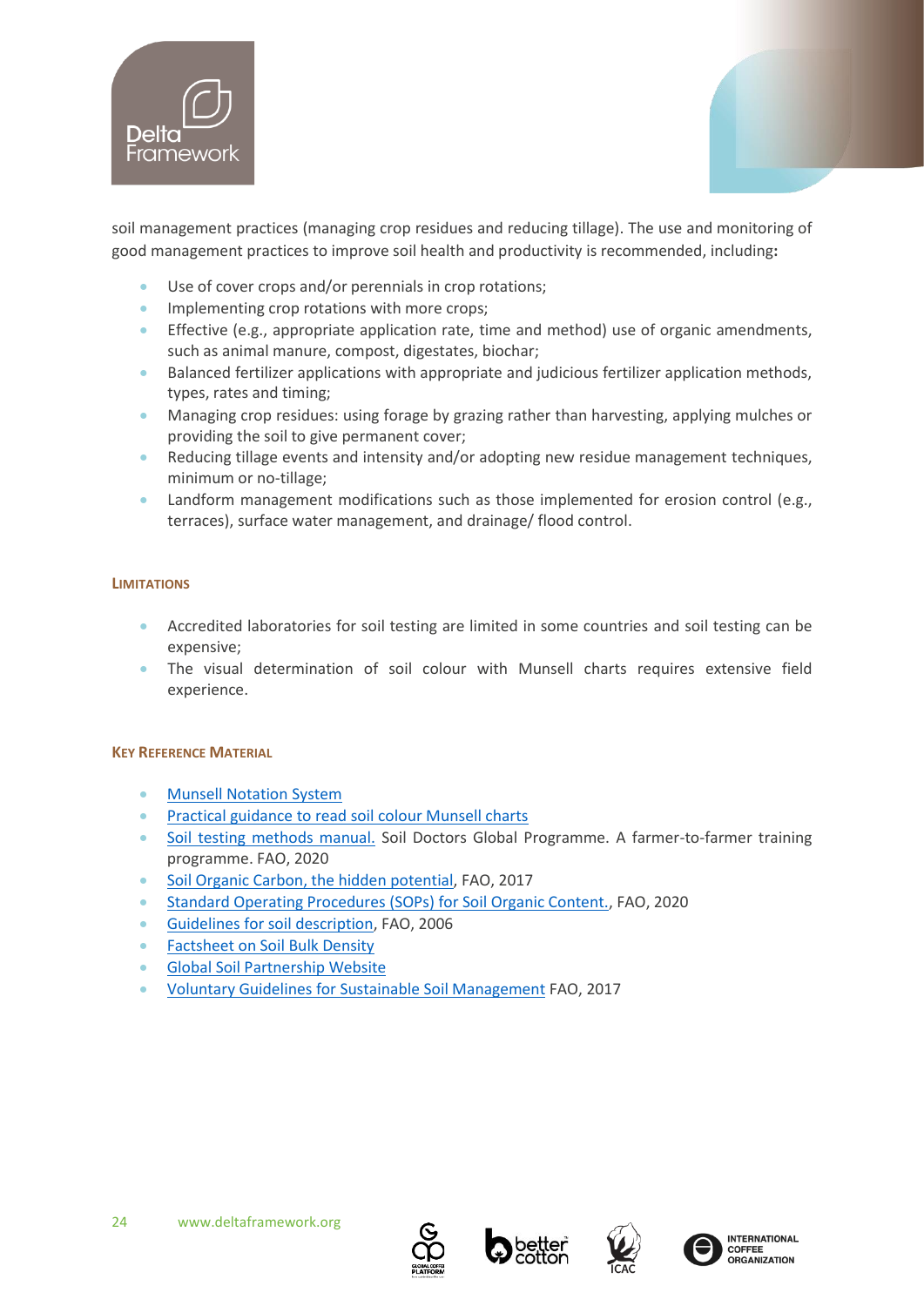soil management practices (managing crop residues and reducing tillage). The use and monitoring of good management practices to improve soil health and productivity is recommended, including**:**

- Use of cover crops and/or perennials in crop rotations;
- Implementing crop rotations with more crops;
- Effective (e.g., appropriate application rate, time and method) use of organic amendments, such as animal manure, compost, digestates, biochar;
- Balanced fertilizer applications with appropriate and judicious fertilizer application methods, types, rates and timing;
- Managing crop residues: using forage by grazing rather than harvesting, applying mulches or providing the soil to give permanent cover;
- Reducing tillage events and intensity and/or adopting new residue management techniques, minimum or no-tillage;
- Landform management modifications such as those implemented for erosion control (e.g., terraces), surface water management, and drainage/ flood control.

#### LIMITATIONS

- Accredited laboratories for soil testing are limited in some countries and soil testing can be expensive;
- The visual determination of soil colour with Munsell charts requires extensive field experience.

#### KEY REFERENCE MATERIAL

- Munsell Notation System
- Practical guidance to read soil colour Munsell charts
- Soil testing methods manual. Soil Doctors Global Programme. A farmer-to-farmer training programme. FAO, 2020
- Soil Organic Carbon, the hidden potential, FAO, 2017
- Standard Operating Procedures (SOPs) for Soil Organic Content., FAO, 2020
- Guidelines for soil description, FAO, 2006
- Factsheet on Soil Bulk Density
- Global Soil Partnership Website
- Voluntary Guidelines for Sustainable Soil Management FAO, 2017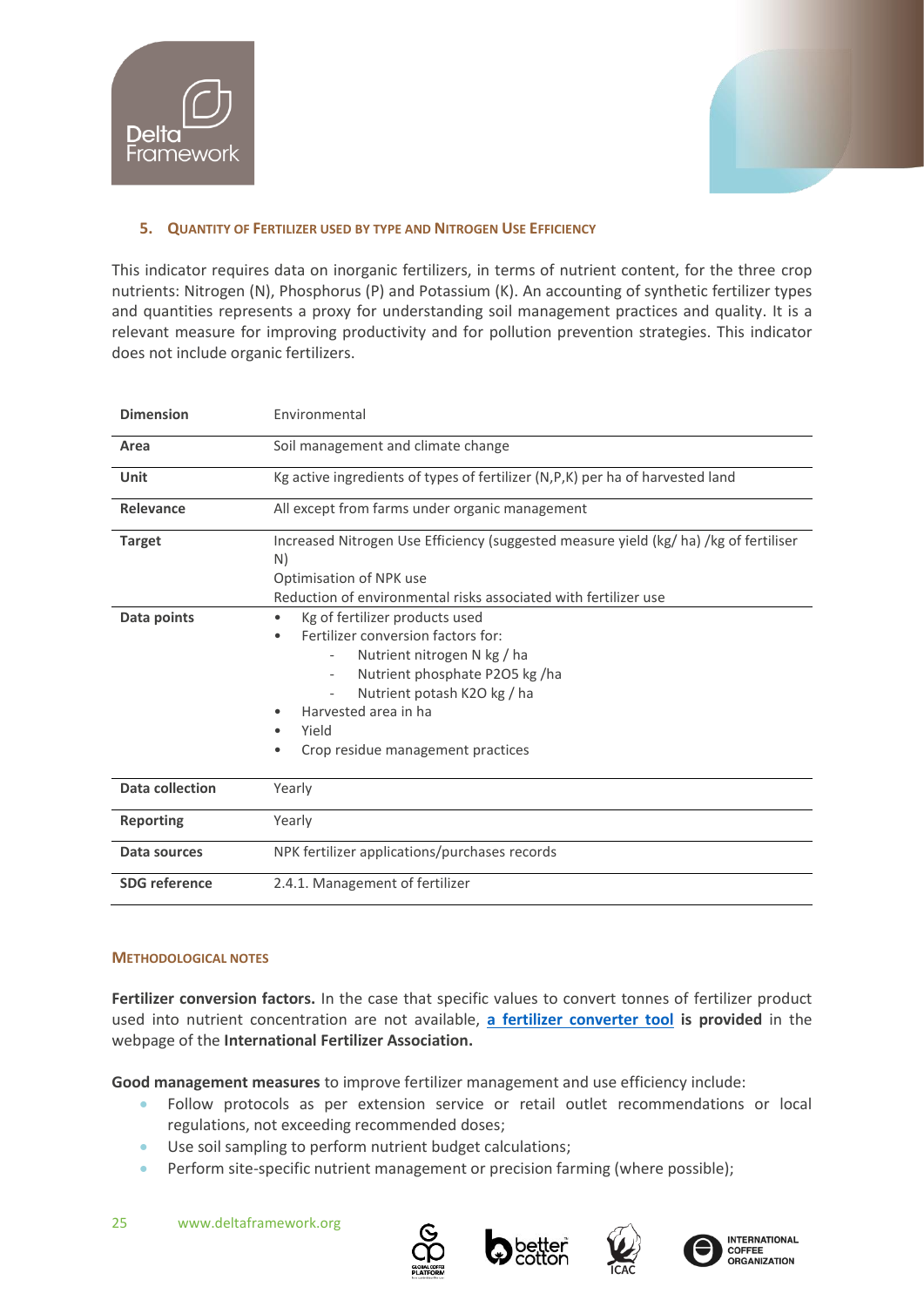## 5. Quantity of Fertilizer Used by Type and Nitrogen Use Efficiency

This indicator requires data on inorganic fertilizers, in terms of nutrient content, for the three crop nutrients: Nitrogen (N), Phosphorus (P) and Potassium (K). An accounting of synthetic fertilizer types and quantities represents a proxy for understanding soil management practices and quality. It is a relevant measure for improving productivity and for pollution prevention strategies. This indicator does not include organic fertilizers.

| **Dimension** | Environmental |
|---|---|
| **Area** | Soil management and climate change |
| **Unit** | Kg active ingredients of types of fertilizer (N,P,K) per ha of harvested land |
| **Relevance** | All except from farms under organic management |
| **Target** | Increased Nitrogen Use Efficiency (suggested measure yield (kg/ ha) /kg of fertiliser N)<br>Optimisation of NPK use<br>Reduction of environmental risks associated with fertilizer use |
| **Data points** | • Kg of fertilizer products used<br>• Fertilizer conversion factors for:<br>  - Nutrient nitrogen N kg / ha<br>  - Nutrient phosphate $P_2O_5$ kg /ha<br>  - Nutrient potash $K_2O$ kg / ha<br>• Harvested area in ha<br>• Yield<br>• Crop residue management practices |
| **Data collection** | Yearly |
| **Reporting** | Yearly |
| **Data sources** | NPK fertilizer applications/purchases records |
| **SDG reference** | 2.4.1. Management of fertilizer |

### Methodological Notes

**Fertilizer conversion factors.** In the case that specific values to convert tonnes of fertilizer product used into nutrient concentration are not available, **a fertilizer converter tool is provided** in the webpage of the **International Fertilizer Association.**

**Good management measures** to improve fertilizer management and use efficiency include:

- Follow protocols as per extension service or retail outlet recommendations or local regulations, not exceeding recommended doses;
- Use soil sampling to perform nutrient budget calculations;
- Perform site-specific nutrient management or precision farming (where possible);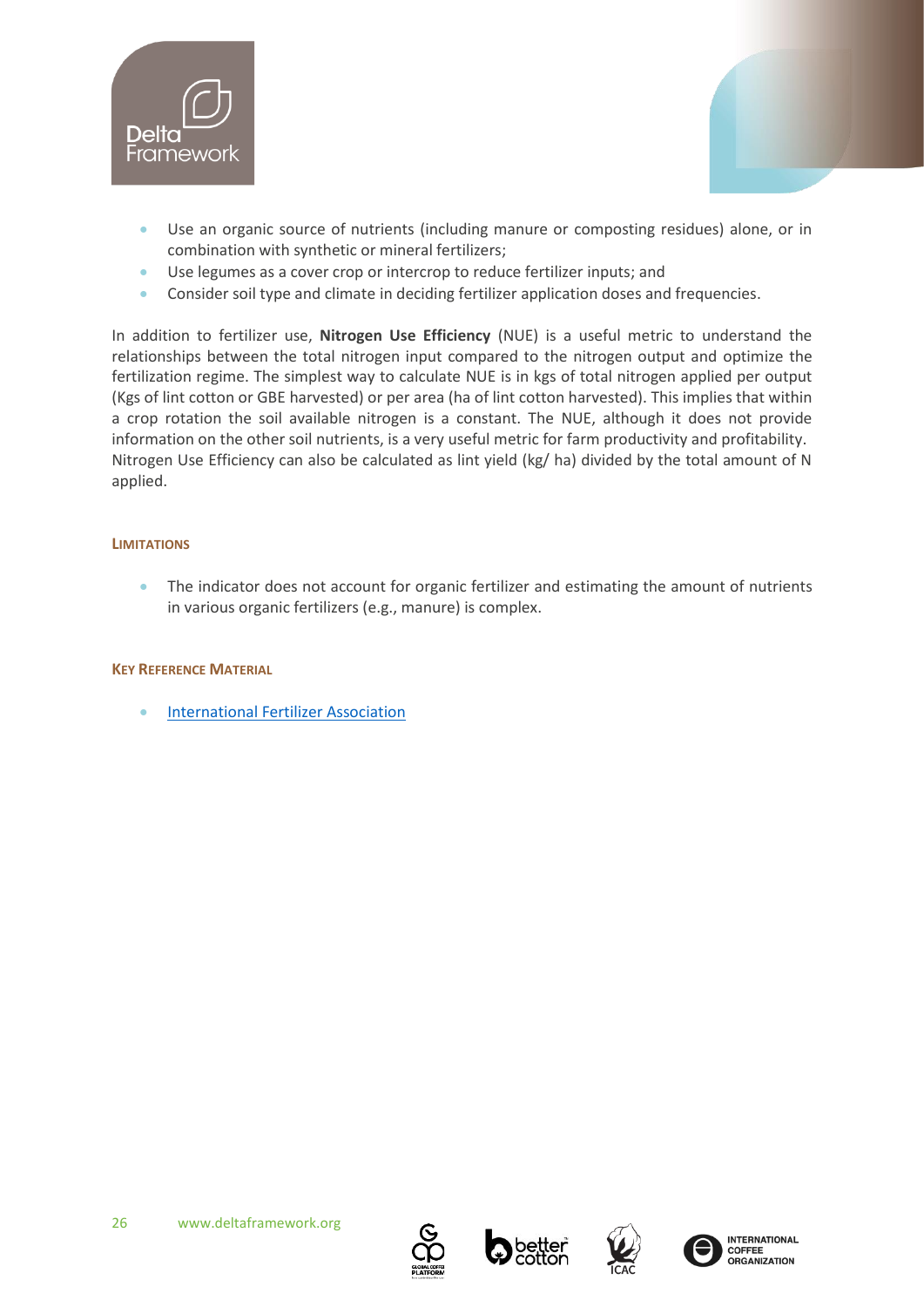- Use an organic source of nutrients (including manure or composting residues) alone, or in combination with synthetic or mineral fertilizers;
- Use legumes as a cover crop or intercrop to reduce fertilizer inputs; and
- Consider soil type and climate in deciding fertilizer application doses and frequencies.

In addition to fertilizer use, **Nitrogen Use Efficiency** (NUE) is a useful metric to understand the relationships between the total nitrogen input compared to the nitrogen output and optimize the fertilization regime. The simplest way to calculate NUE is in kgs of total nitrogen applied per output (Kgs of lint cotton or GBE harvested) or per area (ha of lint cotton harvested). This implies that within a crop rotation the soil available nitrogen is a constant. The NUE, although it does not provide information on the other soil nutrients, is a very useful metric for farm productivity and profitability. Nitrogen Use Efficiency can also be calculated as lint yield (kg/ ha) divided by the total amount of N applied.

#### LIMITATIONS

- The indicator does not account for organic fertilizer and estimating the amount of nutrients in various organic fertilizers (e.g., manure) is complex.

#### KEY REFERENCE MATERIAL

- International Fertilizer Association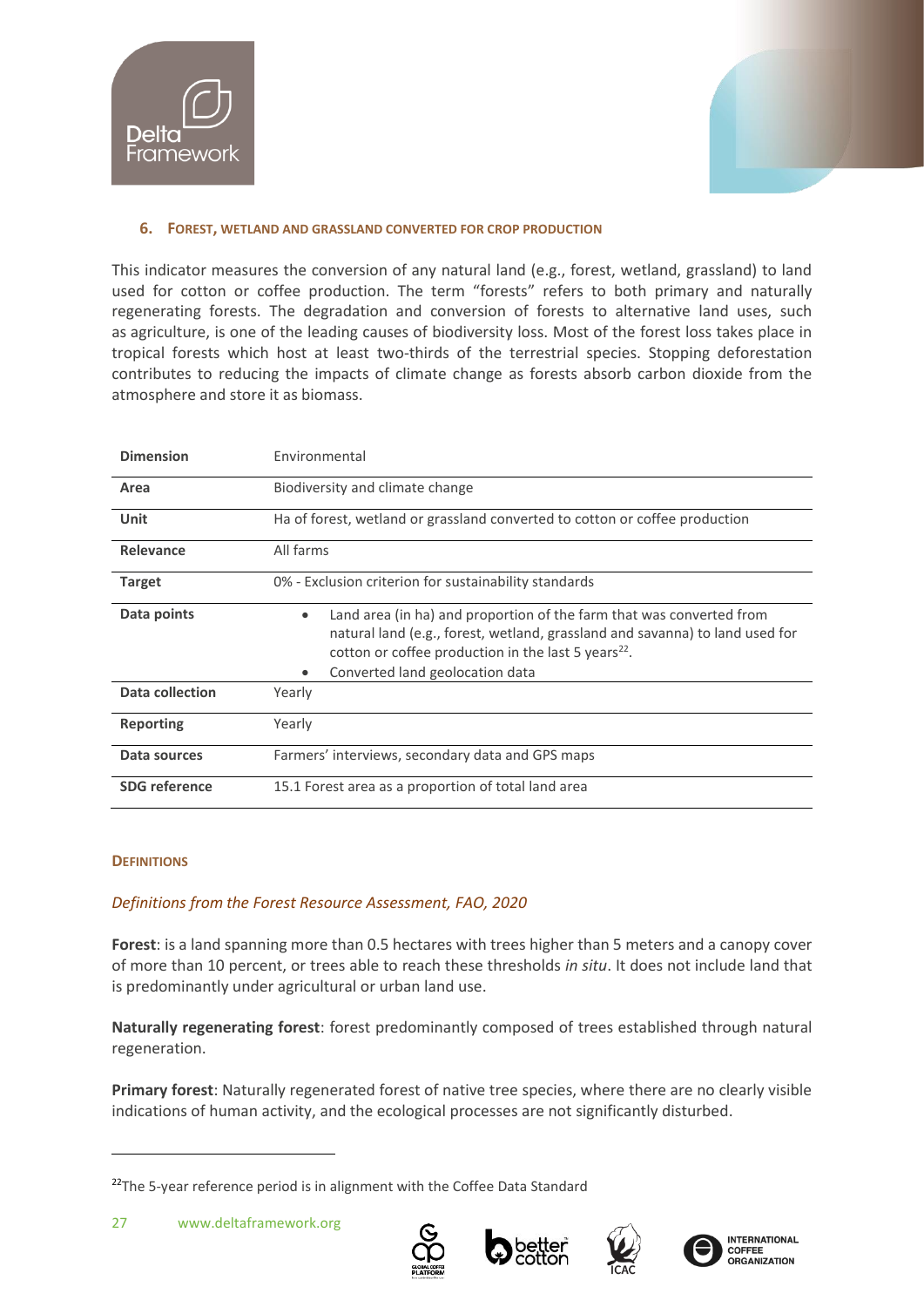### 6. Forest, wetland and grassland converted for crop production

This indicator measures the conversion of any natural land (e.g., forest, wetland, grassland) to land used for cotton or coffee production. The term "forests" refers to both primary and naturally regenerating forests. The degradation and conversion of forests to alternative land uses, such as agriculture, is one of the leading causes of biodiversity loss. Most of the forest loss takes place in tropical forests which host at least two-thirds of the terrestrial species. Stopping deforestation contributes to reducing the impacts of climate change as forests absorb carbon dioxide from the atmosphere and store it as biomass.

| | |
|---|---|
| **Dimension** | Environmental |
| **Area** | Biodiversity and climate change |
| **Unit** | Ha of forest, wetland or grassland converted to cotton or coffee production |
| **Relevance** | All farms |
| **Target** | 0% - Exclusion criterion for sustainability standards |
| **Data points** | • Land area (in ha) and proportion of the farm that was converted from natural land (e.g., forest, wetland, grassland and savanna) to land used for cotton or coffee production in the last 5 years[22]. <br>• Converted land geolocation data |
| **Data collection** | Yearly |
| **Reporting** | Yearly |
| **Data sources** | Farmers' interviews, secondary data and GPS maps |
| **SDG reference** | 15.1 Forest area as a proportion of total land area |

#### Definitions

*Definitions from the Forest Resource Assessment, FAO, 2020*

**Forest**: is a land spanning more than 0.5 hectares with trees higher than 5 meters and a canopy cover of more than 10 percent, or trees able to reach these thresholds *in situ*. It does not include land that is predominantly under agricultural or urban land use.

**Naturally regenerating forest**: forest predominantly composed of trees established through natural regeneration.

**Primary forest**: Naturally regenerated forest of native tree species, where there are no clearly visible indications of human activity, and the ecological processes are not significantly disturbed.

[22] The 5-year reference period is in alignment with the Coffee Data Standard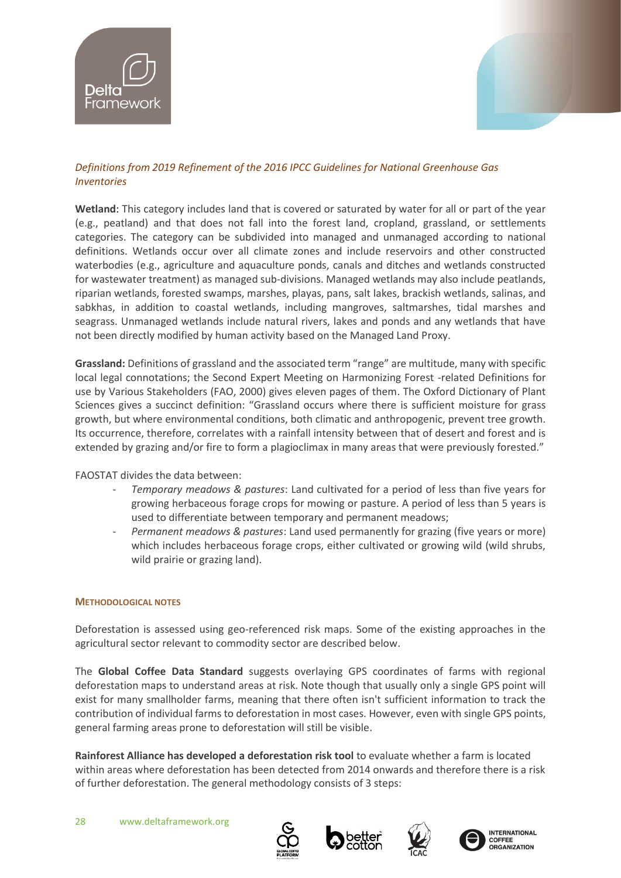*Definitions from 2019 Refinement of the 2016 IPCC Guidelines for National Greenhouse Gas Inventories*

**Wetland**: This category includes land that is covered or saturated by water for all or part of the year (e.g., peatland) and that does not fall into the forest land, cropland, grassland, or settlements categories. The category can be subdivided into managed and unmanaged according to national definitions. Wetlands occur over all climate zones and include reservoirs and other constructed waterbodies (e.g., agriculture and aquaculture ponds, canals and ditches and wetlands constructed for wastewater treatment) as managed sub-divisions. Managed wetlands may also include peatlands, riparian wetlands, forested swamps, marshes, playas, pans, salt lakes, brackish wetlands, salinas, and sabkhas, in addition to coastal wetlands, including mangroves, saltmarshes, tidal marshes and seagrass. Unmanaged wetlands include natural rivers, lakes and ponds and any wetlands that have not been directly modified by human activity based on the Managed Land Proxy.

**Grassland:** Definitions of grassland and the associated term "range" are multitude, many with specific local legal connotations; the Second Expert Meeting on Harmonizing Forest -related Definitions for use by Various Stakeholders (FAO, 2000) gives eleven pages of them. The Oxford Dictionary of Plant Sciences gives a succinct definition: "Grassland occurs where there is sufficient moisture for grass growth, but where environmental conditions, both climatic and anthropogenic, prevent tree growth. Its occurrence, therefore, correlates with a rainfall intensity between that of desert and forest and is extended by grazing and/or fire to form a plagioclimax in many areas that were previously forested."

FAOSTAT divides the data between:

- *Temporary meadows & pastures*: Land cultivated for a period of less than five years for growing herbaceous forage crops for mowing or pasture. A period of less than 5 years is used to differentiate between temporary and permanent meadows;
- *Permanent meadows & pastures*: Land used permanently for grazing (five years or more) which includes herbaceous forage crops, either cultivated or growing wild (wild shrubs, wild prairie or grazing land).

#### METHODOLOGICAL NOTES

Deforestation is assessed using geo-referenced risk maps. Some of the existing approaches in the agricultural sector relevant to commodity sector are described below.

The **Global Coffee Data Standard** suggests overlaying GPS coordinates of farms with regional deforestation maps to understand areas at risk. Note though that usually only a single GPS point will exist for many smallholder farms, meaning that there often isn't sufficient information to track the contribution of individual farms to deforestation in most cases. However, even with single GPS points, general farming areas prone to deforestation will still be visible.

**Rainforest Alliance has developed a deforestation risk tool** to evaluate whether a farm is located within areas where deforestation has been detected from 2014 onwards and therefore there is a risk of further deforestation. The general methodology consists of 3 steps: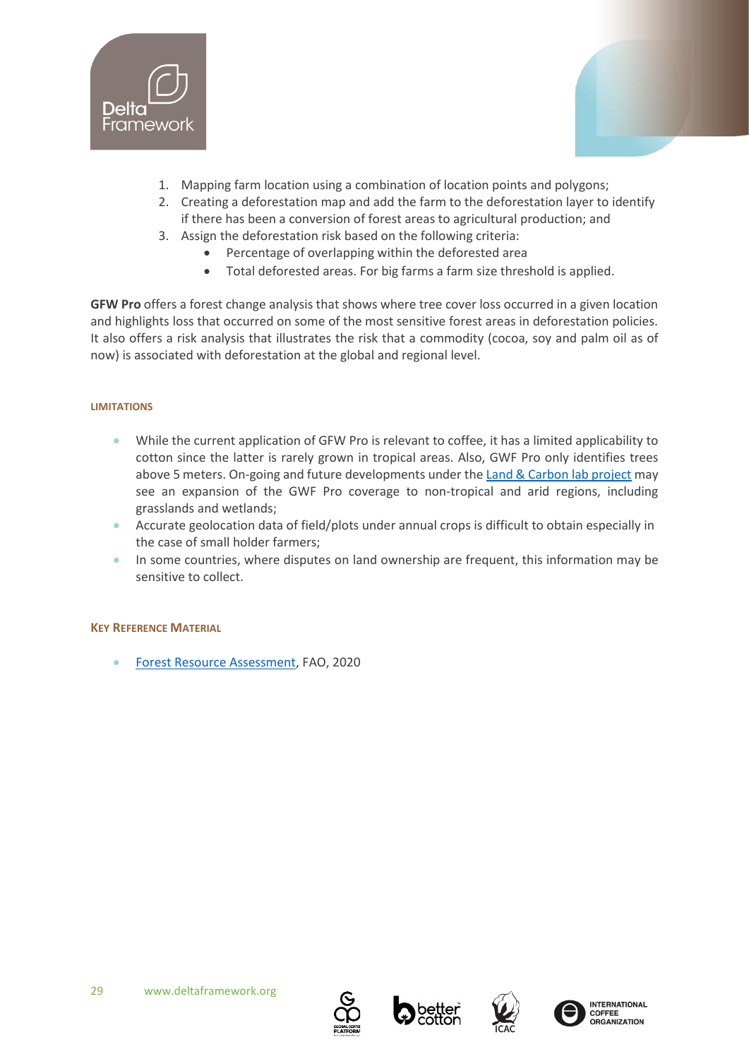1. Mapping farm location using a combination of location points and polygons;
2. Creating a deforestation map and add the farm to the deforestation layer to identify if there has been a conversion of forest areas to agricultural production; and
3. Assign the deforestation risk based on the following criteria:
    - Percentage of overlapping within the deforested area
    - Total deforested areas. For big farms a farm size threshold is applied.

**GFW Pro** offers a forest change analysis that shows where tree cover loss occurred in a given location and highlights loss that occurred on some of the most sensitive forest areas in deforestation policies. It also offers a risk analysis that illustrates the risk that a commodity (cocoa, soy and palm oil as of now) is associated with deforestation at the global and regional level.

#### LIMITATIONS

- While the current application of GFW Pro is relevant to coffee, it has a limited applicability to cotton since the latter is rarely grown in tropical areas. Also, GWF Pro only identifies trees above 5 meters. On-going and future developments under the Land & Carbon lab project may see an expansion of the GWF Pro coverage to non-tropical and arid regions, including grasslands and wetlands;
- Accurate geolocation data of field/plots under annual crops is difficult to obtain especially in the case of small holder farmers;
- In some countries, where disputes on land ownership are frequent, this information may be sensitive to collect.

#### KEY REFERENCE MATERIAL

- Forest Resource Assessment, FAO, 2020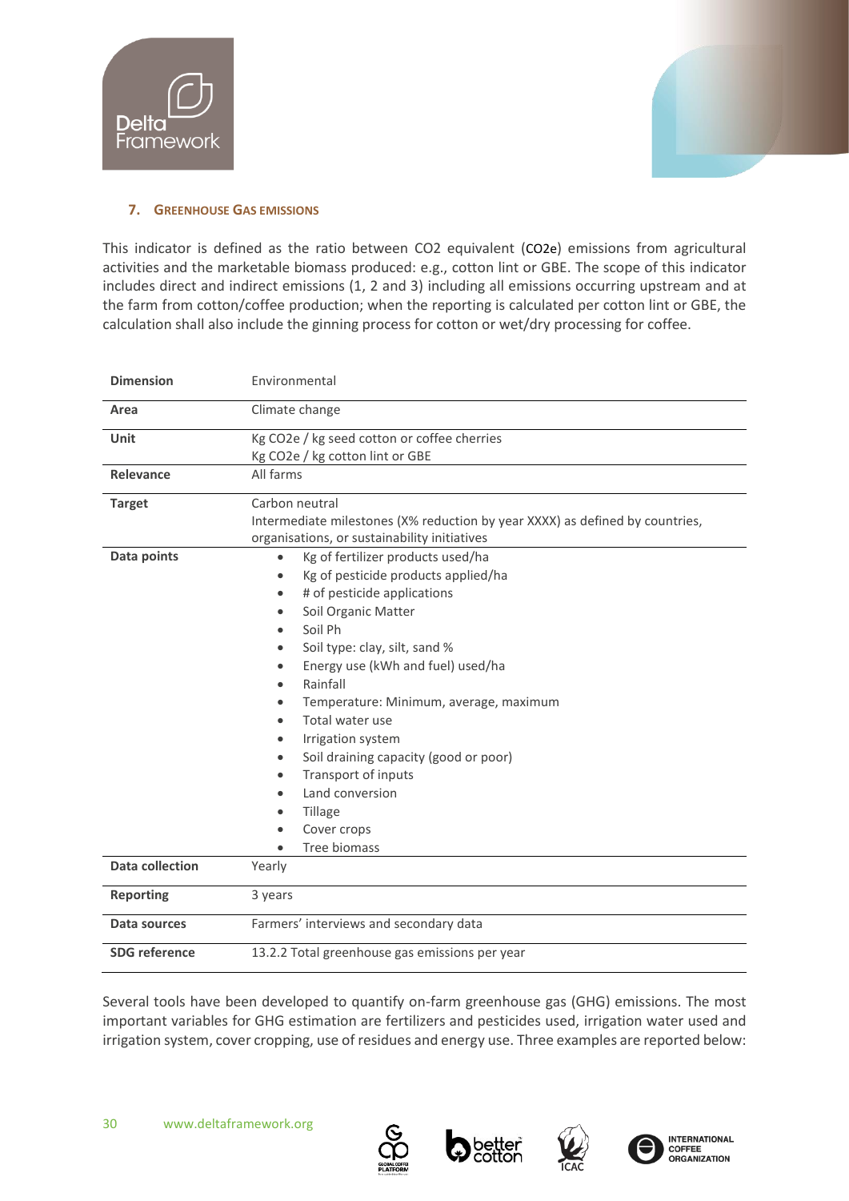## 7. Greenhouse Gas Emissions

This indicator is defined as the ratio between CO2 equivalent (CO2e) emissions from agricultural activities and the marketable biomass produced: e.g., cotton lint or GBE. The scope of this indicator includes direct and indirect emissions (1, 2 and 3) including all emissions occurring upstream and at the farm from cotton/coffee production; when the reporting is calculated per cotton lint or GBE, the calculation shall also include the ginning process for cotton or wet/dry processing for coffee.

| | |
|---|---|
| **Dimension** | Environmental |
| **Area** | Climate change |
| **Unit** | Kg CO2e / kg seed cotton or coffee cherries<br>Kg CO2e / kg cotton lint or GBE |
| **Relevance** | All farms |
| **Target** | Carbon neutral<br>Intermediate milestones (X% reduction by year XXXX) as defined by countries, organisations, or sustainability initiatives |
| **Data points** | • Kg of fertilizer products used/ha<br>• Kg of pesticide products applied/ha<br>• # of pesticide applications<br>• Soil Organic Matter<br>• Soil Ph<br>• Soil type: clay, silt, sand %<br>• Energy use (kWh and fuel) used/ha<br>• Rainfall<br>• Temperature: Minimum, average, maximum<br>• Total water use<br>• Irrigation system<br>• Soil draining capacity (good or poor)<br>• Transport of inputs<br>• Land conversion<br>• Tillage<br>• Cover crops<br>• Tree biomass |
| **Data collection** | Yearly |
| **Reporting** | 3 years |
| **Data sources** | Farmers' interviews and secondary data |
| **SDG reference** | 13.2.2 Total greenhouse gas emissions per year |

Several tools have been developed to quantify on-farm greenhouse gas (GHG) emissions. The most important variables for GHG estimation are fertilizers and pesticides used, irrigation water used and irrigation system, cover cropping, use of residues and energy use. Three examples are reported below: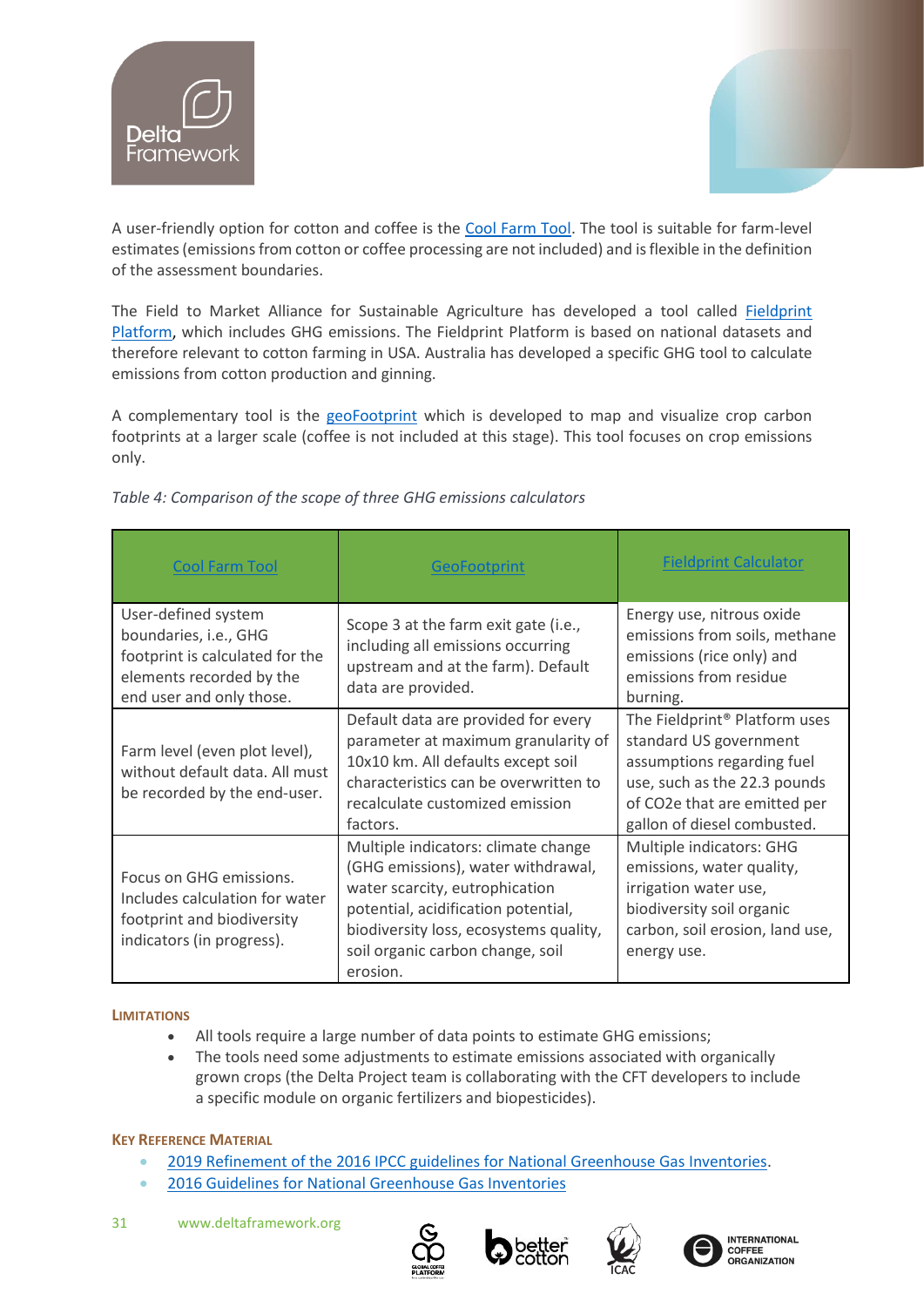A user-friendly option for cotton and coffee is the Cool Farm Tool. The tool is suitable for farm-level estimates (emissions from cotton or coffee processing are not included) and is flexible in the definition of the assessment boundaries.

The Field to Market Alliance for Sustainable Agriculture has developed a tool called Fieldprint Platform, which includes GHG emissions. The Fieldprint Platform is based on national datasets and therefore relevant to cotton farming in USA. Australia has developed a specific GHG tool to calculate emissions from cotton production and ginning.

A complementary tool is the geoFootprint which is developed to map and visualize crop carbon footprints at a larger scale (coffee is not included at this stage). This tool focuses on crop emissions only.

*Table 4: Comparison of the scope of three GHG emissions calculators*

| Cool Farm Tool | GeoFootprint | Fieldprint Calculator |
|---|---|---|
| User-defined system boundaries, i.e., GHG footprint is calculated for the elements recorded by the end user and only those. | Scope 3 at the farm exit gate (i.e., including all emissions occurring upstream and at the farm). Default data are provided. | Energy use, nitrous oxide emissions from soils, methane emissions (rice only) and emissions from residue burning. |
| Farm level (even plot level), without default data. All must be recorded by the end-user. | Default data are provided for every parameter at maximum granularity of 10x10 km. All defaults except soil characteristics can be overwritten to recalculate customized emission factors. | The Fieldprint® Platform uses standard US government assumptions regarding fuel use, such as the 22.3 pounds of $CO_2e$ that are emitted per gallon of diesel combusted. |
| Focus on GHG emissions. Includes calculation for water footprint and biodiversity indicators (in progress). | Multiple indicators: climate change (GHG emissions), water withdrawal, water scarcity, eutrophication potential, acidification potential, biodiversity loss, ecosystems quality, soil organic carbon change, soil erosion. | Multiple indicators: GHG emissions, water quality, irrigation water use, biodiversity soil organic carbon, soil erosion, land use, energy use. |

**LIMITATIONS**

- All tools require a large number of data points to estimate GHG emissions;
- The tools need some adjustments to estimate emissions associated with organically grown crops (the Delta Project team is collaborating with the CFT developers to include a specific module on organic fertilizers and biopesticides).

**KEY REFERENCE MATERIAL**

- 2019 Refinement of the 2016 IPCC guidelines for National Greenhouse Gas Inventories.
- 2016 Guidelines for National Greenhouse Gas Inventories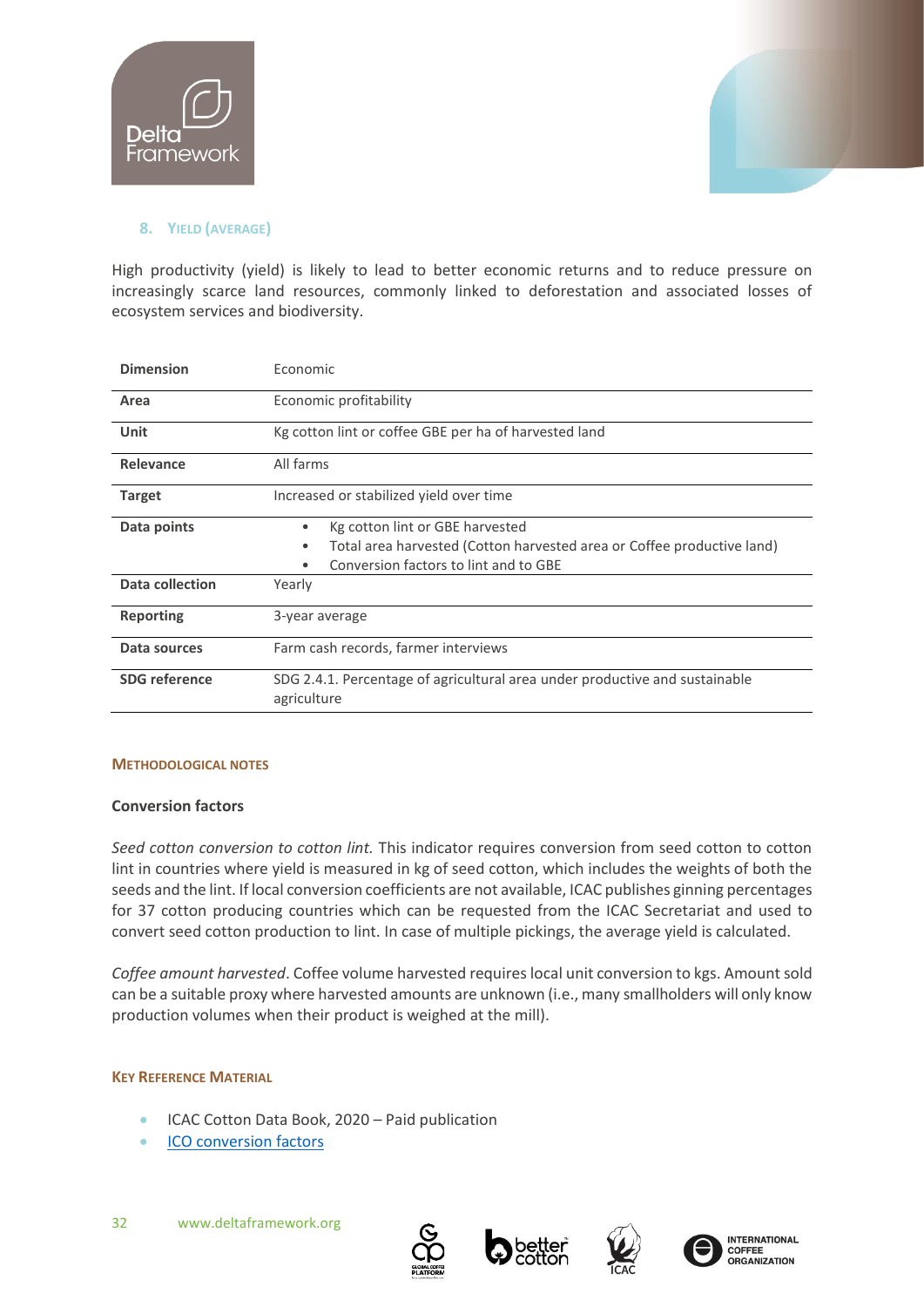## 8. Yield (average)

High productivity (yield) is likely to lead to better economic returns and to reduce pressure on increasingly scarce land resources, commonly linked to deforestation and associated losses of ecosystem services and biodiversity.

| | |
|---|---|
| **Dimension** | Economic |
| **Area** | Economic profitability |
| **Unit** | Kg cotton lint or coffee GBE per ha of harvested land |
| **Relevance** | All farms |
| **Target** | Increased or stabilized yield over time |
| **Data points** | • Kg cotton lint or GBE harvested<br>• Total area harvested (Cotton harvested area or Coffee productive land)<br>• Conversion factors to lint and to GBE |
| **Data collection** | Yearly |
| **Reporting** | 3-year average |
| **Data sources** | Farm cash records, farmer interviews |
| **SDG reference** | SDG 2.4.1. Percentage of agricultural area under productive and sustainable agriculture |

### Methodological notes

**Conversion factors**

*Seed cotton conversion to cotton lint.* This indicator requires conversion from seed cotton to cotton lint in countries where yield is measured in kg of seed cotton, which includes the weights of both the seeds and the lint. If local conversion coefficients are not available, ICAC publishes ginning percentages for 37 cotton producing countries which can be requested from the ICAC Secretariat and used to convert seed cotton production to lint. In case of multiple pickings, the average yield is calculated.

*Coffee amount harvested*. Coffee volume harvested requires local unit conversion to kgs. Amount sold can be a suitable proxy where harvested amounts are unknown (i.e., many smallholders will only know production volumes when their product is weighed at the mill).

### Key Reference Material

- ICAC Cotton Data Book, 2020 – Paid publication
- ICO conversion factors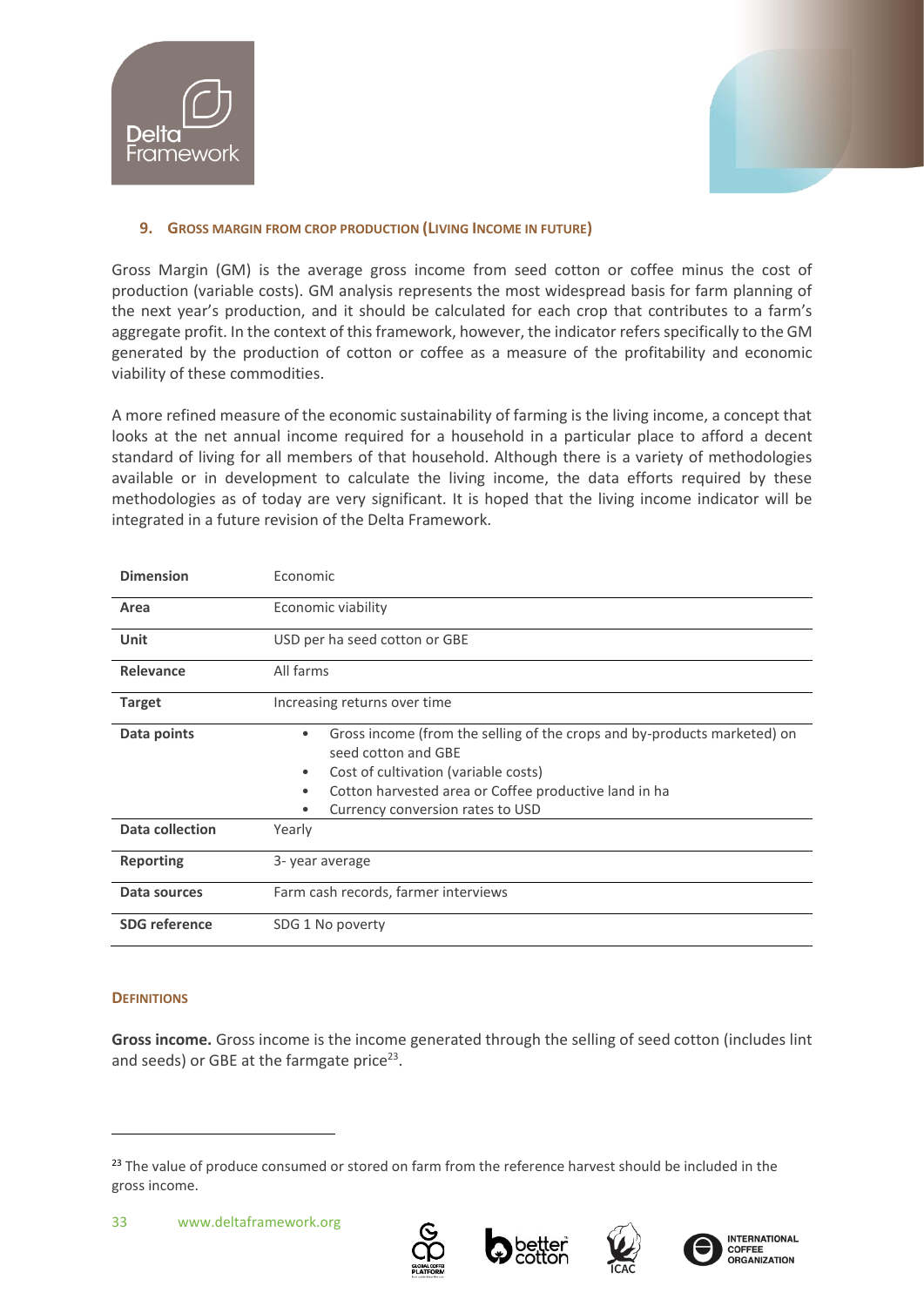## 9. Gross Margin from Crop Production (Living Income in Future)

Gross Margin (GM) is the average gross income from seed cotton or coffee minus the cost of production (variable costs). GM analysis represents the most widespread basis for farm planning of the next year's production, and it should be calculated for each crop that contributes to a farm's aggregate profit. In the context of this framework, however, the indicator refers specifically to the GM generated by the production of cotton or coffee as a measure of the profitability and economic viability of these commodities.

A more refined measure of the economic sustainability of farming is the living income, a concept that looks at the net annual income required for a household in a particular place to afford a decent standard of living for all members of that household. Although there is a variety of methodologies available or in development to calculate the living income, the data efforts required by these methodologies as of today are very significant. It is hoped that the living income indicator will be integrated in a future revision of the Delta Framework.

| **Dimension** | Economic |
|---|---|
| **Area** | Economic viability |
| **Unit** | USD per ha seed cotton or GBE |
| **Relevance** | All farms |
| **Target** | Increasing returns over time |
| **Data points** | • Gross income (from the selling of the crops and by-products marketed) on seed cotton and GBE<br>• Cost of cultivation (variable costs)<br>• Cotton harvested area or Coffee productive land in ha<br>• Currency conversion rates to USD |
| **Data collection** | Yearly |
| **Reporting** | 3- year average |
| **Data sources** | Farm cash records, farmer interviews |
| **SDG reference** | SDG 1 No poverty |

### Definitions

**Gross income.** Gross income is the income generated through the selling of seed cotton (includes lint and seeds) or GBE at the farmgate price[23].

[23] The value of produce consumed or stored on farm from the reference harvest should be included in the gross income.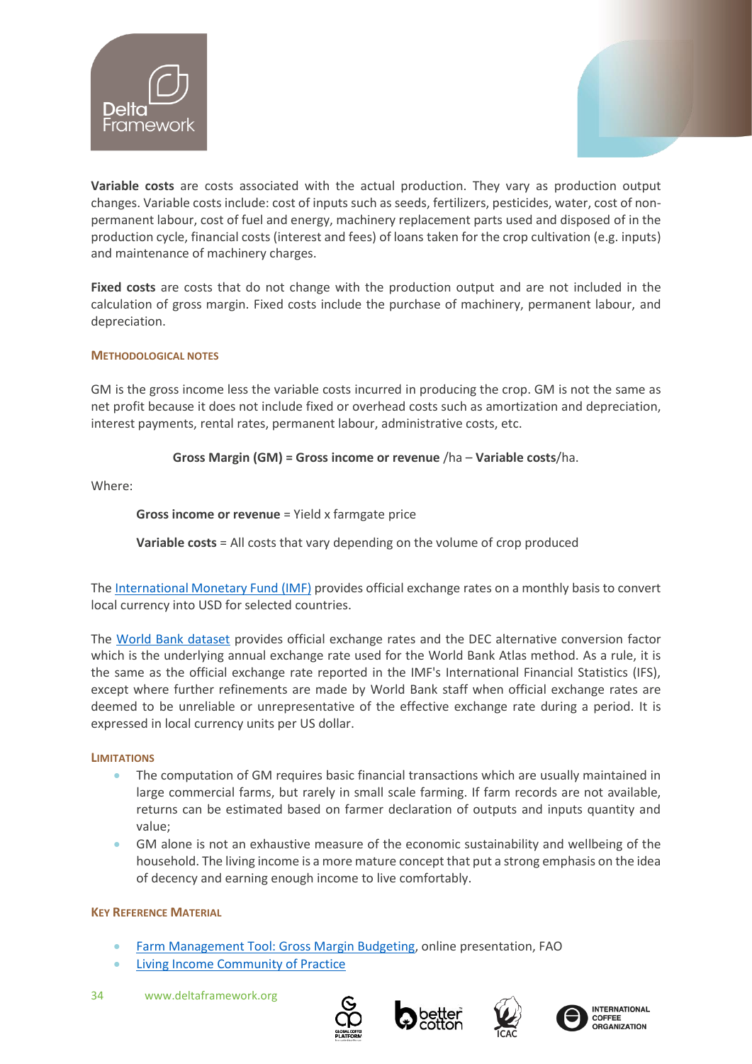**Variable costs** are costs associated with the actual production. They vary as production output changes. Variable costs include: cost of inputs such as seeds, fertilizers, pesticides, water, cost of non-permanent labour, cost of fuel and energy, machinery replacement parts used and disposed of in the production cycle, financial costs (interest and fees) of loans taken for the crop cultivation (e.g. inputs) and maintenance of machinery charges.

**Fixed costs** are costs that do not change with the production output and are not included in the calculation of gross margin. Fixed costs include the purchase of machinery, permanent labour, and depreciation.

### Methodological Notes

GM is the gross income less the variable costs incurred in producing the crop. GM is not the same as net profit because it does not include fixed or overhead costs such as amortization and depreciation, interest payments, rental rates, permanent labour, administrative costs, etc.

**Gross Margin (GM) = Gross income or revenue** /ha – **Variable costs**/ha.

Where:

**Gross income or revenue** = Yield x farmgate price

**Variable costs** = All costs that vary depending on the volume of crop produced

The International Monetary Fund (IMF) provides official exchange rates on a monthly basis to convert local currency into USD for selected countries.

The World Bank dataset provides official exchange rates and the DEC alternative conversion factor which is the underlying annual exchange rate used for the World Bank Atlas method. As a rule, it is the same as the official exchange rate reported in the IMF's International Financial Statistics (IFS), except where further refinements are made by World Bank staff when official exchange rates are deemed to be unreliable or unrepresentative of the effective exchange rate during a period. It is expressed in local currency units per US dollar.

### Limitations

- The computation of GM requires basic financial transactions which are usually maintained in large commercial farms, but rarely in small scale farming. If farm records are not available, returns can be estimated based on farmer declaration of outputs and inputs quantity and value;
- GM alone is not an exhaustive measure of the economic sustainability and wellbeing of the household. The living income is a more mature concept that put a strong emphasis on the idea of decency and earning enough income to live comfortably.

### Key Reference Material

- Farm Management Tool: Gross Margin Budgeting, online presentation, FAO
- Living Income Community of Practice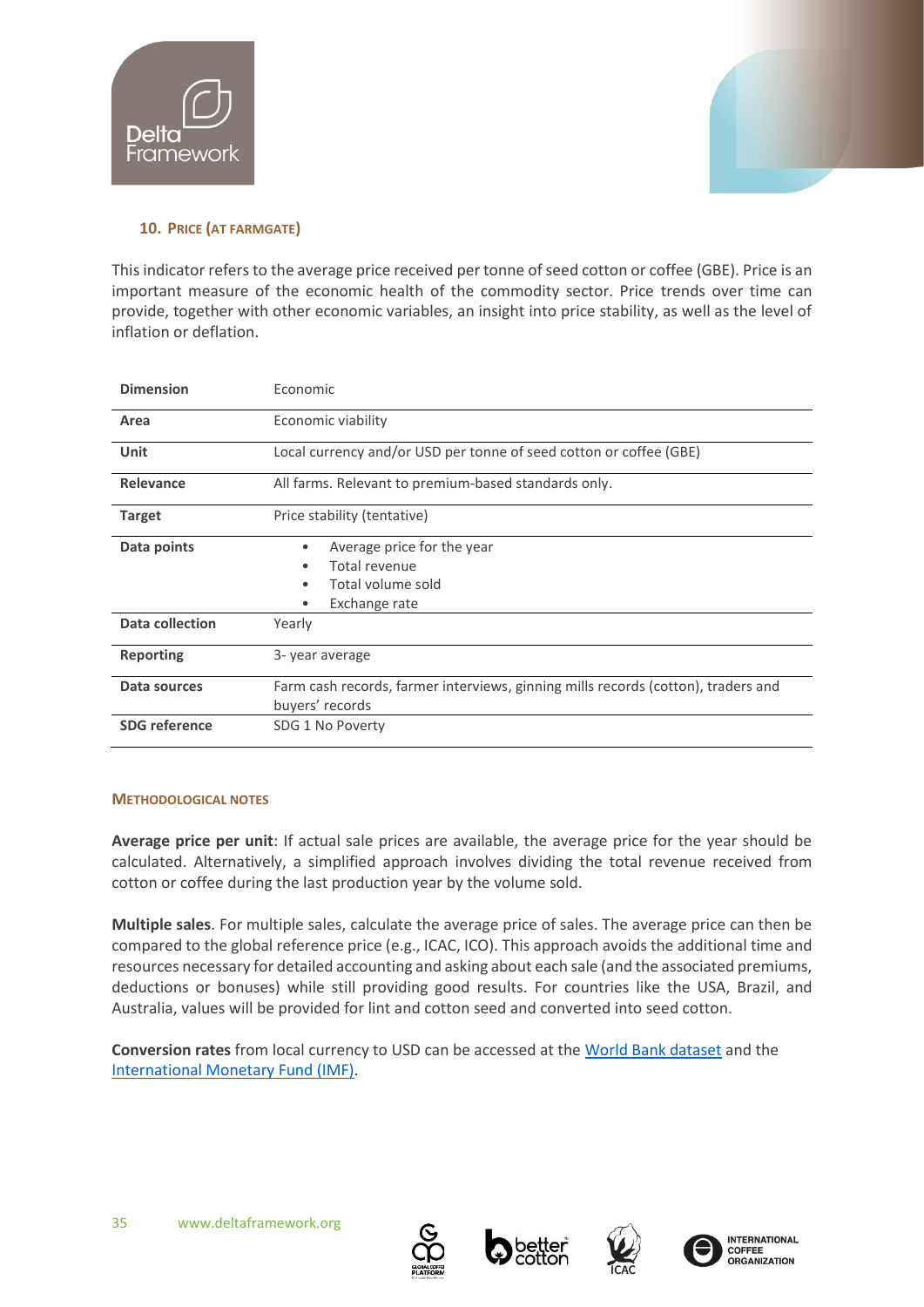## 10. Price (at farmgate)

This indicator refers to the average price received per tonne of seed cotton or coffee (GBE). Price is an important measure of the economic health of the commodity sector. Price trends over time can provide, together with other economic variables, an insight into price stability, as well as the level of inflation or deflation.

| | |
|---|---|
| **Dimension** | Economic |
| **Area** | Economic viability |
| **Unit** | Local currency and/or USD per tonne of seed cotton or coffee (GBE) |
| **Relevance** | All farms. Relevant to premium-based standards only. |
| **Target** | Price stability (tentative) |
| **Data points** | • Average price for the year<br>• Total revenue<br>• Total volume sold<br>• Exchange rate |
| **Data collection** | Yearly |
| **Reporting** | 3- year average |
| **Data sources** | Farm cash records, farmer interviews, ginning mills records (cotton), traders and buyers' records |
| **SDG reference** | SDG 1 No Poverty |

### Methodological notes

**Average price per unit**: If actual sale prices are available, the average price for the year should be calculated. Alternatively, a simplified approach involves dividing the total revenue received from cotton or coffee during the last production year by the volume sold.

**Multiple sales**. For multiple sales, calculate the average price of sales. The average price can then be compared to the global reference price (e.g., ICAC, ICO). This approach avoids the additional time and resources necessary for detailed accounting and asking about each sale (and the associated premiums, deductions or bonuses) while still providing good results. For countries like the USA, Brazil, and Australia, values will be provided for lint and cotton seed and converted into seed cotton.

**Conversion rates** from local currency to USD can be accessed at the World Bank dataset and the International Monetary Fund (IMF).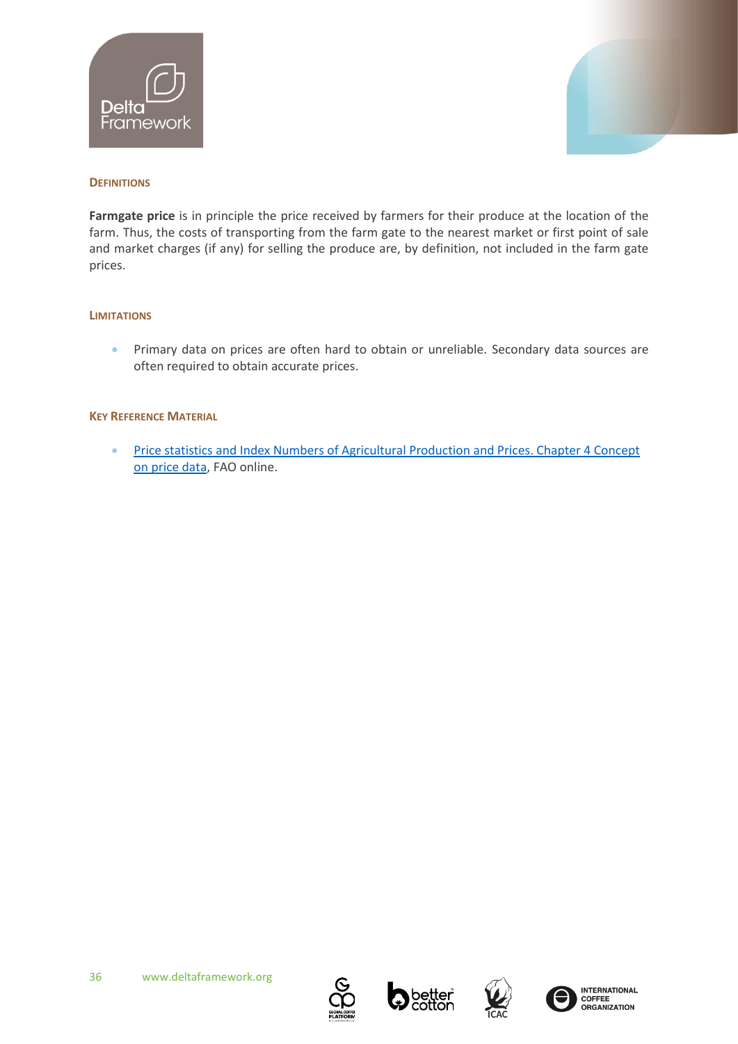### Definitions

**Farmgate price** is in principle the price received by farmers for their produce at the location of the farm. Thus, the costs of transporting from the farm gate to the nearest market or first point of sale and market charges (if any) for selling the produce are, by definition, not included in the farm gate prices.

### Limitations

- Primary data on prices are often hard to obtain or unreliable. Secondary data sources are often required to obtain accurate prices.

### Key Reference Material

- Price statistics and Index Numbers of Agricultural Production and Prices. Chapter 4 Concept on price data, FAO online.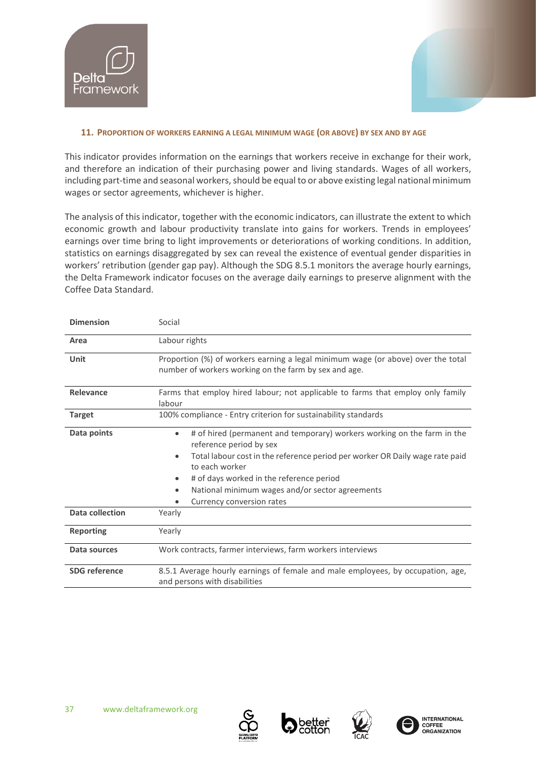### 11. Proportion of workers earning a legal minimum wage (or above) by sex and by age

This indicator provides information on the earnings that workers receive in exchange for their work, and therefore an indication of their purchasing power and living standards. Wages of all workers, including part-time and seasonal workers, should be equal to or above existing legal national minimum wages or sector agreements, whichever is higher.

The analysis of this indicator, together with the economic indicators, can illustrate the extent to which economic growth and labour productivity translate into gains for workers. Trends in employees' earnings over time bring to light improvements or deteriorations of working conditions. In addition, statistics on earnings disaggregated by sex can reveal the existence of eventual gender disparities in workers' retribution (gender gap pay). Although the SDG 8.5.1 monitors the average hourly earnings, the Delta Framework indicator focuses on the average daily earnings to preserve alignment with the Coffee Data Standard.

| | |
|---|---|
| **Dimension** | Social |
| **Area** | Labour rights |
| **Unit** | Proportion (%) of workers earning a legal minimum wage (or above) over the total number of workers working on the farm by sex and age. |
| **Relevance** | Farms that employ hired labour; not applicable to farms that employ only family labour |
| **Target** | 100% compliance - Entry criterion for sustainability standards |
| **Data points** | • # of hired (permanent and temporary) workers working on the farm in the reference period by sex<br>• Total labour cost in the reference period per worker OR Daily wage rate paid to each worker<br>• # of days worked in the reference period<br>• National minimum wages and/or sector agreements<br>• Currency conversion rates |
| **Data collection** | Yearly |
| **Reporting** | Yearly |
| **Data sources** | Work contracts, farmer interviews, farm workers interviews |
| **SDG reference** | 8.5.1 Average hourly earnings of female and male employees, by occupation, age, and persons with disabilities |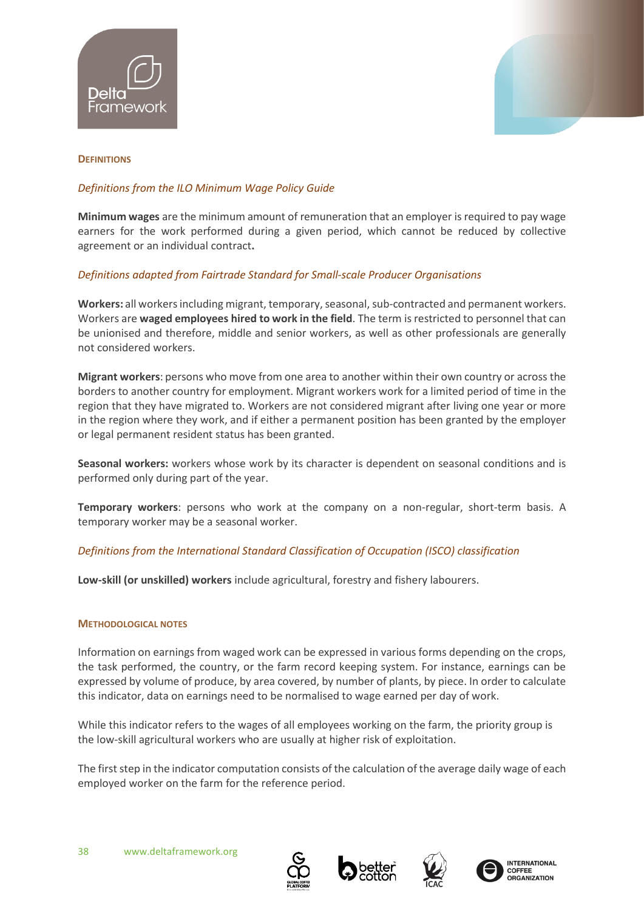## Definitions

*Definitions from the ILO Minimum Wage Policy Guide*

**Minimum wages** are the minimum amount of remuneration that an employer is required to pay wage earners for the work performed during a given period, which cannot be reduced by collective agreement or an individual contract**.**

*Definitions adapted from Fairtrade Standard for Small-scale Producer Organisations*

**Workers:** all workers including migrant, temporary, seasonal, sub-contracted and permanent workers. Workers are **waged employees hired to work in the field**. The term is restricted to personnel that can be unionised and therefore, middle and senior workers, as well as other professionals are generally not considered workers.

**Migrant workers**: persons who move from one area to another within their own country or across the borders to another country for employment. Migrant workers work for a limited period of time in the region that they have migrated to. Workers are not considered migrant after living one year or more in the region where they work, and if either a permanent position has been granted by the employer or legal permanent resident status has been granted.

**Seasonal workers:** workers whose work by its character is dependent on seasonal conditions and is performed only during part of the year.

**Temporary workers**: persons who work at the company on a non-regular, short-term basis. A temporary worker may be a seasonal worker.

*Definitions from the International Standard Classification of Occupation (ISCO) classification*

**Low-skill (or unskilled) workers** include agricultural, forestry and fishery labourers.

## Methodological notes

Information on earnings from waged work can be expressed in various forms depending on the crops, the task performed, the country, or the farm record keeping system. For instance, earnings can be expressed by volume of produce, by area covered, by number of plants, by piece. In order to calculate this indicator, data on earnings need to be normalised to wage earned per day of work.

While this indicator refers to the wages of all employees working on the farm, the priority group is the low-skill agricultural workers who are usually at higher risk of exploitation.

The first step in the indicator computation consists of the calculation of the average daily wage of each employed worker on the farm for the reference period.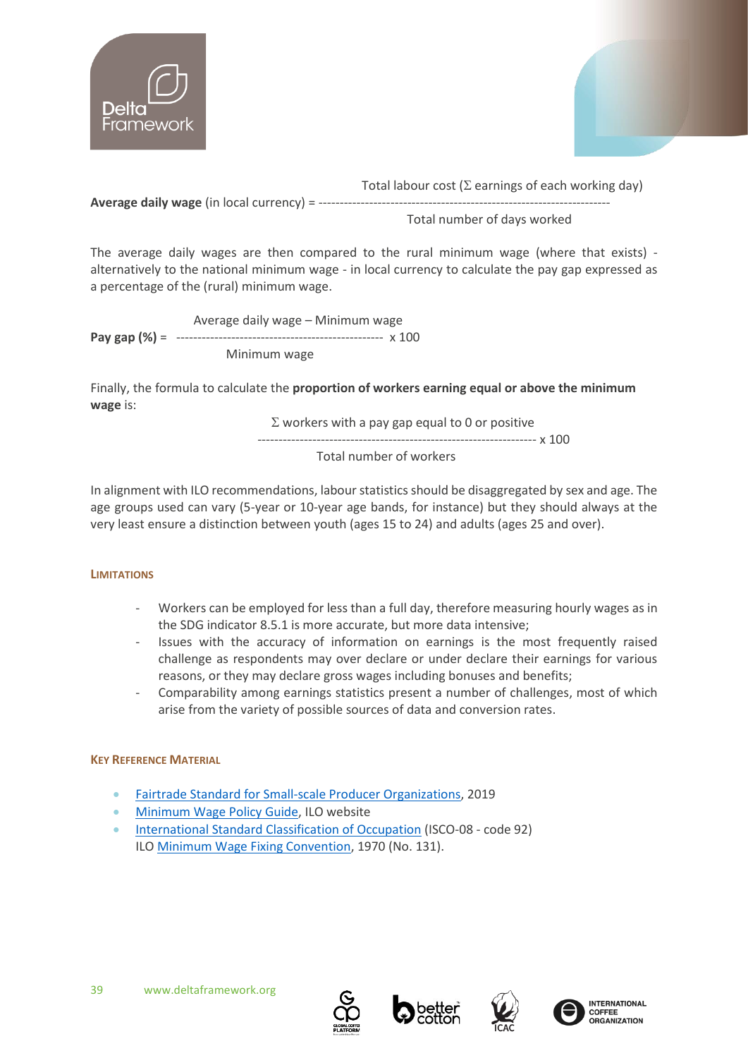$$\textbf{Average daily wage} \text{ (in local currency)} = \frac{\text{Total labour cost } (\Sigma \text{ earnings of each working day})}{\text{Total number of days worked}}$$

The average daily wages are then compared to the rural minimum wage (where that exists) - alternatively to the national minimum wage - in local currency to calculate the pay gap expressed as a percentage of the (rural) minimum wage.

$$\textbf{Pay gap (\%)} = \frac{\text{Average daily wage} - \text{Minimum wage}}{\text{Minimum wage}} \times 100$$

Finally, the formula to calculate the **proportion of workers earning equal or above the minimum wage** is:

$$\frac{\Sigma \text{ workers with a pay gap equal to 0 or positive}}{\text{Total number of workers}} \times 100$$

In alignment with ILO recommendations, labour statistics should be disaggregated by sex and age. The age groups used can vary (5-year or 10-year age bands, for instance) but they should always at the very least ensure a distinction between youth (ages 15 to 24) and adults (ages 25 and over).

### Limitations

- Workers can be employed for less than a full day, therefore measuring hourly wages as in the SDG indicator 8.5.1 is more accurate, but more data intensive;
- Issues with the accuracy of information on earnings is the most frequently raised challenge as respondents may over declare or under declare their earnings for various reasons, or they may declare gross wages including bonuses and benefits;
- Comparability among earnings statistics present a number of challenges, most of which arise from the variety of possible sources of data and conversion rates.

### Key Reference Material

- Fairtrade Standard for Small-scale Producer Organizations, 2019
- Minimum Wage Policy Guide, ILO website
- International Standard Classification of Occupation (ISCO-08 - code 92)
  ILO Minimum Wage Fixing Convention, 1970 (No. 131).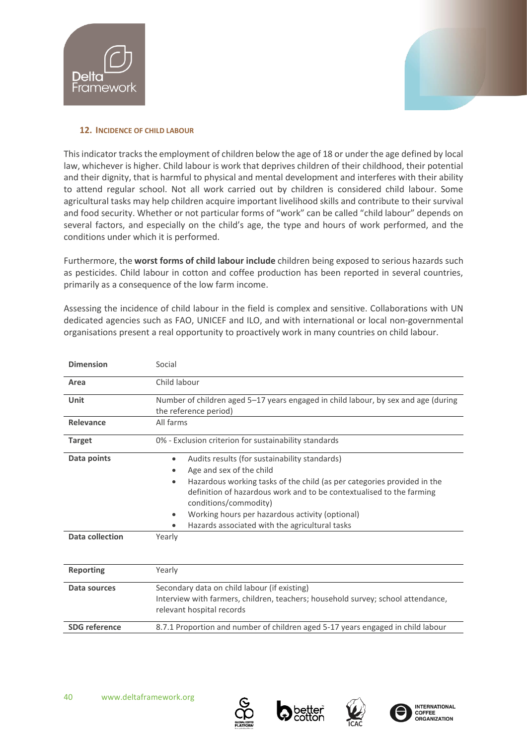## 12. Incidence of child labour

This indicator tracks the employment of children below the age of 18 or under the age defined by local law, whichever is higher. Child labour is work that deprives children of their childhood, their potential and their dignity, that is harmful to physical and mental development and interferes with their ability to attend regular school. Not all work carried out by children is considered child labour. Some agricultural tasks may help children acquire important livelihood skills and contribute to their survival and food security. Whether or not particular forms of "work" can be called "child labour" depends on several factors, and especially on the child's age, the type and hours of work performed, and the conditions under which it is performed.

Furthermore, the **worst forms of child labour include** children being exposed to serious hazards such as pesticides. Child labour in cotton and coffee production has been reported in several countries, primarily as a consequence of the low farm income.

Assessing the incidence of child labour in the field is complex and sensitive. Collaborations with UN dedicated agencies such as FAO, UNICEF and ILO, and with international or local non-governmental organisations present a real opportunity to proactively work in many countries on child labour.

| | |
|---|---|
| **Dimension** | Social |
| **Area** | Child labour |
| **Unit** | Number of children aged 5–17 years engaged in child labour, by sex and age (during the reference period) |
| **Relevance** | All farms |
| **Target** | 0% - Exclusion criterion for sustainability standards |
| **Data points** | • Audits results (for sustainability standards)<br>• Age and sex of the child<br>• Hazardous working tasks of the child (as per categories provided in the definition of hazardous work and to be contextualised to the farming conditions/commodity)<br>• Working hours per hazardous activity (optional)<br>• Hazards associated with the agricultural tasks |
| **Data collection** | Yearly |
| **Reporting** | Yearly |
| **Data sources** | Secondary data on child labour (if existing)<br>Interview with farmers, children, teachers; household survey; school attendance, relevant hospital records |
| **SDG reference** | 8.7.1 Proportion and number of children aged 5-17 years engaged in child labour |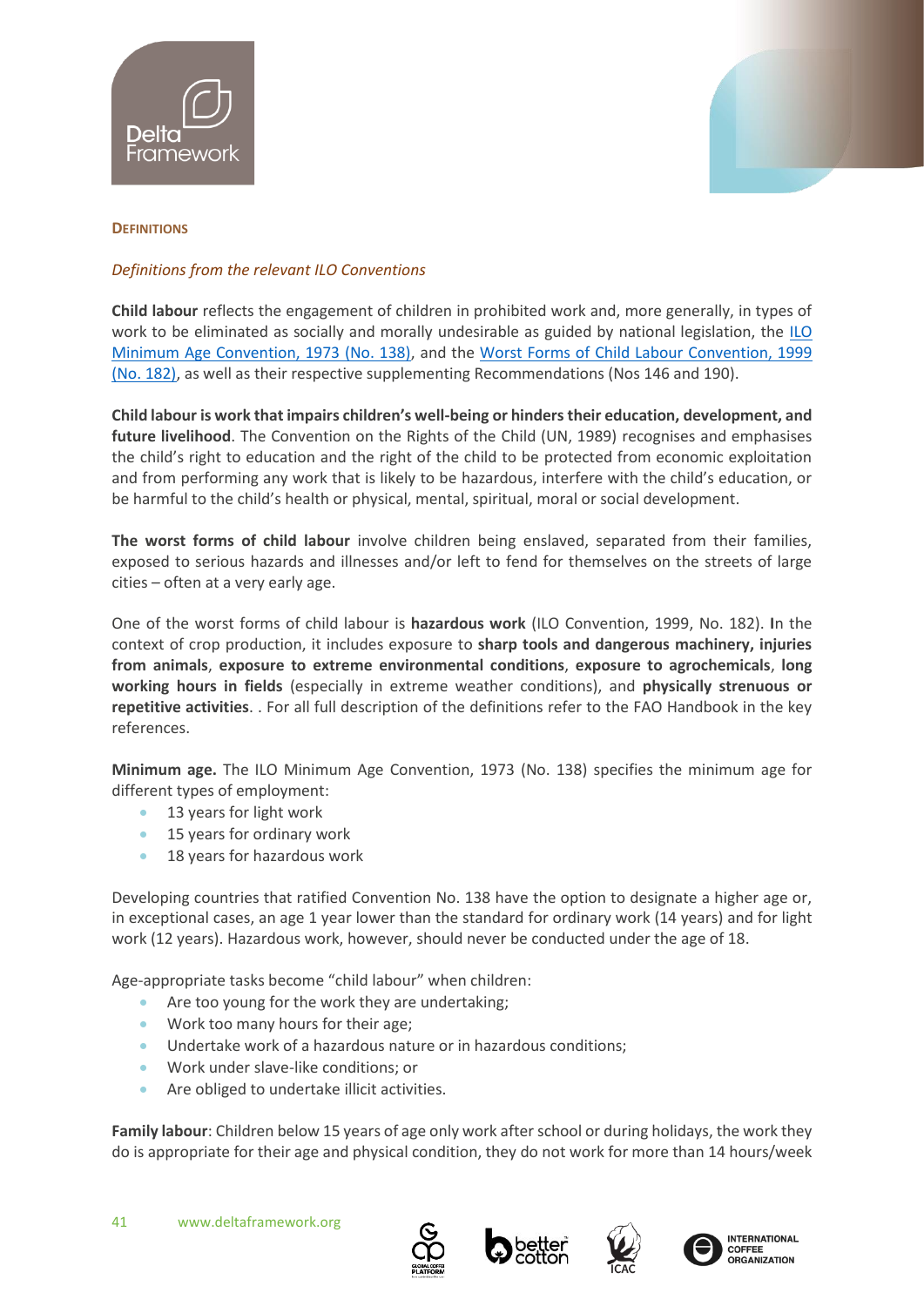## Definitions

*Definitions from the relevant ILO Conventions*

**Child labour** reflects the engagement of children in prohibited work and, more generally, in types of work to be eliminated as socially and morally undesirable as guided by national legislation, the ILO Minimum Age Convention, 1973 (No. 138), and the Worst Forms of Child Labour Convention, 1999 (No. 182), as well as their respective supplementing Recommendations (Nos 146 and 190).

**Child labour is work that impairs children's well-being or hinders their education, development, and future livelihood**. The Convention on the Rights of the Child (UN, 1989) recognises and emphasises the child's right to education and the right of the child to be protected from economic exploitation and from performing any work that is likely to be hazardous, interfere with the child's education, or be harmful to the child's health or physical, mental, spiritual, moral or social development.

**The worst forms of child labour** involve children being enslaved, separated from their families, exposed to serious hazards and illnesses and/or left to fend for themselves on the streets of large cities – often at a very early age.

One of the worst forms of child labour is **hazardous work** (ILO Convention, 1999, No. 182). **I**n the context of crop production, it includes exposure to **sharp tools and dangerous machinery, injuries from animals**, **exposure to extreme environmental conditions**, **exposure to agrochemicals**, **long working hours in fields** (especially in extreme weather conditions), and **physically strenuous or repetitive activities**. . For all full description of the definitions refer to the FAO Handbook in the key references.

**Minimum age.** The ILO Minimum Age Convention, 1973 (No. 138) specifies the minimum age for different types of employment:

- 13 years for light work
- 15 years for ordinary work
- 18 years for hazardous work

Developing countries that ratified Convention No. 138 have the option to designate a higher age or, in exceptional cases, an age 1 year lower than the standard for ordinary work (14 years) and for light work (12 years). Hazardous work, however, should never be conducted under the age of 18.

Age-appropriate tasks become "child labour" when children:

- Are too young for the work they are undertaking;
- Work too many hours for their age;
- Undertake work of a hazardous nature or in hazardous conditions;
- Work under slave-like conditions; or
- Are obliged to undertake illicit activities.

**Family labour**: Children below 15 years of age only work after school or during holidays, the work they do is appropriate for their age and physical condition, they do not work for more than 14 hours/week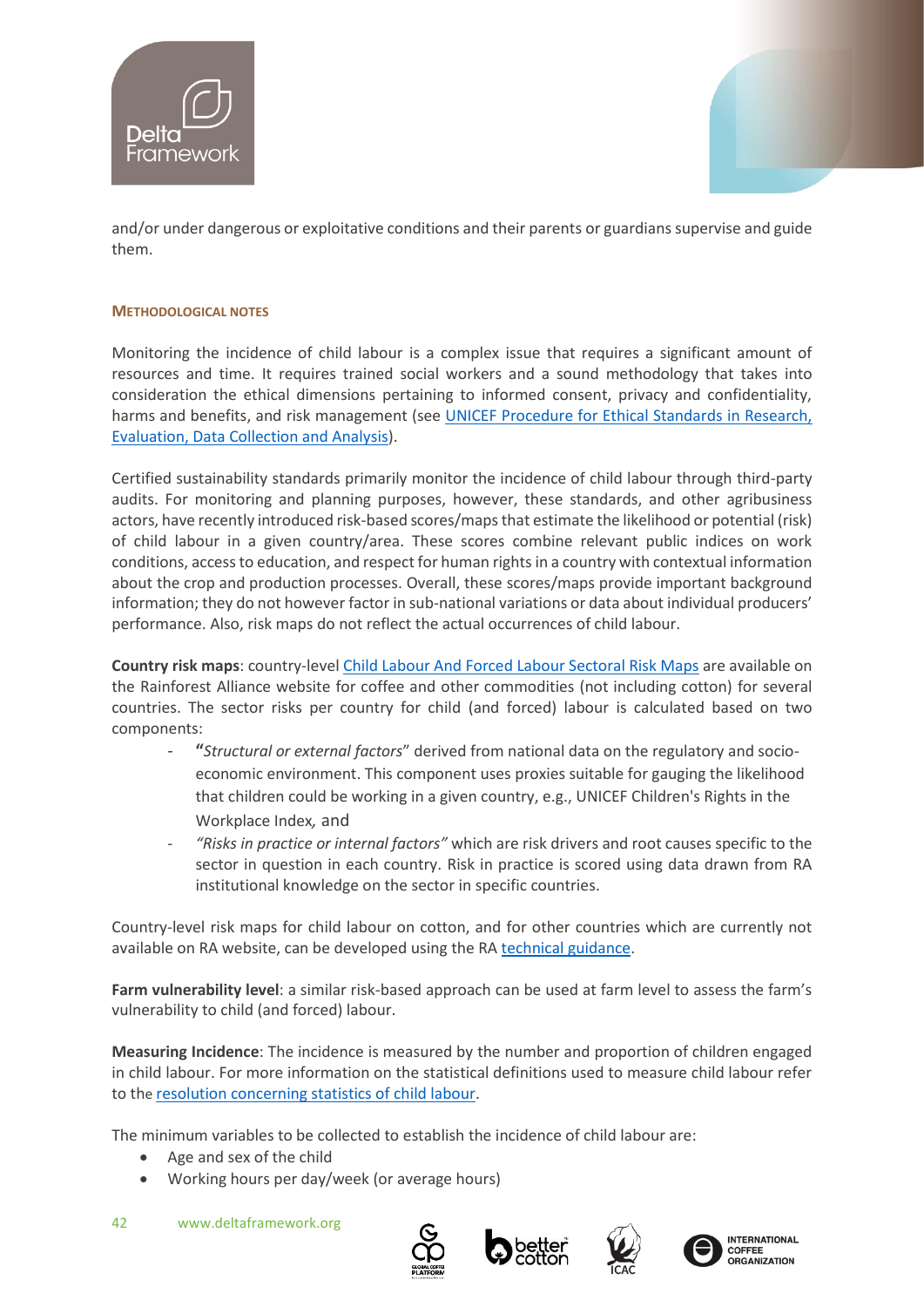and/or under dangerous or exploitative conditions and their parents or guardians supervise and guide them.

### METHODOLOGICAL NOTES

Monitoring the incidence of child labour is a complex issue that requires a significant amount of resources and time. It requires trained social workers and a sound methodology that takes into consideration the ethical dimensions pertaining to informed consent, privacy and confidentiality, harms and benefits, and risk management (see UNICEF Procedure for Ethical Standards in Research, Evaluation, Data Collection and Analysis).

Certified sustainability standards primarily monitor the incidence of child labour through third-party audits. For monitoring and planning purposes, however, these standards, and other agribusiness actors, have recently introduced risk-based scores/maps that estimate the likelihood or potential (risk) of child labour in a given country/area. These scores combine relevant public indices on work conditions, access to education, and respect for human rights in a country with contextual information about the crop and production processes. Overall, these scores/maps provide important background information; they do not however factor in sub-national variations or data about individual producers' performance. Also, risk maps do not reflect the actual occurrences of child labour.

**Country risk maps**: country-level Child Labour And Forced Labour Sectoral Risk Maps are available on the Rainforest Alliance website for coffee and other commodities (not including cotton) for several countries. The sector risks per country for child (and forced) labour is calculated based on two components:

- **"***Structural or external factors*" derived from national data on the regulatory and socio-economic environment. This component uses proxies suitable for gauging the likelihood that children could be working in a given country, e.g., UNICEF Children's Rights in the Workplace Index*,* and
- *"Risks in practice or internal factors"* which are risk drivers and root causes specific to the sector in question in each country. Risk in practice is scored using data drawn from RA institutional knowledge on the sector in specific countries.

Country-level risk maps for child labour on cotton, and for other countries which are currently not available on RA website, can be developed using the RA technical guidance.

**Farm vulnerability level**: a similar risk-based approach can be used at farm level to assess the farm's vulnerability to child (and forced) labour.

**Measuring Incidence**: The incidence is measured by the number and proportion of children engaged in child labour. For more information on the statistical definitions used to measure child labour refer to the resolution concerning statistics of child labour.

The minimum variables to be collected to establish the incidence of child labour are:

- Age and sex of the child
- Working hours per day/week (or average hours)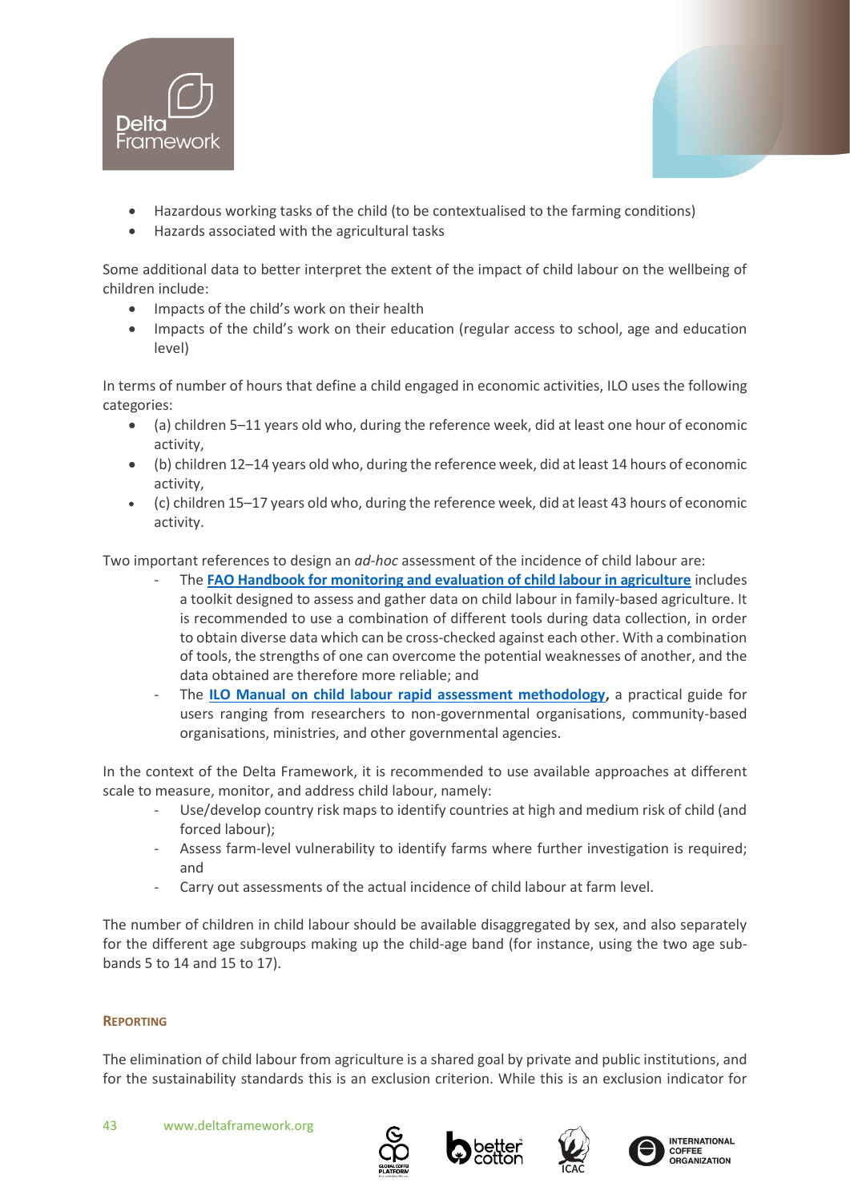- Hazardous working tasks of the child (to be contextualised to the farming conditions)
- Hazards associated with the agricultural tasks

Some additional data to better interpret the extent of the impact of child labour on the wellbeing of children include:

- Impacts of the child's work on their health
- Impacts of the child's work on their education (regular access to school, age and education level)

In terms of number of hours that define a child engaged in economic activities, ILO uses the following categories:

- (a) children 5–11 years old who, during the reference week, did at least one hour of economic activity,
- (b) children 12–14 years old who, during the reference week, did at least 14 hours of economic activity,
- (c) children 15–17 years old who, during the reference week, did at least 43 hours of economic activity.

Two important references to design an *ad-hoc* assessment of the incidence of child labour are:

- The **FAO Handbook for monitoring and evaluation of child labour in agriculture** includes a toolkit designed to assess and gather data on child labour in family-based agriculture. It is recommended to use a combination of different tools during data collection, in order to obtain diverse data which can be cross-checked against each other. With a combination of tools, the strengths of one can overcome the potential weaknesses of another, and the data obtained are therefore more reliable; and
- The **ILO Manual on child labour rapid assessment methodology**, a practical guide for users ranging from researchers to non-governmental organisations, community-based organisations, ministries, and other governmental agencies.

In the context of the Delta Framework, it is recommended to use available approaches at different scale to measure, monitor, and address child labour, namely:

- Use/develop country risk maps to identify countries at high and medium risk of child (and forced labour);
- Assess farm-level vulnerability to identify farms where further investigation is required; and
- Carry out assessments of the actual incidence of child labour at farm level.

The number of children in child labour should be available disaggregated by sex, and also separately for the different age subgroups making up the child-age band (for instance, using the two age sub-bands 5 to 14 and 15 to 17).

#### Reporting

The elimination of child labour from agriculture is a shared goal by private and public institutions, and for the sustainability standards this is an exclusion criterion. While this is an exclusion indicator for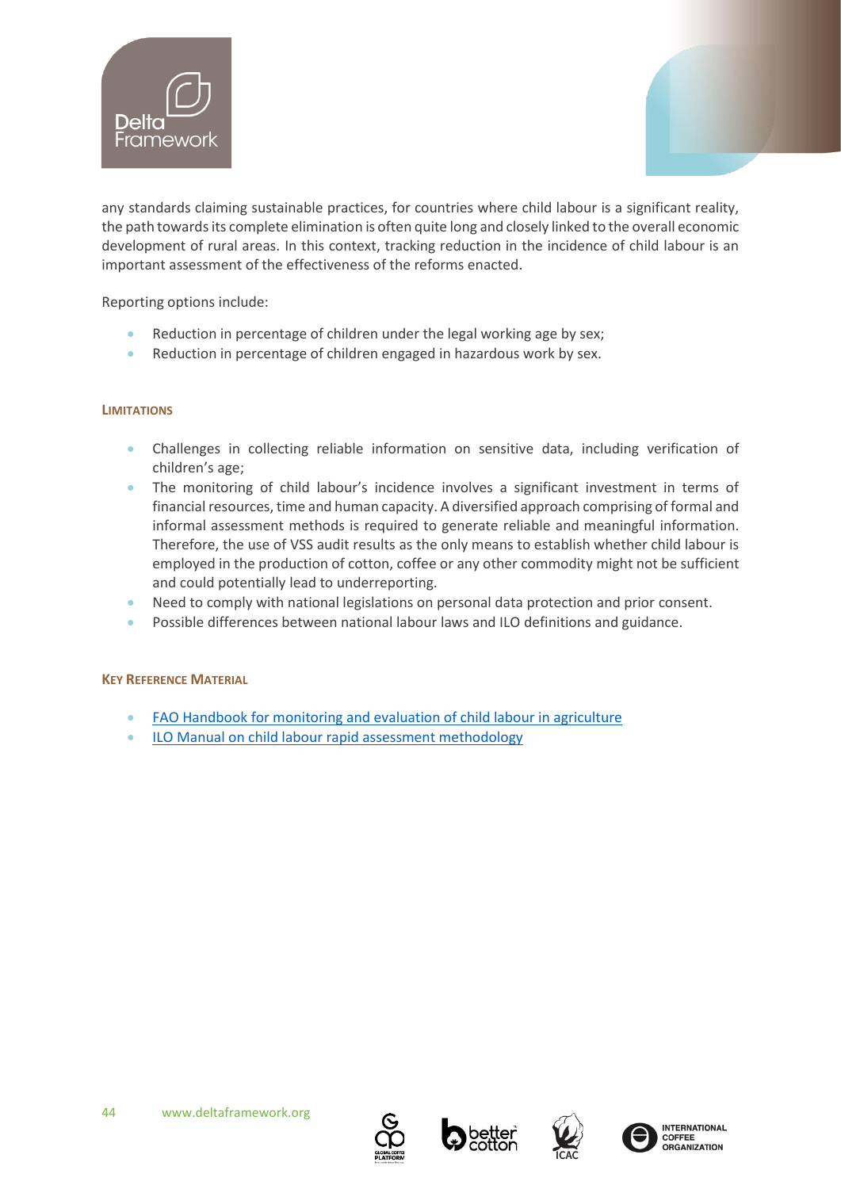any standards claiming sustainable practices, for countries where child labour is a significant reality, the path towards its complete elimination is often quite long and closely linked to the overall economic development of rural areas. In this context, tracking reduction in the incidence of child labour is an important assessment of the effectiveness of the reforms enacted.

Reporting options include:

- Reduction in percentage of children under the legal working age by sex;
- Reduction in percentage of children engaged in hazardous work by sex.

#### LIMITATIONS

- Challenges in collecting reliable information on sensitive data, including verification of children's age;
- The monitoring of child labour's incidence involves a significant investment in terms of financial resources, time and human capacity. A diversified approach comprising of formal and informal assessment methods is required to generate reliable and meaningful information. Therefore, the use of VSS audit results as the only means to establish whether child labour is employed in the production of cotton, coffee or any other commodity might not be sufficient and could potentially lead to underreporting.
- Need to comply with national legislations on personal data protection and prior consent.
- Possible differences between national labour laws and ILO definitions and guidance.

#### KEY REFERENCE MATERIAL

- FAO Handbook for monitoring and evaluation of child labour in agriculture
- ILO Manual on child labour rapid assessment methodology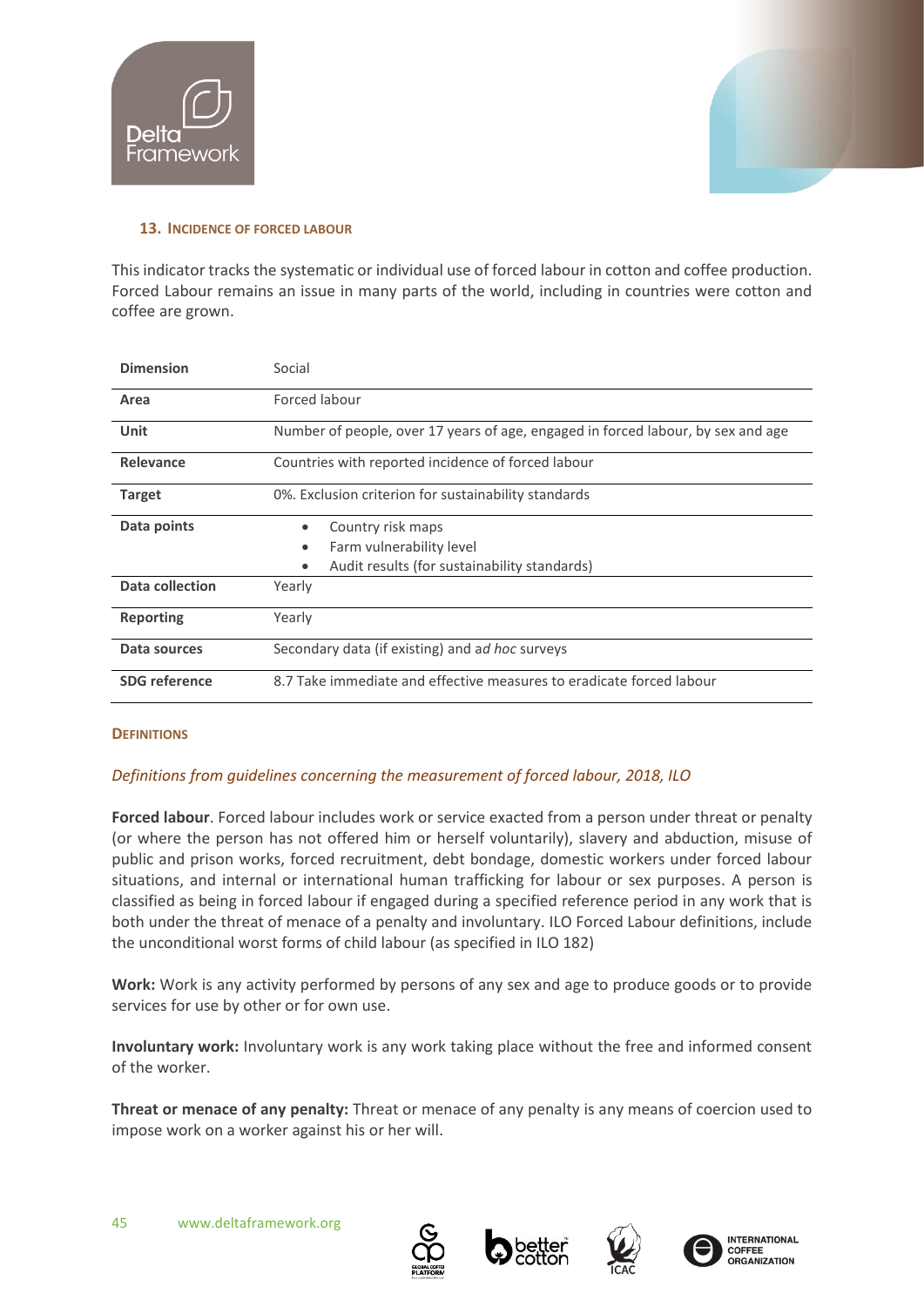### 13. Incidence of Forced Labour

This indicator tracks the systematic or individual use of forced labour in cotton and coffee production. Forced Labour remains an issue in many parts of the world, including in countries were cotton and coffee are grown.

| | |
|---|---|
| **Dimension** | Social |
| **Area** | Forced labour |
| **Unit** | Number of people, over 17 years of age, engaged in forced labour, by sex and age |
| **Relevance** | Countries with reported incidence of forced labour |
| **Target** | 0%. Exclusion criterion for sustainability standards |
| **Data points** | • Country risk maps<br>• Farm vulnerability level<br>• Audit results (for sustainability standards) |
| **Data collection** | Yearly |
| **Reporting** | Yearly |
| **Data sources** | Secondary data (if existing) and *ad hoc* surveys |
| **SDG reference** | 8.7 Take immediate and effective measures to eradicate forced labour |

#### Definitions

*Definitions from guidelines concerning the measurement of forced labour, 2018, ILO*

**Forced labour**. Forced labour includes work or service exacted from a person under threat or penalty (or where the person has not offered him or herself voluntarily), slavery and abduction, misuse of public and prison works, forced recruitment, debt bondage, domestic workers under forced labour situations, and internal or international human trafficking for labour or sex purposes. A person is classified as being in forced labour if engaged during a specified reference period in any work that is both under the threat of menace of a penalty and involuntary. ILO Forced Labour definitions, include the unconditional worst forms of child labour (as specified in ILO 182)

**Work:** Work is any activity performed by persons of any sex and age to produce goods or to provide services for use by other or for own use.

**Involuntary work:** Involuntary work is any work taking place without the free and informed consent of the worker.

**Threat or menace of any penalty:** Threat or menace of any penalty is any means of coercion used to impose work on a worker against his or her will.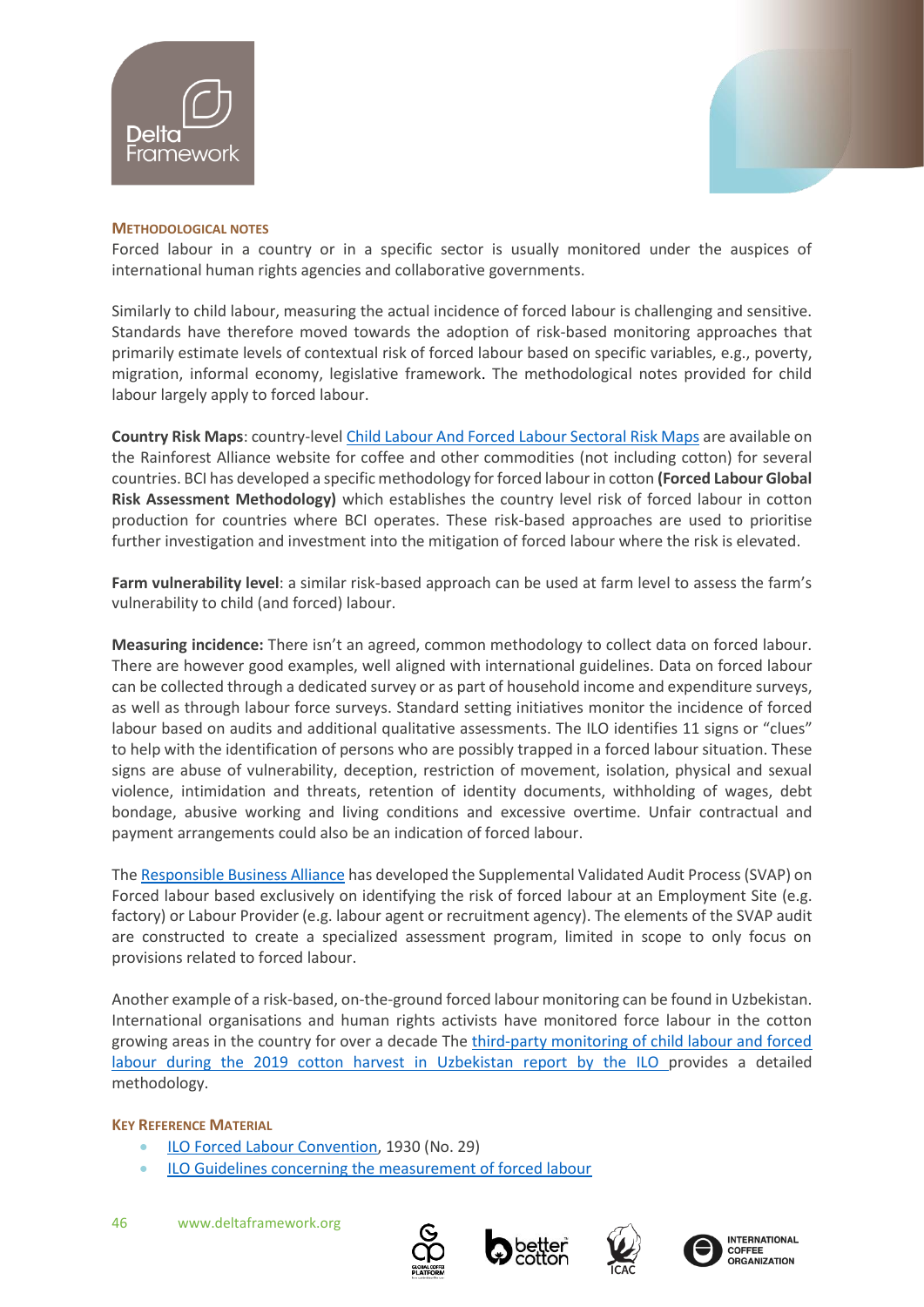### METHODOLOGICAL NOTES

Forced labour in a country or in a specific sector is usually monitored under the auspices of international human rights agencies and collaborative governments.

Similarly to child labour, measuring the actual incidence of forced labour is challenging and sensitive. Standards have therefore moved towards the adoption of risk-based monitoring approaches that primarily estimate levels of contextual risk of forced labour based on specific variables, e.g., poverty, migration, informal economy, legislative framework. The methodological notes provided for child labour largely apply to forced labour.

**Country Risk Maps**: country-level [Child Labour And Forced Labour Sectoral Risk Maps]() are available on the Rainforest Alliance website for coffee and other commodities (not including cotton) for several countries. BCI has developed a specific methodology for forced labour in cotton **(Forced Labour Global Risk Assessment Methodology)** which establishes the country level risk of forced labour in cotton production for countries where BCI operates. These risk-based approaches are used to prioritise further investigation and investment into the mitigation of forced labour where the risk is elevated.

**Farm vulnerability level**: a similar risk-based approach can be used at farm level to assess the farm's vulnerability to child (and forced) labour.

**Measuring incidence:** There isn't an agreed, common methodology to collect data on forced labour. There are however good examples, well aligned with international guidelines. Data on forced labour can be collected through a dedicated survey or as part of household income and expenditure surveys, as well as through labour force surveys. Standard setting initiatives monitor the incidence of forced labour based on audits and additional qualitative assessments. The ILO identifies 11 signs or "clues" to help with the identification of persons who are possibly trapped in a forced labour situation. These signs are abuse of vulnerability, deception, restriction of movement, isolation, physical and sexual violence, intimidation and threats, retention of identity documents, withholding of wages, debt bondage, abusive working and living conditions and excessive overtime. Unfair contractual and payment arrangements could also be an indication of forced labour.

The [Responsible Business Alliance]() has developed the Supplemental Validated Audit Process (SVAP) on Forced labour based exclusively on identifying the risk of forced labour at an Employment Site (e.g. factory) or Labour Provider (e.g. labour agent or recruitment agency). The elements of the SVAP audit are constructed to create a specialized assessment program, limited in scope to only focus on provisions related to forced labour.

Another example of a risk-based, on-the-ground forced labour monitoring can be found in Uzbekistan. International organisations and human rights activists have monitored force labour in the cotton growing areas in the country for over a decade The [third-party monitoring of child labour and forced labour during the 2019 cotton harvest in Uzbekistan report by the ILO]() provides a detailed methodology.

### KEY REFERENCE MATERIAL

- [ILO Forced Labour Convention](), 1930 (No. 29)
- [ILO Guidelines concerning the measurement of forced labour]()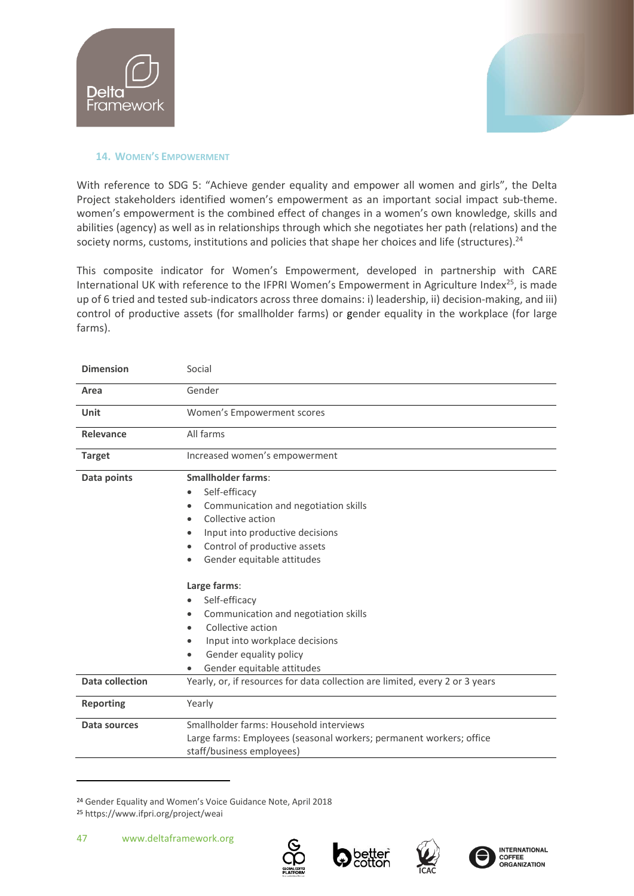### 14. Women's Empowerment

With reference to SDG 5: "Achieve gender equality and empower all women and girls", the Delta Project stakeholders identified women's empowerment as an important social impact sub-theme. women's empowerment is the combined effect of changes in a women's own knowledge, skills and abilities (agency) as well as in relationships through which she negotiates her path (relations) and the society norms, customs, institutions and policies that shape her choices and life (structures).[24]

This composite indicator for Women's Empowerment, developed in partnership with CARE International UK with reference to the IFPRI Women's Empowerment in Agriculture Index[25], is made up of 6 tried and tested sub-indicators across three domains: i) leadership, ii) decision-making, and iii) control of productive assets (for smallholder farms) or gender equality in the workplace (for large farms).

| | |
|---|---|
| **Dimension** | Social |
| **Area** | Gender |
| **Unit** | Women's Empowerment scores |
| **Relevance** | All farms |
| **Target** | Increased women's empowerment |
| **Data points** | **Smallholder farms**:<br>• Self-efficacy<br>• Communication and negotiation skills<br>• Collective action<br>• Input into productive decisions<br>• Control of productive assets<br>• Gender equitable attitudes<br><br>**Large farms**:<br>• Self-efficacy<br>• Communication and negotiation skills<br>• Collective action<br>• Input into workplace decisions<br>• Gender equality policy<br>• Gender equitable attitudes |
| **Data collection** | Yearly, or, if resources for data collection are limited, every 2 or 3 years |
| **Reporting** | Yearly |
| **Data sources** | Smallholder farms: Household interviews<br>Large farms: Employees (seasonal workers; permanent workers; office staff/business employees) |

[24] Gender Equality and Women's Voice Guidance Note, April 2018

[25] https://www.ifpri.org/project/weai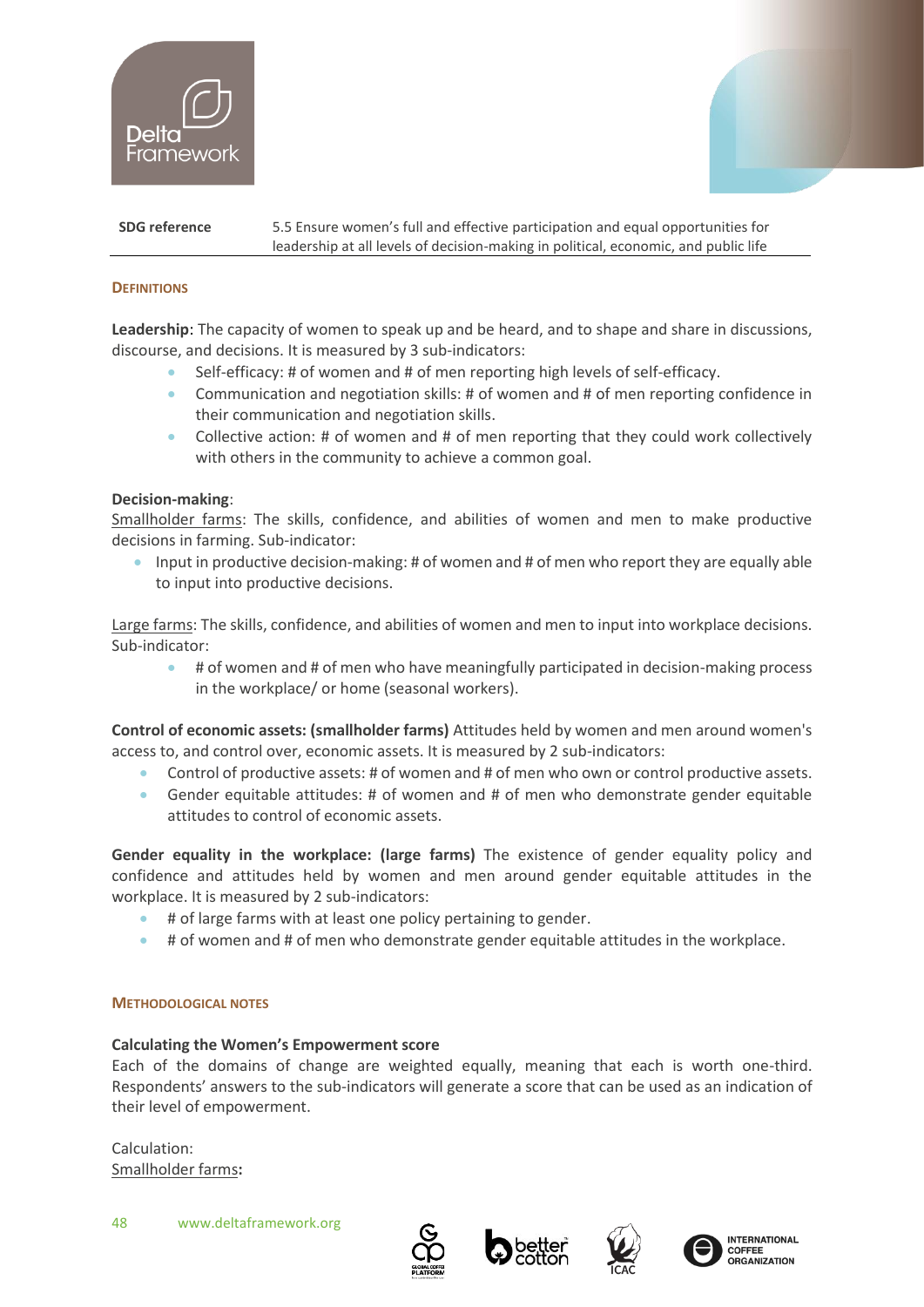| SDG reference | 5.5 Ensure women's full and effective participation and equal opportunities for leadership at all levels of decision-making in political, economic, and public life |
|---|---|

### Definitions

**Leadership**: The capacity of women to speak up and be heard, and to shape and share in discussions, discourse, and decisions. It is measured by 3 sub-indicators:

- Self-efficacy: # of women and # of men reporting high levels of self-efficacy.
- Communication and negotiation skills: # of women and # of men reporting confidence in their communication and negotiation skills.
- Collective action: # of women and # of men reporting that they could work collectively with others in the community to achieve a common goal.

**Decision-making**:
Smallholder farms: The skills, confidence, and abilities of women and men to make productive decisions in farming. Sub-indicator:

- Input in productive decision-making: # of women and # of men who report they are equally able to input into productive decisions.

Large farms: The skills, confidence, and abilities of women and men to input into workplace decisions. Sub-indicator:

- # of women and # of men who have meaningfully participated in decision-making process in the workplace/ or home (seasonal workers).

**Control of economic assets: (smallholder farms)** Attitudes held by women and men around women's access to, and control over, economic assets. It is measured by 2 sub-indicators:

- Control of productive assets: # of women and # of men who own or control productive assets.
- Gender equitable attitudes: # of women and # of men who demonstrate gender equitable attitudes to control of economic assets.

**Gender equality in the workplace: (large farms)** The existence of gender equality policy and confidence and attitudes held by women and men around gender equitable attitudes in the workplace. It is measured by 2 sub-indicators:

- # of large farms with at least one policy pertaining to gender.
- # of women and # of men who demonstrate gender equitable attitudes in the workplace.

### Methodological notes

**Calculating the Women's Empowerment score**
Each of the domains of change are weighted equally, meaning that each is worth one-third. Respondents' answers to the sub-indicators will generate a score that can be used as an indication of their level of empowerment.

Calculation:
Smallholder farms**:**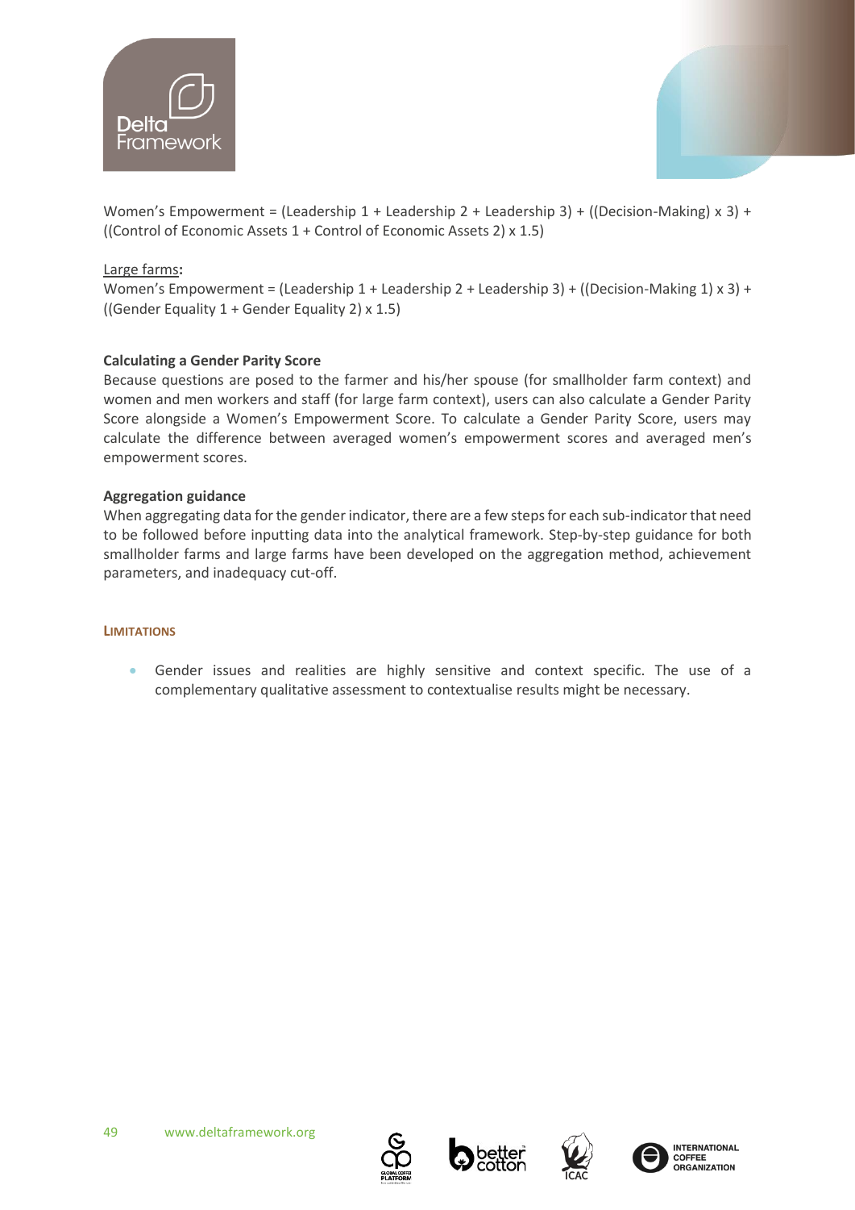Women's Empowerment = (Leadership 1 + Leadership 2 + Leadership 3) + ((Decision-Making) x 3) + ((Control of Economic Assets 1 + Control of Economic Assets 2) x 1.5)

Large farms:
Women's Empowerment = (Leadership 1 + Leadership 2 + Leadership 3) + ((Decision-Making 1) x 3) + ((Gender Equality 1 + Gender Equality 2) x 1.5)

**Calculating a Gender Parity Score**
Because questions are posed to the farmer and his/her spouse (for smallholder farm context) and women and men workers and staff (for large farm context), users can also calculate a Gender Parity Score alongside a Women's Empowerment Score. To calculate a Gender Parity Score, users may calculate the difference between averaged women's empowerment scores and averaged men's empowerment scores.

**Aggregation guidance**
When aggregating data for the gender indicator, there are a few steps for each sub-indicator that need to be followed before inputting data into the analytical framework. Step-by-step guidance for both smallholder farms and large farms have been developed on the aggregation method, achievement parameters, and inadequacy cut-off.

### LIMITATIONS

- Gender issues and realities are highly sensitive and context specific. The use of a complementary qualitative assessment to contextualise results might be necessary.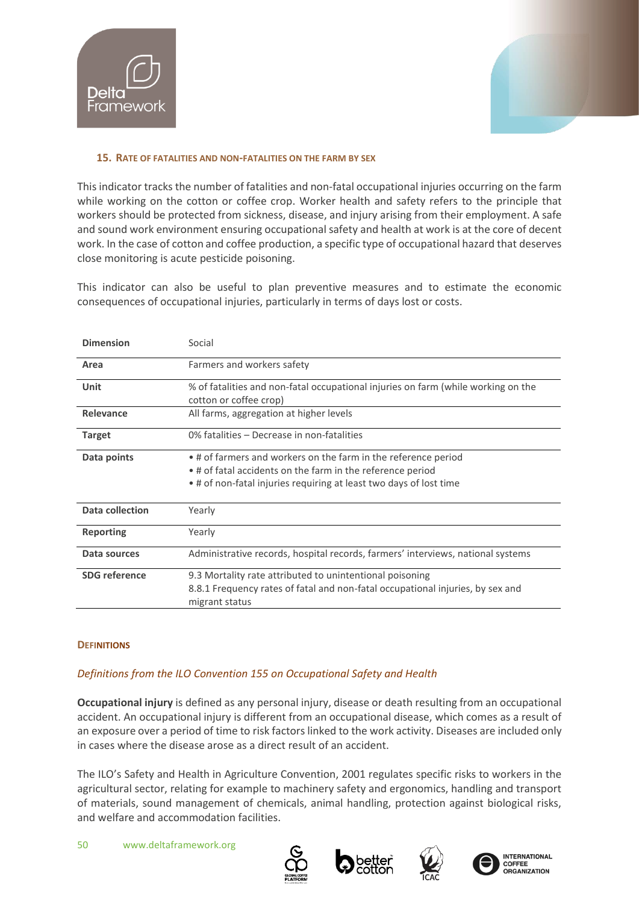## 15. Rate of fatalities and non-fatalities on the farm by sex

This indicator tracks the number of fatalities and non-fatal occupational injuries occurring on the farm while working on the cotton or coffee crop. Worker health and safety refers to the principle that workers should be protected from sickness, disease, and injury arising from their employment. A safe and sound work environment ensuring occupational safety and health at work is at the core of decent work. In the case of cotton and coffee production, a specific type of occupational hazard that deserves close monitoring is acute pesticide poisoning.

This indicator can also be useful to plan preventive measures and to estimate the economic consequences of occupational injuries, particularly in terms of days lost or costs.

| **Dimension** | Social |
|---|---|
| **Area** | Farmers and workers safety |
| **Unit** | % of fatalities and non-fatal occupational injuries on farm (while working on the cotton or coffee crop) |
| **Relevance** | All farms, aggregation at higher levels |
| **Target** | 0% fatalities – Decrease in non-fatalities |
| **Data points** | • # of farmers and workers on the farm in the reference period<br>• # of fatal accidents on the farm in the reference period<br>• # of non-fatal injuries requiring at least two days of lost time |
| **Data collection** | Yearly |
| **Reporting** | Yearly |
| **Data sources** | Administrative records, hospital records, farmers' interviews, national systems |
| **SDG reference** | 9.3 Mortality rate attributed to unintentional poisoning<br>8.8.1 Frequency rates of fatal and non-fatal occupational injuries, by sex and migrant status |

### Definitions

*Definitions from the ILO Convention 155 on Occupational Safety and Health*

**Occupational injury** is defined as any personal injury, disease or death resulting from an occupational accident. An occupational injury is different from an occupational disease, which comes as a result of an exposure over a period of time to risk factors linked to the work activity. Diseases are included only in cases where the disease arose as a direct result of an accident.

The ILO's Safety and Health in Agriculture Convention, 2001 regulates specific risks to workers in the agricultural sector, relating for example to machinery safety and ergonomics, handling and transport of materials, sound management of chemicals, animal handling, protection against biological risks, and welfare and accommodation facilities.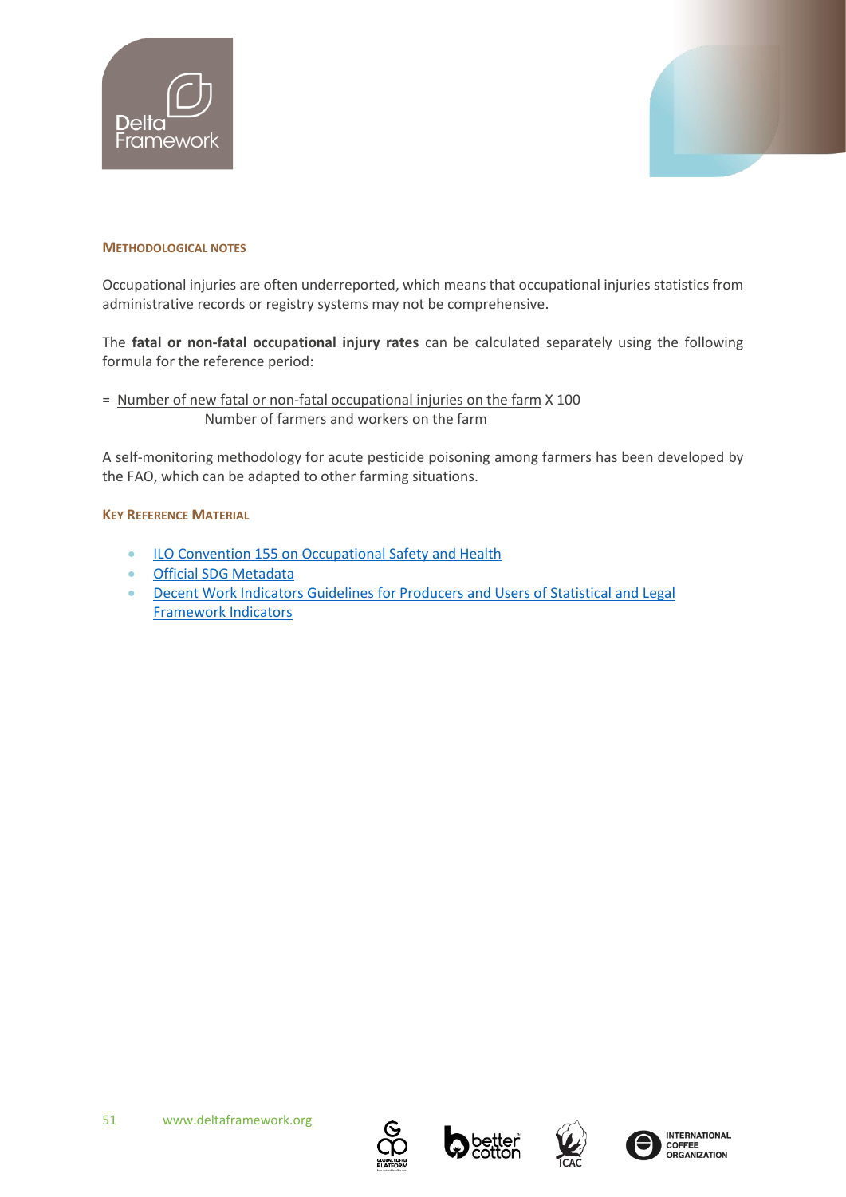### Methodological Notes

Occupational injuries are often underreported, which means that occupational injuries statistics from administrative records or registry systems may not be comprehensive.

The **fatal or non-fatal occupational injury rates** can be calculated separately using the following formula for the reference period:

$$= \frac{\text{Number of new fatal or non-fatal occupational injuries on the farm}}{\text{Number of farmers and workers on the farm}} \times 100$$

A self-monitoring methodology for acute pesticide poisoning among farmers has been developed by the FAO, which can be adapted to other farming situations.

### Key Reference Material

- ILO Convention 155 on Occupational Safety and Health
- Official SDG Metadata
- Decent Work Indicators Guidelines for Producers and Users of Statistical and Legal Framework Indicators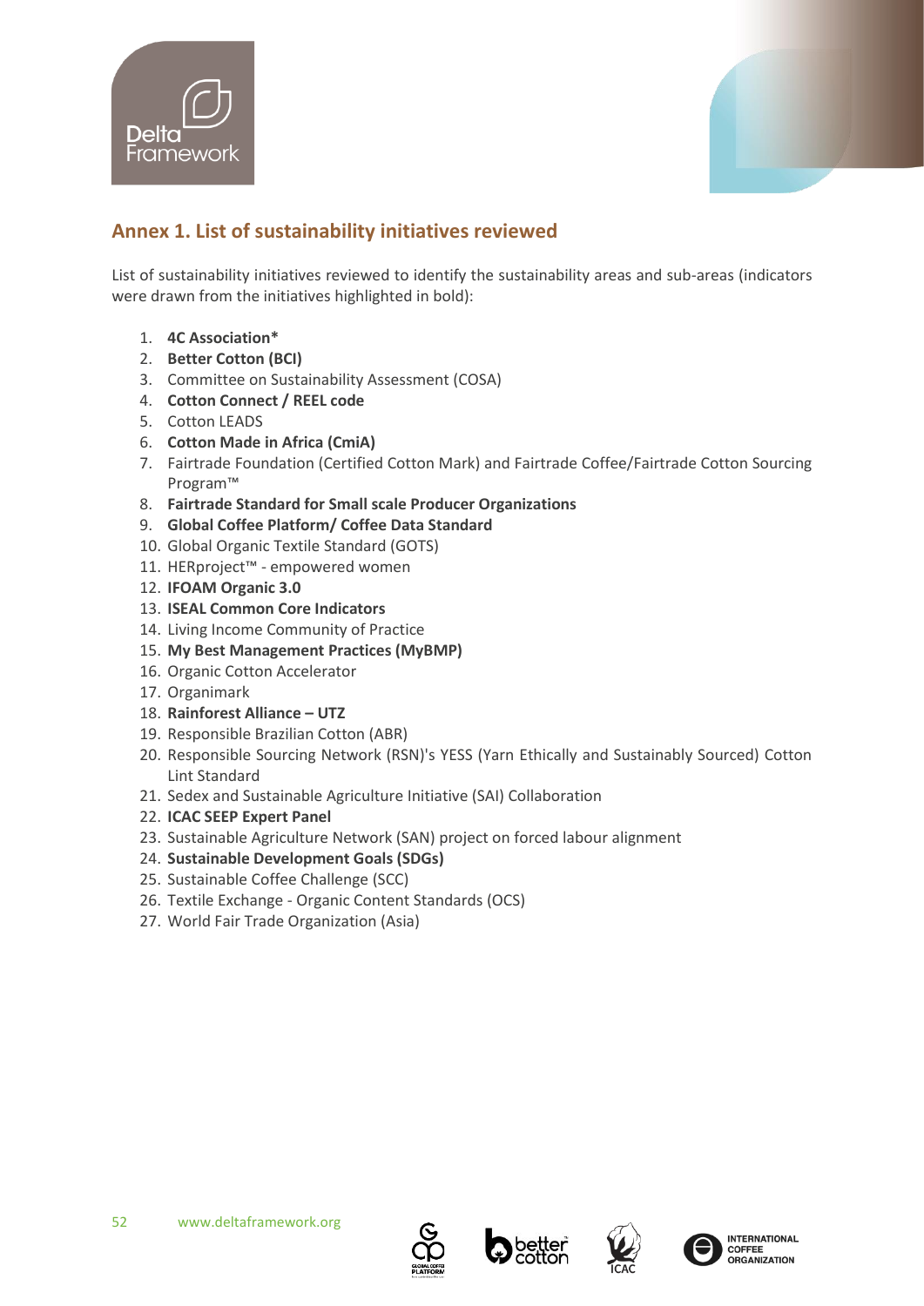## Annex 1. List of sustainability initiatives reviewed

List of sustainability initiatives reviewed to identify the sustainability areas and sub-areas (indicators were drawn from the initiatives highlighted in bold):

1. **4C Association***
2. **Better Cotton (BCI)**
3. Committee on Sustainability Assessment (COSA)
4. **Cotton Connect / REEL code**
5. Cotton LEADS
6. **Cotton Made in Africa (CmiA)**
7. Fairtrade Foundation (Certified Cotton Mark) and Fairtrade Coffee/Fairtrade Cotton Sourcing Program™
8. **Fairtrade Standard for Small scale Producer Organizations**
9. **Global Coffee Platform/ Coffee Data Standard**
10. Global Organic Textile Standard (GOTS)
11. HERproject™ - empowered women
12. **IFOAM Organic 3.0**
13. **ISEAL Common Core Indicators**
14. Living Income Community of Practice
15. **My Best Management Practices (MyBMP)**
16. Organic Cotton Accelerator
17. Organimark
18. **Rainforest Alliance – UTZ**
19. Responsible Brazilian Cotton (ABR)
20. Responsible Sourcing Network (RSN)'s YESS (Yarn Ethically and Sustainably Sourced) Cotton Lint Standard
21. Sedex and Sustainable Agriculture Initiative (SAI) Collaboration
22. **ICAC SEEP Expert Panel**
23. Sustainable Agriculture Network (SAN) project on forced labour alignment
24. **Sustainable Development Goals (SDGs)**
25. Sustainable Coffee Challenge (SCC)
26. Textile Exchange - Organic Content Standards (OCS)
27. World Fair Trade Organization (Asia)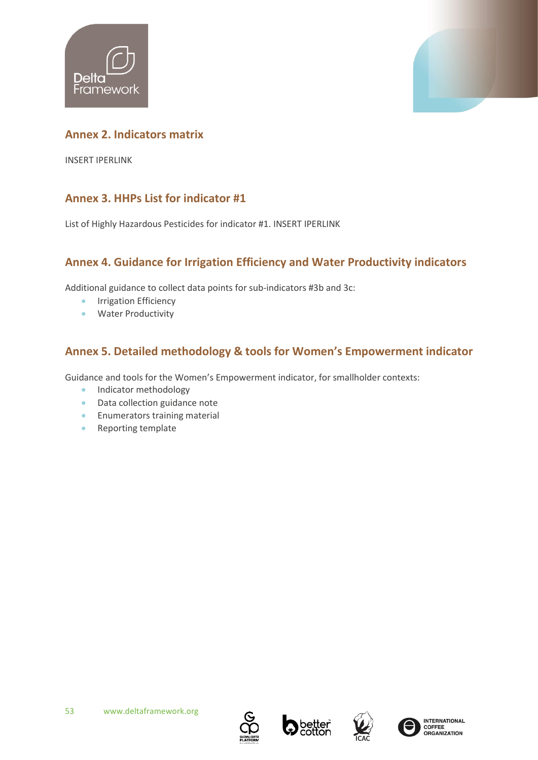## Annex 2. Indicators matrix

INSERT IPERLINK

## Annex 3. HHPs List for indicator #1

List of Highly Hazardous Pesticides for indicator #1. INSERT IPERLINK

## Annex 4. Guidance for Irrigation Efficiency and Water Productivity indicators

Additional guidance to collect data points for sub-indicators #3b and 3c:

- Irrigation Efficiency
- Water Productivity

## Annex 5. Detailed methodology & tools for Women's Empowerment indicator

Guidance and tools for the Women's Empowerment indicator, for smallholder contexts:

- Indicator methodology
- Data collection guidance note
- Enumerators training material
- Reporting template